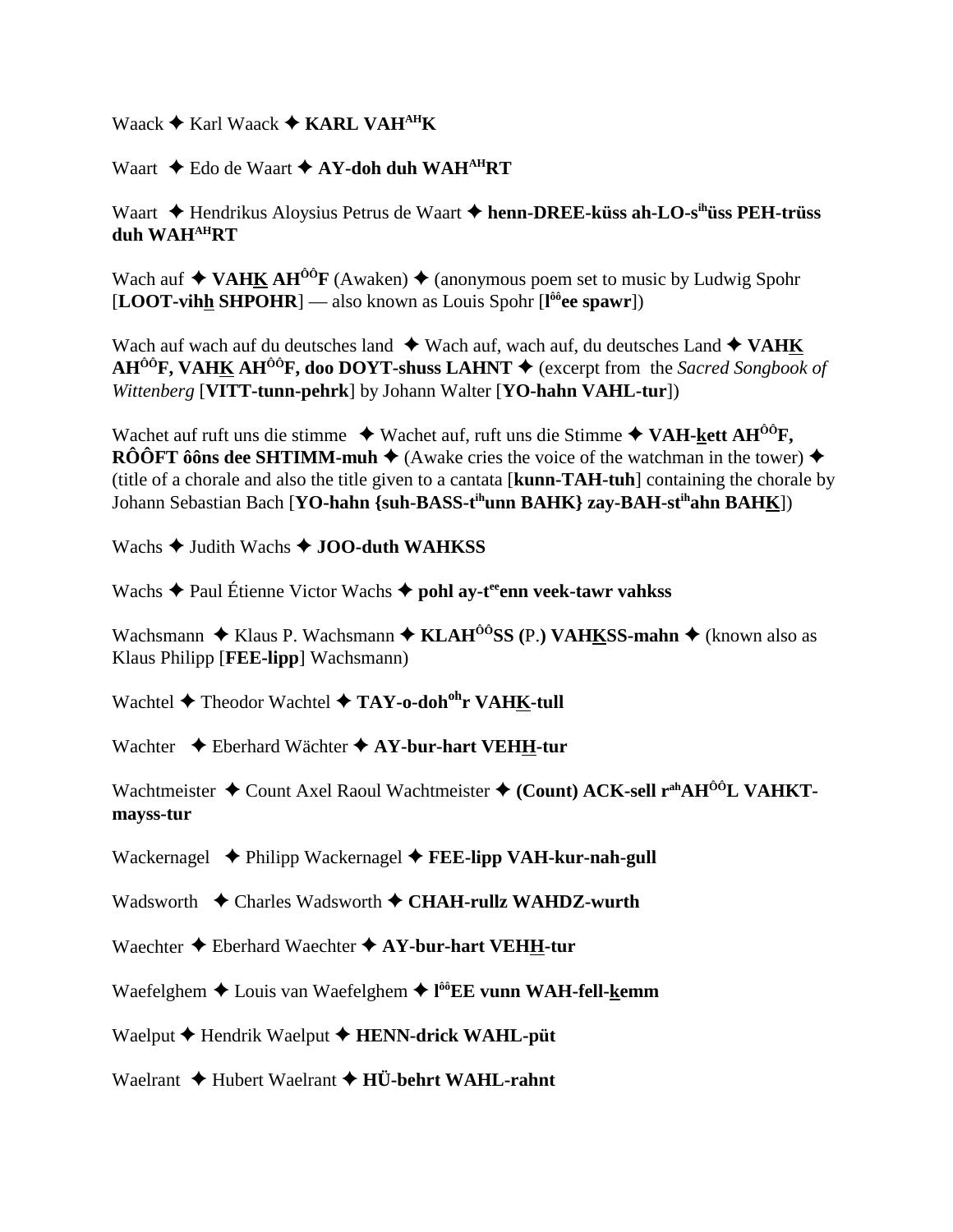Waack ✦ Karl Waack ✦ **KARL VAH^AH^K**

Waart ✦ Edo de Waart ✦ **AY-doh duh WAH^AH^RT**

Waart ✦ Hendrikus Aloysius Petrus de Waart ✦ **henn-DREE-küss ah-LO-s^ih^üss PEH-trüss duh WAH^AH^RT**

Wach auf ✦ **VAHK AH^ÔÔ^F** (Awaken) ✦ (anonymous poem set to music by Ludwig Spohr [**LOOT-vihh SHPOHR**] — also known as Louis Spohr [**l^ôô^ee spawr**])

Wach auf wach auf du deutsches land ✦ Wach auf, wach auf, du deutsches Land ✦ **VAHK AH^ÔÔ^F, VAHK AH^ÔÔ^F, doo DOYT-shuss LAHNT** ✦ (excerpt from the *Sacred Songbook of Wittenberg* [**VITT-tunn-pehrk**] by Johann Walter [**YO-hahn VAHL-tur**])

Wachet auf ruft uns die stimme ✦ Wachet auf, ruft uns die Stimme ✦ **VAH-kett AH^ÔÔ^F, RÔÔFT ôôns dee SHTIMM-muh** ✦ (Awake cries the voice of the watchman in the tower) ✦ (title of a chorale and also the title given to a cantata [**kunn-TAH-tuh**] containing the chorale by Johann Sebastian Bach [**YO-hahn {suh-BASS-t^ih^unn BAHK} zay-BAH-st^ih^ahn BAHK**])

Wachs ✦ Judith Wachs ✦ **JOO-duth WAHKSS**

Wachs ✦ Paul Étienne Victor Wachs ✦ **pohl ay-t^ee^enn veek-tawr vahkss**

Wachsmann ✦ Klaus P. Wachsmann ✦ **KLAH^ÔÔ^SS (P.) VAHKSS-mahn** ✦ (known also as Klaus Philipp [**FEE-lipp**] Wachsmann)

Wachtel ✦ Theodor Wachtel ✦ **TAY-o-doh^oh^r VAHK-tull**

Wachter ✦ Eberhard Wächter ✦ **AY-bur-hart VEHH-tur**

Wachtmeister ✦ Count Axel Raoul Wachtmeister ✦ **(Count) ACK-sell r^ah^AH^ÔÔ^L VAHKT-mayss-tur**

Wackernagel ✦ Philipp Wackernagel ✦ **FEE-lipp VAH-kur-nah-gull**

Wadsworth ✦ Charles Wadsworth ✦ **CHAH-rullz WAHDZ-wurth**

Waechter ✦ Eberhard Waechter ✦ **AY-bur-hart VEHH-tur**

Waefelghem ✦ Louis van Waefelghem ✦ **l^ôô^EE vunn WAH-fell-kemm**

Waelput ✦ Hendrik Waelput ✦ **HENN-drick WAHL-püt**

Waelrant ✦ Hubert Waelrant ✦ **HÜ-behrt WAHL-rahnt**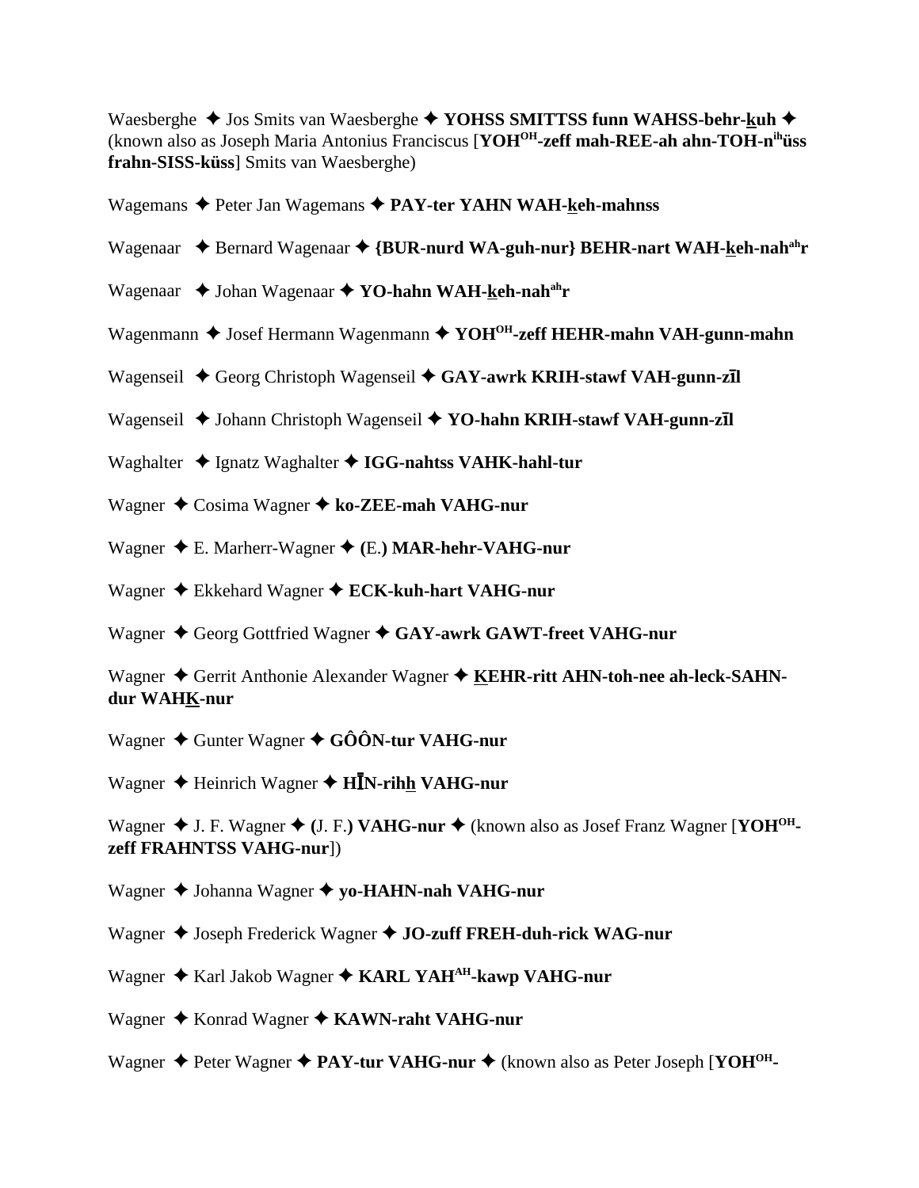Waesberghe ✦ Jos Smits van Waesberghe ✦ **YOHSS SMITTSS funn WAHSS-behr-k̲uh** ✦ (known also as Joseph Maria Antonius Franciscus [**YOH[OH]-zeff mah-REE-ah ahn-TOH-n[ih]üss frahn-SISS-küss**] Smits van Waesberghe)

Wagemans ✦ Peter Jan Wagemans ✦ **PAY-ter YAHN WAH-k̲eh-mahnss**

Wagenaar ✦ Bernard Wagenaar ✦ **{BUR-nurd WA-guh-nur} BEHR-nart WAH-k̲eh-nah[ah]r**

Wagenaar ✦ Johan Wagenaar ✦ **YO-hahn WAH-k̲eh-nah[ah]r**

Wagenmann ✦ Josef Hermann Wagenmann ✦ **YOH[OH]-zeff HEHR-mahn VAH-gunn-mahn**

Wagenseil ✦ Georg Christoph Wagenseil ✦ **GAY-awrk KRIH-stawf VAH-gunn-zīl**

Wagenseil ✦ Johann Christoph Wagenseil ✦ **YO-hahn KRIH-stawf VAH-gunn-zīl**

Waghalter ✦ Ignatz Waghalter ✦ **IGG-nahtss VAHK-hahl-tur**

Wagner ✦ Cosima Wagner ✦ **ko-ZEE-mah VAHG-nur**

Wagner ✦ E. Marherr-Wagner ✦ **(**E.**) MAR-hehr-VAHG-nur**

Wagner ✦ Ekkehard Wagner ✦ **ECK-kuh-hart VAHG-nur**

Wagner ✦ Georg Gottfried Wagner ✦ **GAY-awrk GAWT-freet VAHG-nur**

Wagner ✦ Gerrit Anthonie Alexander Wagner ✦ **K̲EHR-ritt AHN-toh-nee ah-leck-SAHN-dur WAHK̲-nur**

Wagner ✦ Gunter Wagner ✦ **GÔÔN-tur VAHG-nur**

Wagner ✦ Heinrich Wagner ✦ **HĪN-rihh̲ VAHG-nur**

Wagner ✦ J. F. Wagner ✦ **(**J. F.**) VAHG-nur** ✦ (known also as Josef Franz Wagner [**YOH[OH]-zeff FRAHNTSS VAHG-nur**])

Wagner ✦ Johanna Wagner ✦ **yo-HAHN-nah VAHG-nur**

Wagner ✦ Joseph Frederick Wagner ✦ **JO-zuff FREH-duh-rick WAG-nur**

Wagner ✦ Karl Jakob Wagner ✦ **KARL YAH[AH]-kawp VAHG-nur**

Wagner ✦ Konrad Wagner ✦ **KAWN-raht VAHG-nur**

Wagner ✦ Peter Wagner ✦ **PAY-tur VAHG-nur** ✦ (known also as Peter Joseph [**YOH[OH]-**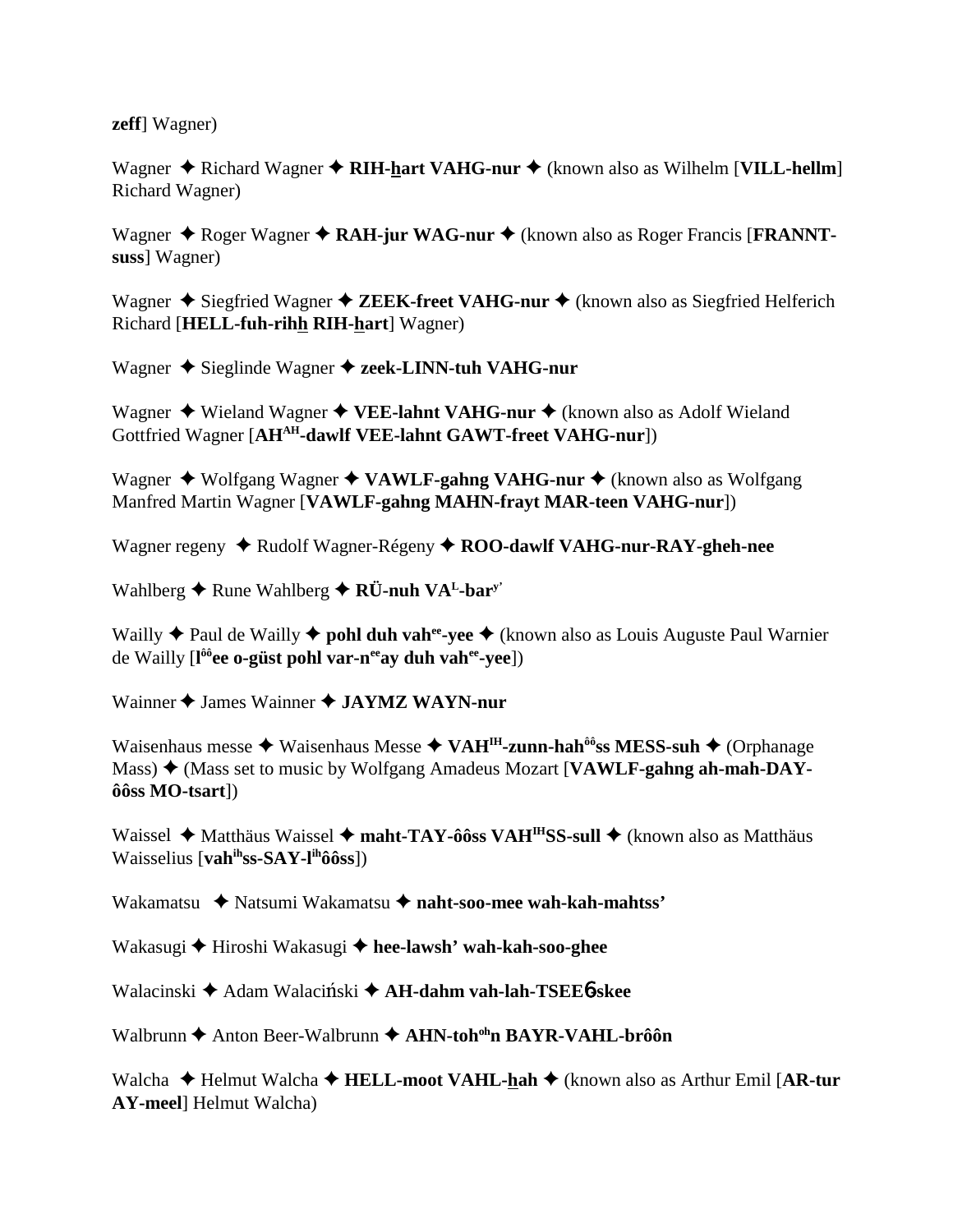**zeff**] Wagner)

Wagner ✦ Richard Wagner ✦ **RIH-hart VAHG-nur** ✦ (known also as Wilhelm [**VILL-hellm**] Richard Wagner)

Wagner ✦ Roger Wagner ✦ **RAH-jur WAG-nur** ✦ (known also as Roger Francis [**FRANNT-suss**] Wagner)

Wagner ✦ Siegfried Wagner ✦ **ZEEK-freet VAHG-nur** ✦ (known also as Siegfried Helferich Richard [**HELL-fuh-rihh RIH-hart**] Wagner)

Wagner ✦ Sieglinde Wagner ✦ **zeek-LINN-tuh VAHG-nur**

Wagner ✦ Wieland Wagner ✦ **VEE-lahnt VAHG-nur** ✦ (known also as Adolf Wieland Gottfried Wagner [**AH**[AH]**-dawlf VEE-lahnt GAWT-freet VAHG-nur**])

Wagner ✦ Wolfgang Wagner ✦ **VAWLF-gahng VAHG-nur** ✦ (known also as Wolfgang Manfred Martin Wagner [**VAWLF-gahng MAHN-frayt MAR-teen VAHG-nur**])

Wagner regeny ✦ Rudolf Wagner-Régeny ✦ **ROO-dawlf VAHG-nur-RAY-gheh-nee**

Wahlberg ✦ Rune Wahlberg ✦ **RÜ-nuh VA**[L]**-bar**[y']

Wailly ✦ Paul de Wailly ✦ **pohl duh vah**[ee]**-yee** ✦ (known also as Louis Auguste Paul Warnier de Wailly [**l**[ôô]**ee o-güst pohl var-n**[ee]**ay duh vah**[ee]**-yee**])

Wainner ✦ James Wainner ✦ **JAYMZ WAYN-nur**

Waisenhaus messe ✦ Waisenhaus Messe ✦ **VAH**[IH]**-zunn-hah**[ôô]**ss MESS-suh** ✦ (Orphanage Mass) ✦ (Mass set to music by Wolfgang Amadeus Mozart [**VAWLF-gahng ah-mah-DAY-ôôss MO-tsart**])

Waissel ✦ Matthäus Waissel ✦ **maht-TAY-ôôss VAH**[IH]**SS-sull** ✦ (known also as Matthäus Waisselius [**vah**[ih]**ss-SAY-l**[ih]**ôôss**])

Wakamatsu ✦ Natsumi Wakamatsu ✦ **naht-soo-mee wah-kah-mahtss'**

Wakasugi ✦ Hiroshi Wakasugi ✦ **hee-lawsh' wah-kah-soo-ghee**

Walacinski ✦ Adam Walaciński ✦ **AH-dahm vah-lah-TSEE6-skee**

Walbrunn ✦ Anton Beer-Walbrunn ✦ **AHN-toh**[oh]**n BAYR-VAHL-brôôn**

Walcha ✦ Helmut Walcha ✦ **HELL-moot VAHL-hah** ✦ (known also as Arthur Emil [**AR-tur AY-meel**] Helmut Walcha)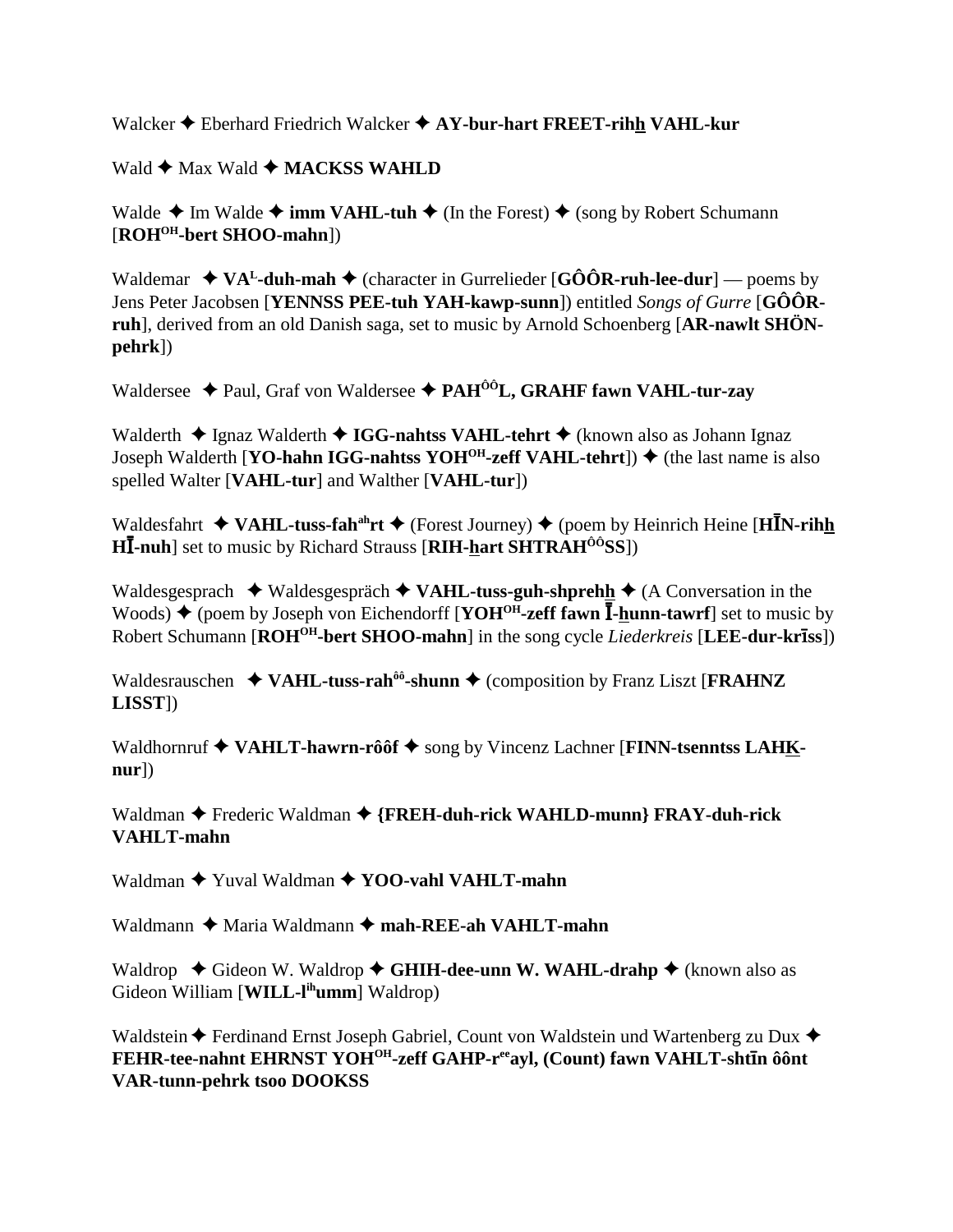Walcker ✦ Eberhard Friedrich Walcker ✦ **AY-bur-hart FREET-rihh VAHL-kur**

Wald ✦ Max Wald ✦ **MACKSS WAHLD**

Walde ✦ Im Walde ✦ **imm VAHL-tuh** ✦ (In the Forest) ✦ (song by Robert Schumann [**ROH^OH-bert SHOO-mahn**])

Waldemar ✦ **VA^L-duh-mah** ✦ (character in Gurrelieder [**GÔÔR-ruh-lee-dur**] — poems by Jens Peter Jacobsen [**YENNSS PEE-tuh YAH-kawp-sunn**]) entitled *Songs of Gurre* [**GÔÔR-ruh**], derived from an old Danish saga, set to music by Arnold Schoenberg [**AR-nawlt SHÖN-pehrk**])

Waldersee ✦ Paul, Graf von Waldersee ✦ **PAH^ÔÔL, GRAHF fawn VAHL-tur-zay**

Walderth ✦ Ignaz Walderth ✦ **IGG-nahtss VAHL-tehrt** ✦ (known also as Johann Ignaz Joseph Walderth [**YO-hahn IGG-nahtss YOH^OH-zeff VAHL-tehrt**]) ✦ (the last name is also spelled Walter [**VAHL-tur**] and Walther [**VAHL-tur**])

Waldesfahrt ✦ **VAHL-tuss-fah^ah rt** ✦ (Forest Journey) ✦ (poem by Heinrich Heine [**HĪN-rihh HĪ-nuh**] set to music by Richard Strauss [**RIH-hart SHTRAH^ÔÔSS**])

Waldesgesprach ✦ Waldesgespräch ✦ **VAHL-tuss-guh-shprehh** ✦ (A Conversation in the Woods) ✦ (poem by Joseph von Eichendorff [**YOH^OH-zeff fawn Ī-hunn-tawrf**] set to music by Robert Schumann [**ROH^OH-bert SHOO-mahn**] in the song cycle *Liederkreis* [**LEE-dur-krīss**])

Waldesrauschen ✦ **VAHL-tuss-rah^ôô-shunn** ✦ (composition by Franz Liszt [**FRAHNZ LISST**])

Waldhornruf ✦ **VAHLT-hawrn-rôôf** ✦ song by Vincenz Lachner [**FINN-tsenntss LAHK-nur**])

Waldman ✦ Frederic Waldman ✦ **{FREH-duh-rick WAHLD-munn} FRAY-duh-rick VAHLT-mahn**

Waldman ✦ Yuval Waldman ✦ **YOO-vahl VAHLT-mahn**

Waldmann ✦ Maria Waldmann ✦ **mah-REE-ah VAHLT-mahn**

Waldrop ✦ Gideon W. Waldrop ✦ **GHIH-dee-unn W. WAHL-drahp** ✦ (known also as Gideon William [**WILL-l^ih umm**] Waldrop)

Waldstein ✦ Ferdinand Ernst Joseph Gabriel, Count von Waldstein und Wartenberg zu Dux ✦ **FEHR-tee-nahnt EHRNST YOH^OH-zeff GAHP-r^ee ayl, (Count) fawn VAHLT-shtīn ôônt VAR-tunn-pehrk tsoo DOOKSS**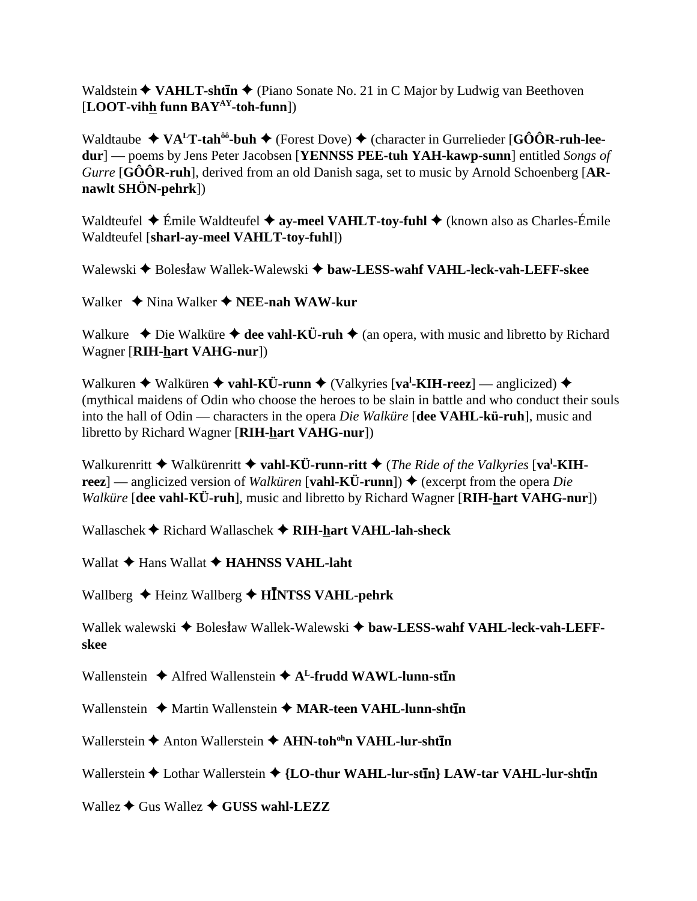Waldstein ✦ **VAHLT-shtī̄n** ✦ (Piano Sonate No. 21 in C Major by Ludwig van Beethoven [**LOOT-vihh funn BAY**[AY]**-toh-funn**])

Waldtaube ✦ **VA**[L]**T-tah**[ôô]**-buh** ✦ (Forest Dove) ✦ (character in Gurrelieder [**GÔÔR-ruh-lee-dur**] — poems by Jens Peter Jacobsen [**YENNSS PEE-tuh YAH-kawp-sunn**] entitled *Songs of Gurre* [**GÔÔR-ruh**], derived from an old Danish saga, set to music by Arnold Schoenberg [**AR-nawlt SHÖN-pehrk**])

Waldteufel ✦ Émile Waldteufel ✦ **ay-meel VAHLT-toy-fuhl** ✦ (known also as Charles-Émile Waldteufel [**sharl-ay-meel VAHLT-toy-fuhl**])

Walewski ✦ Bolesław Wallek-Walewski ✦ **baw-LESS-wahf VAHL-leck-vah-LEFF-skee**

Walker ✦ Nina Walker ✦ **NEE-nah WAW-kur**

Walkure ✦ Die Walküre ✦ **dee vahl-KÜ-ruh** ✦ (an opera, with music and libretto by Richard Wagner [**RIH-hart VAHG-nur**])

Walkuren ✦ Walküren ✦ **vahl-KÜ-runn** ✦ (Valkyries [**va**[l]**-KIH-reez**] — anglicized) ✦ (mythical maidens of Odin who choose the heroes to be slain in battle and who conduct their souls into the hall of Odin — characters in the opera *Die Walküre* [**dee VAHL-kü-ruh**], music and libretto by Richard Wagner [**RIH-hart VAHG-nur**])

Walkurenritt ✦ Walkürenritt ✦ **vahl-KÜ-runn-ritt** ✦ (*The Ride of the Valkyries* [**va**[l]**-KIH-reez**] — anglicized version of *Walküren* [**vahl-KÜ-runn**]) ✦ (excerpt from the opera *Die Walküre* [**dee vahl-KÜ-ruh**], music and libretto by Richard Wagner [**RIH-hart VAHG-nur**])

Wallaschek ✦ Richard Wallaschek ✦ **RIH-hart VAHL-lah-sheck**

Wallat ✦ Hans Wallat ✦ **HAHNSS VAHL-laht**

Wallberg ✦ Heinz Wallberg ✦ **HĪNTSS VAHL-pehrk**

Wallek walewski ✦ Bolesław Wallek-Walewski ✦ **baw-LESS-wahf VAHL-leck-vah-LEFF-skee**

Wallenstein ✦ Alfred Wallenstein ✦ **A**[L]**-frudd WAWL-lunn-stī̄n**

Wallenstein ✦ Martin Wallenstein ✦ **MAR-teen VAHL-lunn-shtī̄n**

Wallerstein ✦ Anton Wallerstein ✦ **AHN-toh**[oh]**n VAHL-lur-shtī̄n**

Wallerstein ✦ Lothar Wallerstein ✦ **{LO-thur WAHL-lur-stī̄n} LAW-tar VAHL-lur-shtī̄n**

Wallez ✦ Gus Wallez ✦ **GUSS wahl-LEZZ**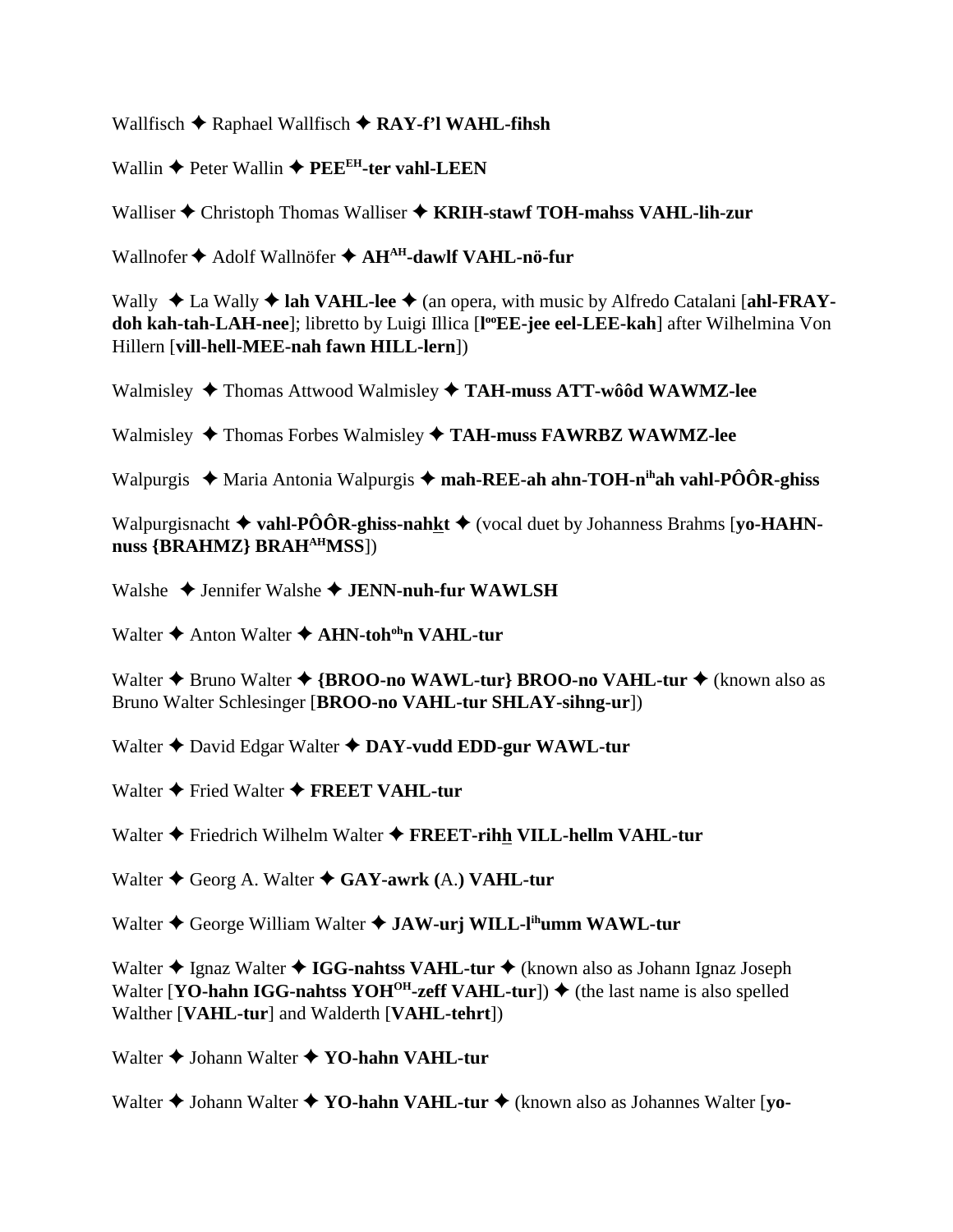Wallfisch ✦ Raphael Wallfisch ✦ **RAY-f'l WAHL-fihsh**

Wallin ✦ Peter Wallin ✦ **PEE[EH]-ter vahl-LEEN**

Walliser ✦ Christoph Thomas Walliser ✦ **KRIH-stawf TOH-mahss VAHL-lih-zur**

Wallnofer ✦ Adolf Wallnöfer ✦ **AH[AH]-dawlf VAHL-nö-fur**

Wally ✦ La Wally ✦ **lah VAHL-lee** ✦ (an opera, with music by Alfredo Catalani [**ahl-FRAY-doh kah-tah-LAH-nee**]; libretto by Luigi Illica [**l[oo]EE-jee eel-LEE-kah**] after Wilhelmina Von Hillern [**vill-hell-MEE-nah fawn HILL-lern**])

Walmisley ✦ Thomas Attwood Walmisley ✦ **TAH-muss ATT-wôôd WAWMZ-lee**

Walmisley ✦ Thomas Forbes Walmisley ✦ **TAH-muss FAWRBZ WAWMZ-lee**

Walpurgis ✦ Maria Antonia Walpurgis ✦ **mah-REE-ah ahn-TOH-n[ih]ah vahl-PÔÔR-ghiss**

Walpurgisnacht ✦ **vahl-PÔÔR-ghiss-nahkt** ✦ (vocal duet by Johanness Brahms [**yo-HAHN-nuss {BRAHMZ} BRAH[AH]MSS**])

Walshe ✦ Jennifer Walshe ✦ **JENN-nuh-fur WAWLSH**

Walter ✦ Anton Walter ✦ **AHN-toh[oh]n VAHL-tur**

Walter ✦ Bruno Walter ✦ **{BROO-no WAWL-tur} BROO-no VAHL-tur** ✦ (known also as Bruno Walter Schlesinger [**BROO-no VAHL-tur SHLAY-sihng-ur**])

Walter ✦ David Edgar Walter ✦ **DAY-vudd EDD-gur WAWL-tur**

Walter ✦ Fried Walter ✦ **FREET VAHL-tur**

Walter ✦ Friedrich Wilhelm Walter ✦ **FREET-rihh VILL-hellm VAHL-tur**

Walter ✦ Georg A. Walter ✦ **GAY-awrk (**A.**) VAHL-tur**

Walter ✦ George William Walter ✦ **JAW-urj WILL-l[ih]umm WAWL-tur**

Walter ✦ Ignaz Walter ✦ **IGG-nahtss VAHL-tur** ✦ (known also as Johann Ignaz Joseph Walter [**YO-hahn IGG-nahtss YOH[OH]-zeff VAHL-tur**]) ✦ (the last name is also spelled Walther [**VAHL-tur**] and Walderth [**VAHL-tehrt**])

Walter ✦ Johann Walter ✦ **YO-hahn VAHL-tur**

Walter ✦ Johann Walter ✦ **YO-hahn VAHL-tur** ✦ (known also as Johannes Walter [**yo-**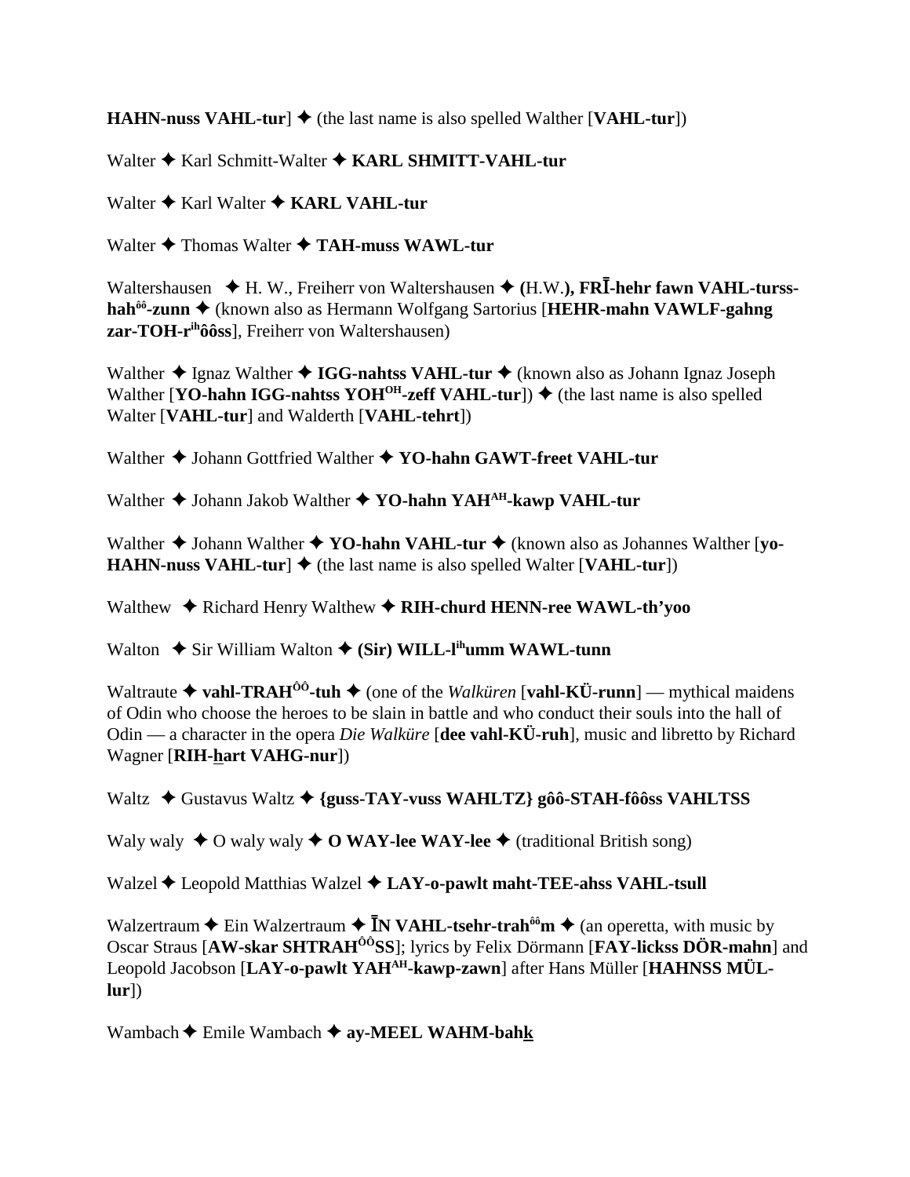**HAHN-nuss VAHL-tur**] ✦ (the last name is also spelled Walther [**VAHL-tur**])

Walter ✦ Karl Schmitt-Walter ✦ **KARL SHMITT-VAHL-tur**

Walter ✦ Karl Walter ✦ **KARL VAHL-tur**

Walter ✦ Thomas Walter ✦ **TAH-muss WAWL-tur**

Waltershausen ✦ H. W., Freiherr von Waltershausen ✦ **(**H.W.**), FRĪ-hehr fawn VAHL-turss-hah^ôô^-zunn** ✦ (known also as Hermann Wolfgang Sartorius [**HEHR-mahn VAWLF-gahng zar-TOH-r^ih^ôôss**], Freiherr von Waltershausen)

Walther ✦ Ignaz Walther ✦ **IGG-nahtss VAHL-tur** ✦ (known also as Johann Ignaz Joseph Walther [**YO-hahn IGG-nahtss YOH^OH^-zeff VAHL-tur**]) ✦ (the last name is also spelled Walter [**VAHL-tur**] and Walderth [**VAHL-tehrt**])

Walther ✦ Johann Gottfried Walther ✦ **YO-hahn GAWT-freet VAHL-tur**

Walther ✦ Johann Jakob Walther ✦ **YO-hahn YAH^AH^-kawp VAHL-tur**

Walther ✦ Johann Walther ✦ **YO-hahn VAHL-tur** ✦ (known also as Johannes Walther [**yo-HAHN-nuss VAHL-tur**] ✦ (the last name is also spelled Walter [**VAHL-tur**])

Walthew ✦ Richard Henry Walthew ✦ **RIH-churd HENN-ree WAWL-th'yoo**

Walton ✦ Sir William Walton ✦ **(Sir) WILL-l^ih^umm WAWL-tunn**

Waltraute ✦ **vahl-TRAH^ÔÔ^-tuh** ✦ (one of the *Walküren* [**vahl-KÜ-runn**] — mythical maidens of Odin who choose the heroes to be slain in battle and who conduct their souls into the hall of Odin — a character in the opera *Die Walküre* [**dee vahl-KÜ-ruh**], music and libretto by Richard Wagner [**RIH-hart VAHG-nur**])

Waltz ✦ Gustavus Waltz ✦ **{guss-TAY-vuss WAHLTZ} gôô-STAH-fôôss VAHLTSS**

Waly waly ✦ O waly waly ✦ **O WAY-lee WAY-lee** ✦ (traditional British song)

Walzel ✦ Leopold Matthias Walzel ✦ **LAY-o-pawlt maht-TEE-ahss VAHL-tsull**

Walzertraum ✦ Ein Walzertraum ✦ **ĪN VAHL-tsehr-trah^ôô^m** ✦ (an operetta, with music by Oscar Straus [**AW-skar SHTRAH^ÔÔ^SS**]; lyrics by Felix Dörmann [**FAY-lickss DÖR-mahn**] and Leopold Jacobson [**LAY-o-pawlt YAH^AH^-kawp-zawn**] after Hans Müller [**HAHNSS MÜL-lur**])

Wambach ✦ Emile Wambach ✦ **ay-MEEL WAHM-bahk**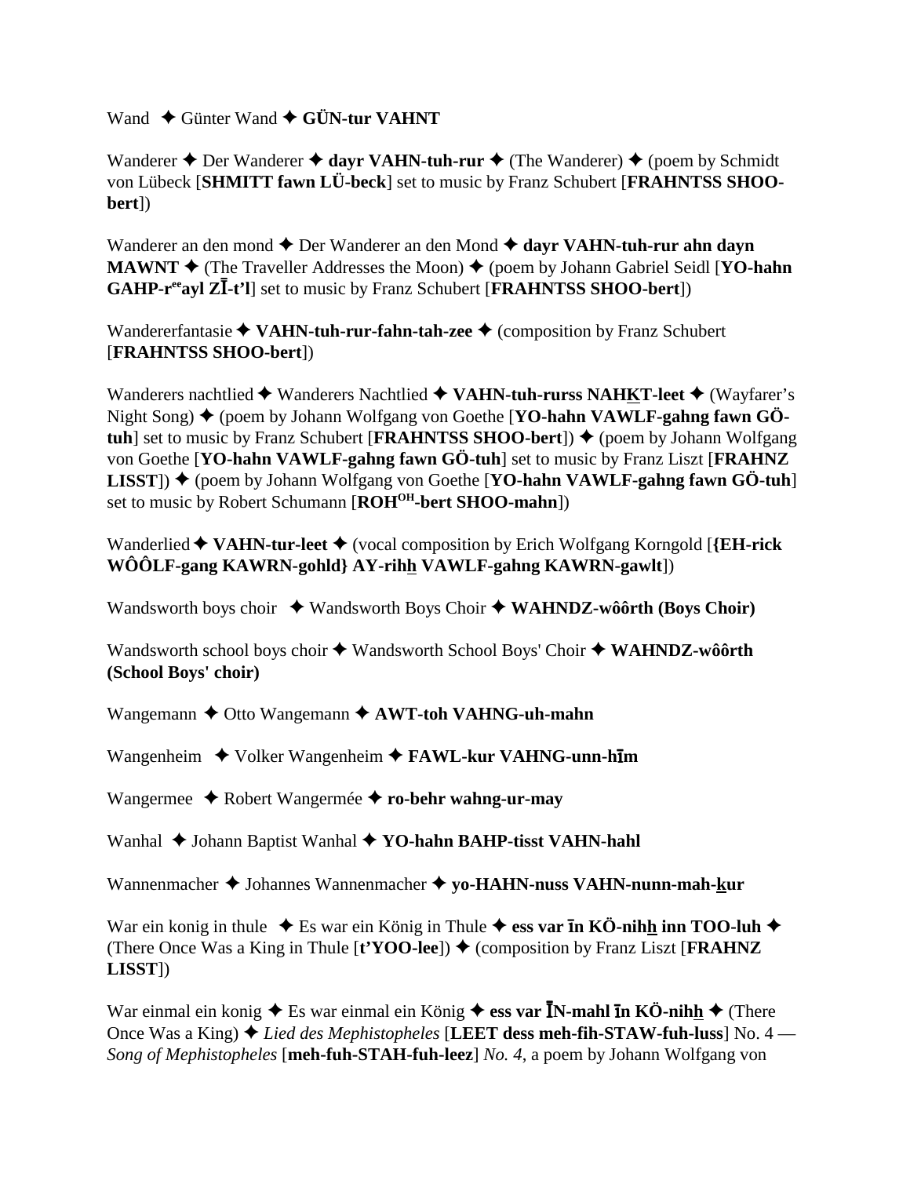Wand ✦ Günter Wand ✦ **GÜN-tur VAHNT**

Wanderer ✦ Der Wanderer ✦ **dayr VAHN-tuh-rur** ✦ (The Wanderer) ✦ (poem by Schmidt von Lübeck [**SHMITT fawn LÜ-beck**] set to music by Franz Schubert [**FRAHNTSS SHOO-bert**])

Wanderer an den mond ✦ Der Wanderer an den Mond ✦ **dayr VAHN-tuh-rur ahn dayn MAWNT** ✦ (The Traveller Addresses the Moon) ✦ (poem by Johann Gabriel Seidl [**YO-hahn GAHP-r**[ee]**ayl ZĪ-t'l**] set to music by Franz Schubert [**FRAHNTSS SHOO-bert**])

Wandererfantasie ✦ **VAHN-tuh-rur-fahn-tah-zee** ✦ (composition by Franz Schubert [**FRAHNTSS SHOO-bert**])

Wanderers nachtlied ✦ Wanderers Nachtlied ✦ **VAHN-tuh-rurss NAHKT-leet** ✦ (Wayfarer's Night Song) ✦ (poem by Johann Wolfgang von Goethe [**YO-hahn VAWLF-gahng fawn GÖ-tuh**] set to music by Franz Schubert [**FRAHNTSS SHOO-bert**]) ✦ (poem by Johann Wolfgang von Goethe [**YO-hahn VAWLF-gahng fawn GÖ-tuh**] set to music by Franz Liszt [**FRAHNZ LISST**]) ✦ (poem by Johann Wolfgang von Goethe [**YO-hahn VAWLF-gahng fawn GÖ-tuh**] set to music by Robert Schumann [**ROH**[OH]**-bert SHOO-mahn**])

Wanderlied ✦ **VAHN-tur-leet** ✦ (vocal composition by Erich Wolfgang Korngold [**{EH-rick WÔÔLF-gang KAWRN-gohld} AY-rihh VAWLF-gahng KAWRN-gawlt**])

Wandsworth boys choir ✦ Wandsworth Boys Choir ✦ **WAHNDZ-wôôrth (Boys Choir)**

Wandsworth school boys choir ✦ Wandsworth School Boys' Choir ✦ **WAHNDZ-wôôrth (School Boys' choir)**

Wangemann ✦ Otto Wangemann ✦ **AWT-toh VAHNG-uh-mahn**

Wangenheim ✦ Volker Wangenheim ✦ **FAWL-kur VAHNG-unn-hīm**

Wangermee ✦ Robert Wangermée ✦ **ro-behr wahng-ur-may**

Wanhal ✦ Johann Baptist Wanhal ✦ **YO-hahn BAHP-tisst VAHN-hahl**

Wannenmacher ✦ Johannes Wannenmacher ✦ **yo-HAHN-nuss VAHN-nunn-mah-kur**

War ein konig in thule ✦ Es war ein König in Thule ✦ **ess var īn KÖ-nihh inn TOO-luh** ✦ (There Once Was a King in Thule [**t'YOO-lee**]) ✦ (composition by Franz Liszt [**FRAHNZ LISST**])

War einmal ein konig ✦ Es war einmal ein König ✦ **ess var ĪN-mahl īn KÖ-nihh** ✦ (There Once Was a King) ✦ *Lied des Mephistopheles* [**LEET dess meh-fih-STAW-fuh-luss**] No. 4 — *Song of Mephistopheles* [**meh-fuh-STAH-fuh-leez**] *No. 4*, a poem by Johann Wolfgang von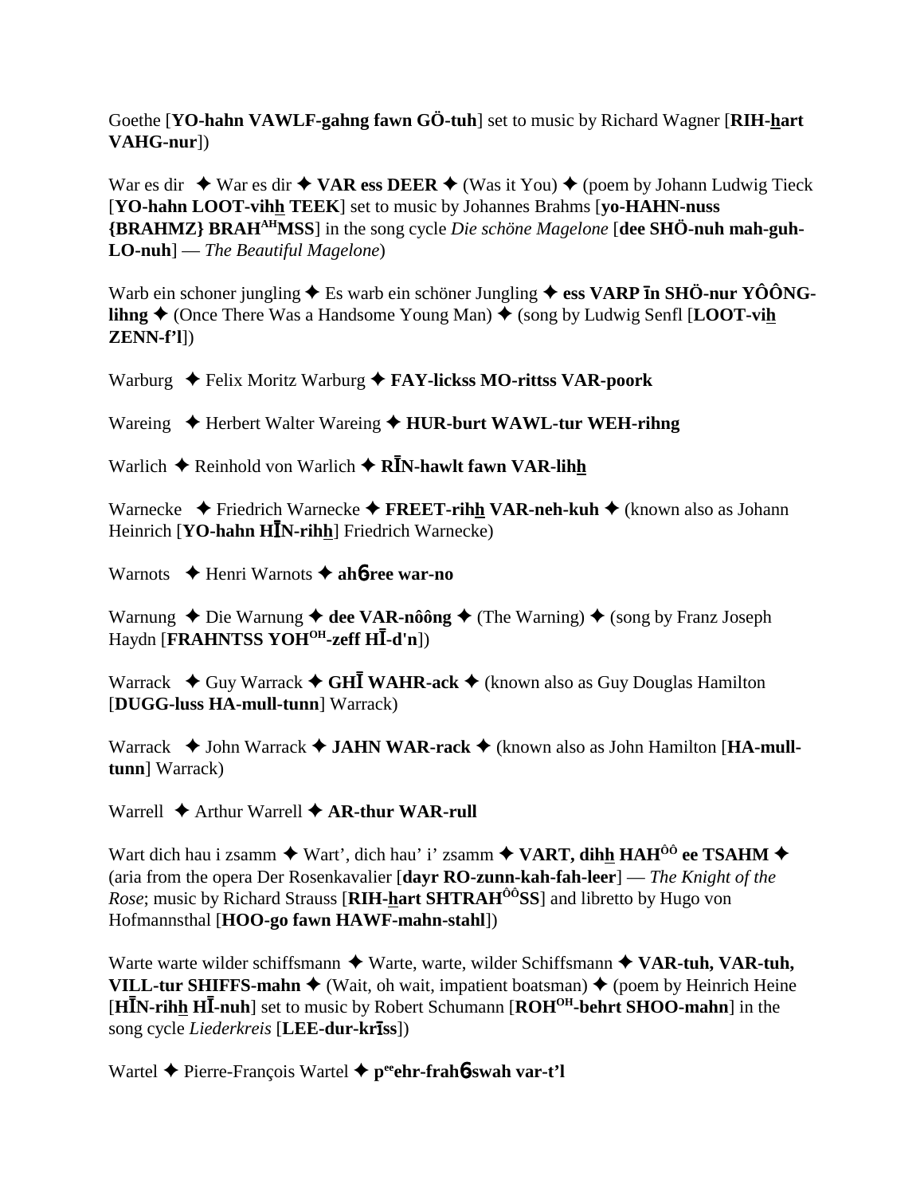Goethe [**YO-hahn VAWLF-gahng fawn GÖ-tuh**] set to music by Richard Wagner [**RIH-hart VAHG-nur**])

War es dir ✦ War es dir ✦ **VAR ess DEER** ✦ (Was it You) ✦ (poem by Johann Ludwig Tieck [**YO-hahn LOOT-vihh TEEK**] set to music by Johannes Brahms [**yo-HAHN-nuss {BRAHMZ} BRAH$^{AH}$MSS**] in the song cycle *Die schöne Magelone* [**dee SHÖ-nuh mah-guh-LO-nuh**] — *The Beautiful Magelone*)

Warb ein schoner jungling ✦ Es warb ein schöner Jungling ✦ **ess VARP īn SHÖ-nur YÔÔNG-lihng** ✦ (Once There Was a Handsome Young Man) ✦ (song by Ludwig Senfl [**LOOT-vih ZENN-f'l**])

Warburg ✦ Felix Moritz Warburg ✦ **FAY-lickss MO-rittss VAR-poork**

Wareing ✦ Herbert Walter Wareing ✦ **HUR-burt WAWL-tur WEH-rihng**

Warlich ✦ Reinhold von Warlich ✦ **RĪN-hawlt fawn VAR-lihh**

Warnecke ✦ Friedrich Warnecke ✦ **FREET-rihh VAR-neh-kuh** ✦ (known also as Johann Heinrich [**YO-hahn HĪN-rihh**] Friedrich Warnecke)

Warnots ✦ Henri Warnots ✦ **ahɓree war-no**

Warnung ✦ Die Warnung ✦ **dee VAR-nôông** ✦ (The Warning) ✦ (song by Franz Joseph Haydn [**FRAHNTSS YOH$^{OH}$-zeff HĪ-d'n**])

Warrack ✦ Guy Warrack ✦ **GHĪ WAHR-ack** ✦ (known also as Guy Douglas Hamilton [**DUGG-luss HA-mull-tunn**] Warrack)

Warrack ✦ John Warrack ✦ **JAHN WAR-rack** ✦ (known also as John Hamilton [**HA-mull-tunn**] Warrack)

Warrell ✦ Arthur Warrell ✦ **AR-thur WAR-rull**

Wart dich hau i zsamm ✦ Wart', dich hau' i' zsamm ✦ **VART, dihh HAH$^{ÔÔ}$ ee TSAHM** ✦ (aria from the opera Der Rosenkavalier [**dayr RO-zunn-kah-fah-leer**] — *The Knight of the Rose*; music by Richard Strauss [**RIH-hart SHTRAH$^{ÔÔ}$SS**] and libretto by Hugo von Hofmannsthal [**HOO-go fawn HAWF-mahn-stahl**])

Warte warte wilder schiffsmann ✦ Warte, warte, wilder Schiffsmann ✦ **VAR-tuh, VAR-tuh, VILL-tur SHIFFS-mahn** ✦ (Wait, oh wait, impatient boatsman) ✦ (poem by Heinrich Heine [**HĪN-rihh HĪ-nuh**] set to music by Robert Schumann [**ROH$^{OH}$-behrt SHOO-mahn**] in the song cycle *Liederkreis* [**LEE-dur-krīss**])

Wartel ✦ Pierre-François Wartel ✦ **p$^{ee}$ehr-frahɓswah var-t'l**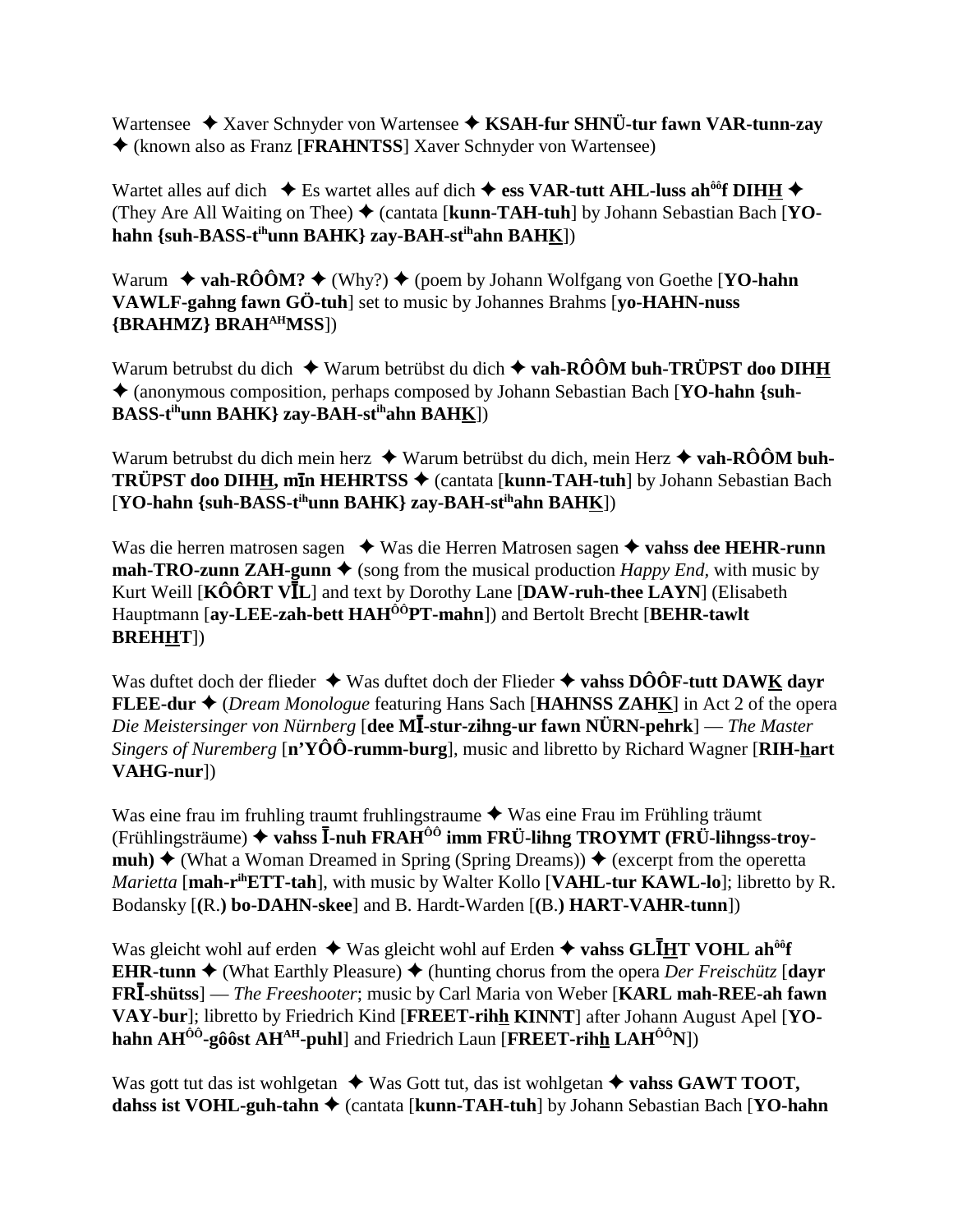Wartensee ✦ Xaver Schnyder von Wartensee ✦ **KSAH-fur SHNÜ-tur fawn VAR-tunn-zay** ✦ (known also as Franz [**FRAHNTSS**] Xaver Schnyder von Wartensee)

Wartet alles auf dich ✦ Es wartet alles auf dich ✦ **ess VAR-tutt AHL-luss ah$^{ôô}$f DIHH** ✦ (They Are All Waiting on Thee) ✦ (cantata [**kunn-TAH-tuh**] by Johann Sebastian Bach [**YO-hahn {suh-BASS-t$^{ih}$unn BAHK} zay-BAH-st$^{ih}$ahn BAHK**])

Warum ✦ **vah-RÔÔM?** ✦ (Why?) ✦ (poem by Johann Wolfgang von Goethe [**YO-hahn VAWLF-gahng fawn GÖ-tuh**] set to music by Johannes Brahms [**yo-HAHN-nuss {BRAHMZ} BRAH$^{AH}$MSS**])

Warum betrubst du dich ✦ Warum betrübst du dich ✦ **vah-RÔÔM buh-TRÜPST doo DIHH** ✦ (anonymous composition, perhaps composed by Johann Sebastian Bach [**YO-hahn {suh-BASS-t$^{ih}$unn BAHK} zay-BAH-st$^{ih}$ahn BAHK**])

Warum betrubst du dich mein herz ✦ Warum betrübst du dich, mein Herz ✦ **vah-RÔÔM buh-TRÜPST doo DIHH, mīn HEHRTSS** ✦ (cantata [**kunn-TAH-tuh**] by Johann Sebastian Bach [**YO-hahn {suh-BASS-t$^{ih}$unn BAHK} zay-BAH-st$^{ih}$ahn BAHK**])

Was die herren matrosen sagen ✦ Was die Herren Matrosen sagen ✦ **vahss dee HEHR-runn mah-TRO-zunn ZAH-gunn** ✦ (song from the musical production *Happy End*, with music by Kurt Weill [**KÔÔRT VĪL**] and text by Dorothy Lane [**DAW-ruh-thee LAYN**] (Elisabeth Hauptmann [**ay-LEE-zah-bett HAH$^{ÔÔ}$PT-mahn**]) and Bertolt Brecht [**BEHR-tawlt BREHHT**])

Was duftet doch der flieder ✦ Was duftet doch der Flieder ✦ **vahss DÔÔF-tutt DAWK dayr FLEE-dur** ✦ (*Dream Monologue* featuring Hans Sach [**HAHNSS ZAHK**] in Act 2 of the opera *Die Meistersinger von Nürnberg* [**dee MĪ-stur-zihng-ur fawn NÜRN-pehrk**] — *The Master Singers of Nuremberg* [**n'YÔÔ-rumm-burg**], music and libretto by Richard Wagner [**RIH-hart VAHG-nur**])

Was eine frau im fruhling traumt fruhlingstraume ✦ Was eine Frau im Frühling träumt (Frühlingsträume) ✦ **vahss Ī-nuh FRAH$^{ÔÔ}$ imm FRÜ-lihng TROYMT (FRÜ-lihngss-troy-muh)** ✦ (What a Woman Dreamed in Spring (Spring Dreams)) ✦ (excerpt from the operetta *Marietta* [**mah-r$^{ih}$ETT-tah**], with music by Walter Kollo [**VAHL-tur KAWL-lo**]; libretto by R. Bodansky [**(R.) bo-DAHN-skee**] and B. Hardt-Warden [**(B.) HART-VAHR-tunn**])

Was gleicht wohl auf erden ✦ Was gleicht wohl auf Erden ✦ **vahss GLĪHT VOHL ah$^{ôô}$f EHR-tunn** ✦ (What Earthly Pleasure) ✦ (hunting chorus from the opera *Der Freischütz* [**dayr FRĪ-shütss**] — *The Freeshooter*; music by Carl Maria von Weber [**KARL mah-REE-ah fawn VAY-bur**]; libretto by Friedrich Kind [**FREET-rihh KINNT**] after Johann August Apel [**YO-hahn AH$^{ÔÔ}$-gôôst AH$^{AH}$-puhl**] and Friedrich Laun [**FREET-rihh LAH$^{ÔÔ}$N**])

Was gott tut das ist wohlgetan ✦ Was Gott tut, das ist wohlgetan ✦ **vahss GAWT TOOT, dahss ist VOHL-guh-tahn** ✦ (cantata [**kunn-TAH-tuh**] by Johann Sebastian Bach [**YO-hahn**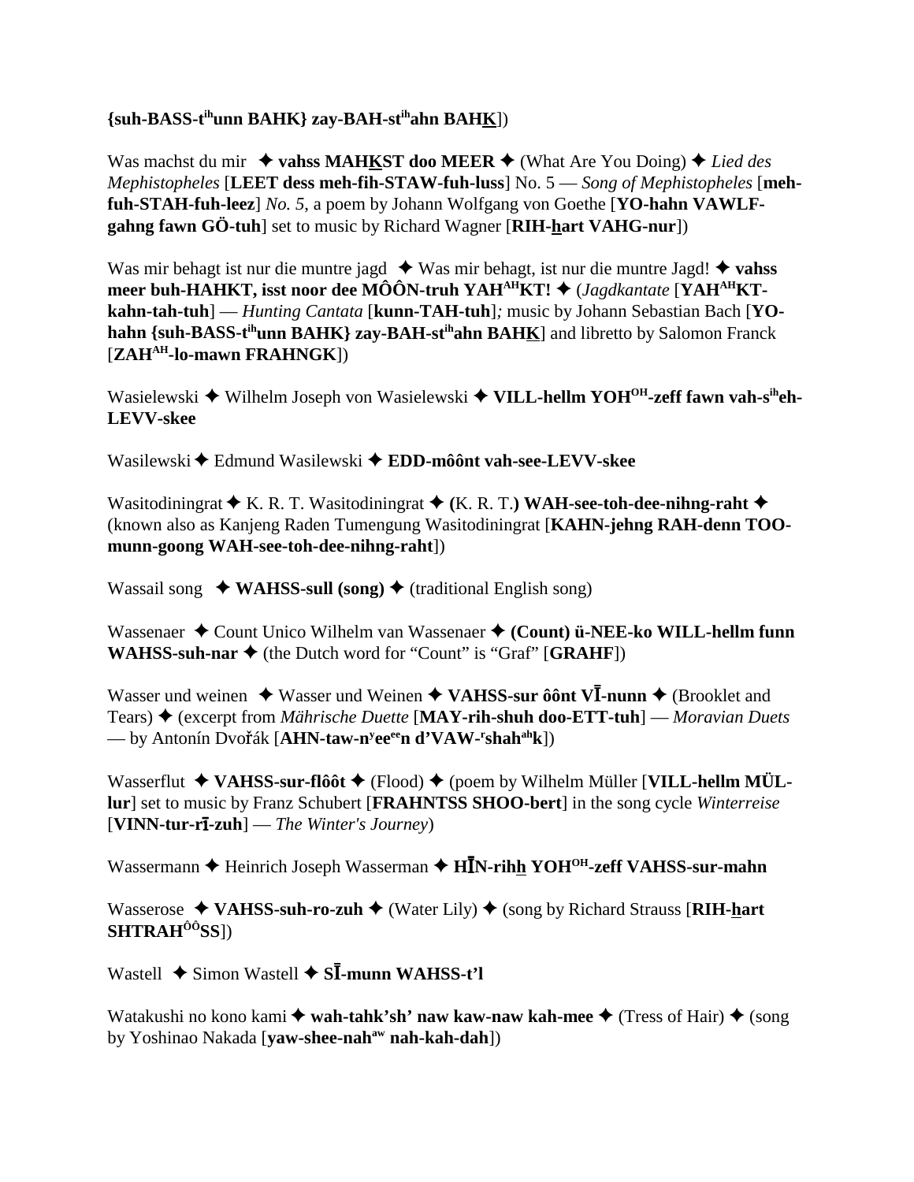**{suh-BASS-t^ih^unn BAHK} zay-BAH-st^ih^ahn BAHK**])

Was machst du mir ✦ **vahss MAHKST doo MEER** ✦ (What Are You Doing) ✦ *Lied des Mephistopheles* [**LEET dess meh-fih-STAW-fuh-luss**] No. 5 — *Song of Mephistopheles* [**meh-fuh-STAH-fuh-leez**] *No. 5*, a poem by Johann Wolfgang von Goethe [**YO-hahn VAWLF-gahng fawn GÖ-tuh**] set to music by Richard Wagner [**RIH-hart VAHG-nur**])

Was mir behagt ist nur die muntre jagd ✦ Was mir behagt, ist nur die muntre Jagd! ✦ **vahss meer buh-HAHKT, isst noor dee MÔÔN-truh YAH^AH^KT!** ✦ (*Jagdkantate* [**YAH^AH^KT-kahn-tah-tuh**] — *Hunting Cantata* [**kunn-TAH-tuh**]*;* music by Johann Sebastian Bach [**YO-hahn {suh-BASS-t^ih^unn BAHK} zay-BAH-st^ih^ahn BAHK**] and libretto by Salomon Franck [**ZAH^AH^-lo-mawn FRAHNGK**])

Wasielewski ✦ Wilhelm Joseph von Wasielewski ✦ **VILL-hellm YOH^OH^-zeff fawn vah-s^ih^eh-LEVV-skee**

Wasilewski ✦ Edmund Wasilewski ✦ **EDD-môônt vah-see-LEVV-skee**

Wasitodiningrat ✦ K. R. T. Wasitodiningrat ✦ **(**K. R. T.**) WAH-see-toh-dee-nihng-raht** ✦ (known also as Kanjeng Raden Tumengung Wasitodiningrat [**KAHN-jehng RAH-denn TOO-munn-goong WAH-see-toh-dee-nihng-raht**])

Wassail song ✦ **WAHSS-sull (song)** ✦ (traditional English song)

Wassenaer ✦ Count Unico Wilhelm van Wassenaer ✦ **(Count) ü-NEE-ko WILL-hellm funn WAHSS-suh-nar** ✦ (the Dutch word for "Count" is "Graf" [**GRAHF**])

Wasser und weinen ✦ Wasser und Weinen ✦ **VAHSS-sur ôônt VĪ-nunn** ✦ (Brooklet and Tears) ✦ (excerpt from *Mährische Duette* [**MAY-rih-shuh doo-ETT-tuh**] — *Moravian Duets* — by Antonín Dvořák [**AHN-taw-n^y^ee^ee^n d'VAW-^r^shah^ah^k**])

Wasserflut ✦ **VAHSS-sur-flôôt** ✦ (Flood) ✦ (poem by Wilhelm Müller [**VILL-hellm MÜL-lur**] set to music by Franz Schubert [**FRAHNTSS SHOO-bert**] in the song cycle *Winterreise* [**VINN-tur-rī-zuh**] — *The Winter's Journey*)

Wassermann ✦ Heinrich Joseph Wasserman ✦ **HĪN-rihh YOH^OH^-zeff VAHSS-sur-mahn**

Wasserose ✦ **VAHSS-suh-ro-zuh** ✦ (Water Lily) ✦ (song by Richard Strauss [**RIH-hart SHTRAH^ÔÔ^SS**])

Wastell ✦ Simon Wastell ✦ **SĪ-munn WAHSS-t'l**

Watakushi no kono kami ✦ **wah-tahk'sh' naw kaw-naw kah-mee** ✦ (Tress of Hair) ✦ (song by Yoshinao Nakada [**yaw-shee-nah^aw^ nah-kah-dah**])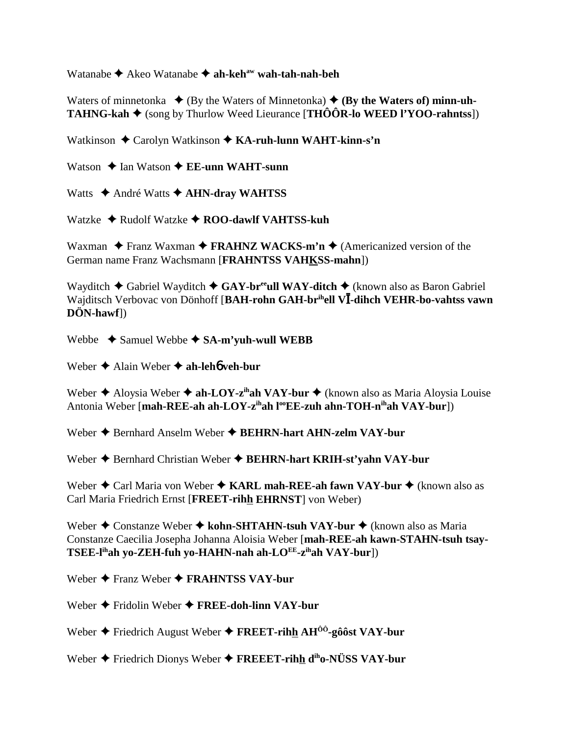Watanabe ✦ Akeo Watanabe ✦ **ah-keh^aw wah-tah-nah-beh**

Waters of minnetonka ✦ (By the Waters of Minnetonka) ✦ **(By the Waters of) minn-uh-TAHNG-kah** ✦ (song by Thurlow Weed Lieurance [**THÔÔR-lo WEED l'YOO-rahntss**])

Watkinson ✦ Carolyn Watkinson ✦ **KA-ruh-lunn WAHT-kinn-s'n**

Watson ✦ Ian Watson ✦ **EE-unn WAHT-sunn**

Watts ✦ André Watts ✦ **AHN-dray WAHTSS**

Watzke ✦ Rudolf Watzke ✦ **ROO-dawlf VAHTSS-kuh**

Waxman ✦ Franz Waxman ✦ **FRAHNZ WACKS-m'n** ✦ (Americanized version of the German name Franz Wachsmann [**FRAHNTSS VAHKSS-mahn**])

Wayditch ✦ Gabriel Wayditch ✦ **GAY-br^ee ull WAY-ditch** ✦ (known also as Baron Gabriel Wajditsch Verbovac von Dönhoff [**BAH-rohn GAH-br^ih ell VĪ-dihch VEHR-bo-vahtss vawn DÖN-hawf**])

Webbe ✦ Samuel Webbe ✦ **SA-m'yuh-wull WEBB**

Weber ✦ Alain Weber ✦ **ah-leh6 veh-bur**

Weber ✦ Aloysia Weber ✦ **ah-LOY-z^ih ah VAY-bur** ✦ (known also as Maria Aloysia Louise Antonia Weber [**mah-REE-ah ah-LOY-z^ih ah l^oo EE-zuh ahn-TOH-n^ih ah VAY-bur**])

Weber ✦ Bernhard Anselm Weber ✦ **BEHRN-hart AHN-zelm VAY-bur**

Weber ✦ Bernhard Christian Weber ✦ **BEHRN-hart KRIH-st'yahn VAY-bur**

Weber ✦ Carl Maria von Weber ✦ **KARL mah-REE-ah fawn VAY-bur** ✦ (known also as Carl Maria Friedrich Ernst [**FREET-rihh EHRNST**] von Weber)

Weber ✦ Constanze Weber ✦ **kohn-SHTAHN-tsuh VAY-bur** ✦ (known also as Maria Constanze Caecilia Josepha Johanna Aloisia Weber [**mah-REE-ah kawn-STAHN-tsuh tsay-TSEE-l^ih ah yo-ZEH-fuh yo-HAHN-nah ah-LO^EE-z^ih ah VAY-bur**])

Weber ✦ Franz Weber ✦ **FRAHNTSS VAY-bur**

Weber ✦ Fridolin Weber ✦ **FREE-doh-linn VAY-bur**

Weber ✦ Friedrich August Weber ✦ **FREET-rihh AH^ÔÔ-gôôst VAY-bur**

Weber ✦ Friedrich Dionys Weber ✦ **FREEET-rihh d^ih o-NÜSS VAY-bur**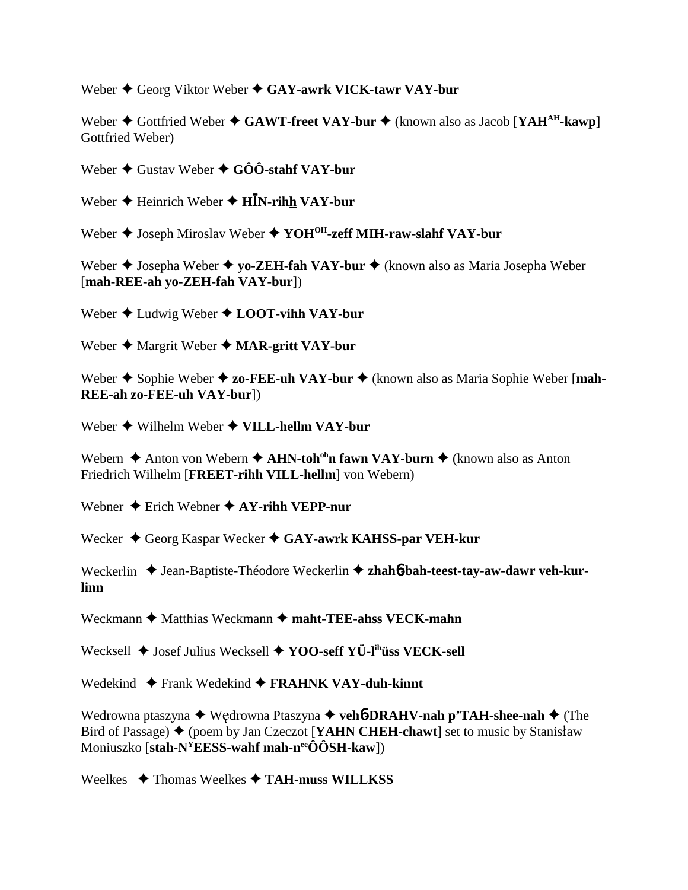Weber ✦ Georg Viktor Weber ✦ **GAY-awrk VICK-tawr VAY-bur**

Weber ✦ Gottfried Weber ✦ **GAWT-freet VAY-bur** ✦ (known also as Jacob [**YAH^AH-kawp**] Gottfried Weber)

Weber ✦ Gustav Weber ✦ **GÔÔ-stahf VAY-bur**

Weber ✦ Heinrich Weber ✦ **HĪN-rihh̲ VAY-bur**

Weber ✦ Joseph Miroslav Weber ✦ **YOH^OH-zeff MIH-raw-slahf VAY-bur**

Weber ✦ Josepha Weber ✦ **yo-ZEH-fah VAY-bur** ✦ (known also as Maria Josepha Weber [**mah-REE-ah yo-ZEH-fah VAY-bur**])

Weber ✦ Ludwig Weber ✦ **LOOT-vihh̲ VAY-bur**

Weber ✦ Margrit Weber ✦ **MAR-gritt VAY-bur**

Weber ✦ Sophie Weber ✦ **zo-FEE-uh VAY-bur** ✦ (known also as Maria Sophie Weber [**mah-REE-ah zo-FEE-uh VAY-bur**])

Weber ✦ Wilhelm Weber ✦ **VILL-hellm VAY-bur**

Webern ✦ Anton von Webern ✦ **AHN-toh^oh n fawn VAY-burn** ✦ (known also as Anton Friedrich Wilhelm [**FREET-rihh̲ VILL-hellm**] von Webern)

Webner ✦ Erich Webner ✦ **AY-rihh̲ VEPP-nur**

Wecker ✦ Georg Kaspar Wecker ✦ **GAY-awrk KAHSS-par VEH-kur**

Weckerlin ✦ Jean-Baptiste-Théodore Weckerlin ✦ **zhahɓ-bah-teest-tay-aw-dawr veh-kur-linn**

Weckmann ✦ Matthias Weckmann ✦ **maht-TEE-ahss VECK-mahn**

Wecksell ✦ Josef Julius Wecksell ✦ **YOO-seff YÜ-l^ih üss VECK-sell**

Wedekind ✦ Frank Wedekind ✦ **FRAHNK VAY-duh-kinnt**

Wedrowna ptaszyna ✦ Wędrowna Ptaszyna ✦ **vehɓ-DRAHV-nah p'TAH-shee-nah** ✦ (The Bird of Passage) ✦ (poem by Jan Czeczot [**YAHN CHEH-chawt**] set to music by Stanisław Moniuszko [**stah-N^Y EESS-wahf mah-n^ee ÔÔSH-kaw**])

Weelkes ✦ Thomas Weelkes ✦ **TAH-muss WILLKSS**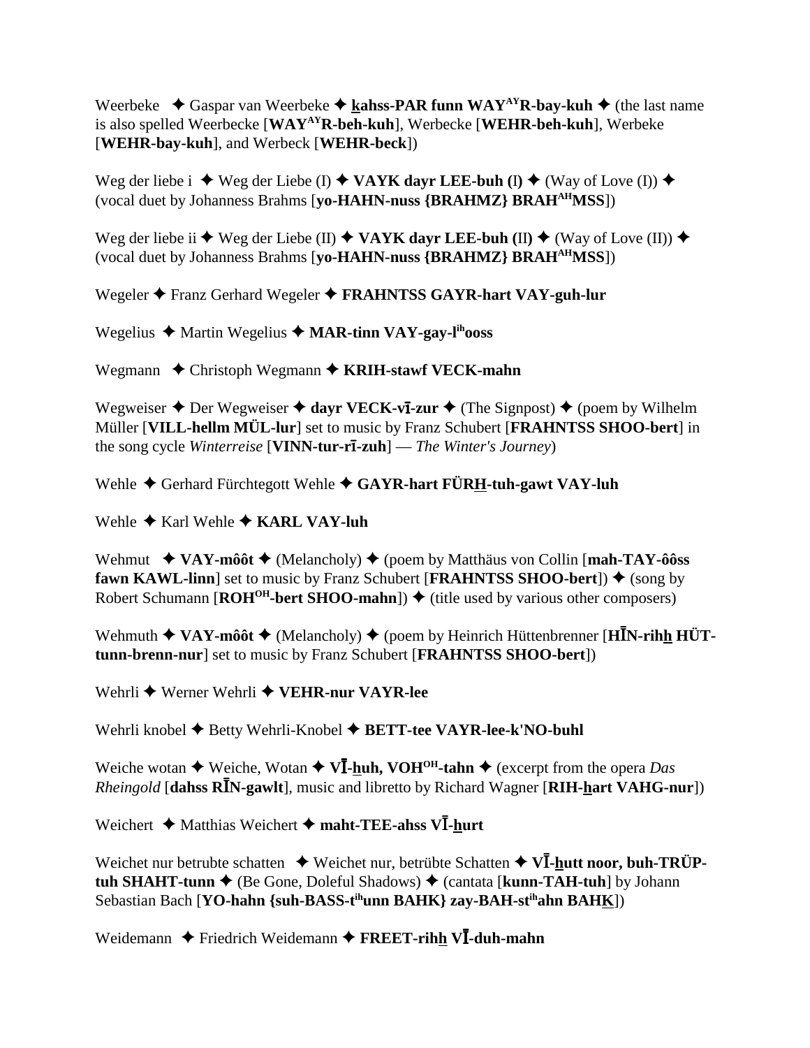Weerbeke ✦ Gaspar van Weerbeke ✦ **kahss-PAR funn WAY^AY R-bay-kuh** ✦ (the last name is also spelled Weerbecke [**WAY^AY R-beh-kuh**], Werbecke [**WEHR-beh-kuh**], Werbeke [**WEHR-bay-kuh**], and Werbeck [**WEHR-beck**])

Weg der liebe i ✦ Weg der Liebe (I) ✦ **VAYK dayr LEE-buh (I)** ✦ (Way of Love (I)) ✦ (vocal duet by Johanness Brahms [**yo-HAHN-nuss {BRAHMZ} BRAH^AH MSS**])

Weg der liebe ii ✦ Weg der Liebe (II) ✦ **VAYK dayr LEE-buh (II)** ✦ (Way of Love (II)) ✦ (vocal duet by Johanness Brahms [**yo-HAHN-nuss {BRAHMZ} BRAH^AH MSS**])

Wegeler ✦ Franz Gerhard Wegeler ✦ **FRAHNTSS GAYR-hart VAY-guh-lur**

Wegelius ✦ Martin Wegelius ✦ **MAR-tinn VAY-gay-l^ih ooss**

Wegmann ✦ Christoph Wegmann ✦ **KRIH-stawf VECK-mahn**

Wegweiser ✦ Der Wegweiser ✦ **dayr VECK-vī-zur** ✦ (The Signpost) ✦ (poem by Wilhelm Müller [**VILL-hellm MÜL-lur**] set to music by Franz Schubert [**FRAHNTSS SHOO-bert**] in the song cycle *Winterreise* [**VINN-tur-rī-zuh**] — *The Winter's Journey*)

Wehle ✦ Gerhard Fürchtegott Wehle ✦ **GAYR-hart FÜRH-tuh-gawt VAY-luh**

Wehle ✦ Karl Wehle ✦ **KARL VAY-luh**

Wehmut ✦ **VAY-môôt** ✦ (Melancholy) ✦ (poem by Matthäus von Collin [**mah-TAY-ôôss fawn KAWL-linn**] set to music by Franz Schubert [**FRAHNTSS SHOO-bert**]) ✦ (song by Robert Schumann [**ROH^OH-bert SHOO-mahn**]) ✦ (title used by various other composers)

Wehmuth ✦ **VAY-môôt** ✦ (Melancholy) ✦ (poem by Heinrich Hüttenbrenner [**HĪN-rihh HÜT-tunn-brenn-nur**] set to music by Franz Schubert [**FRAHNTSS SHOO-bert**])

Wehrli ✦ Werner Wehrli ✦ **VEHR-nur VAYR-lee**

Wehrli knobel ✦ Betty Wehrli-Knobel ✦ **BETT-tee VAYR-lee-k'NO-buhl**

Weiche wotan ✦ Weiche, Wotan ✦ **VĪ-huh, VOH^OH-tahn** ✦ (excerpt from the opera *Das Rheingold* [**dahss RĪN-gawlt**], music and libretto by Richard Wagner [**RIH-hart VAHG-nur**])

Weichert ✦ Matthias Weichert ✦ **maht-TEE-ahss VĪ-hurt**

Weichet nur betrubte schatten ✦ Weichet nur, betrübte Schatten ✦ **VĪ-hutt noor, buh-TRÜP-tuh SHAHT-tunn** ✦ (Be Gone, Doleful Shadows) ✦ (cantata [**kunn-TAH-tuh**] by Johann Sebastian Bach [**YO-hahn {suh-BASS-t^ih unn BAHK} zay-BAH-st^ih ahn BAHK**])

Weidemann ✦ Friedrich Weidemann ✦ **FREET-rihh VĪ-duh-mahn**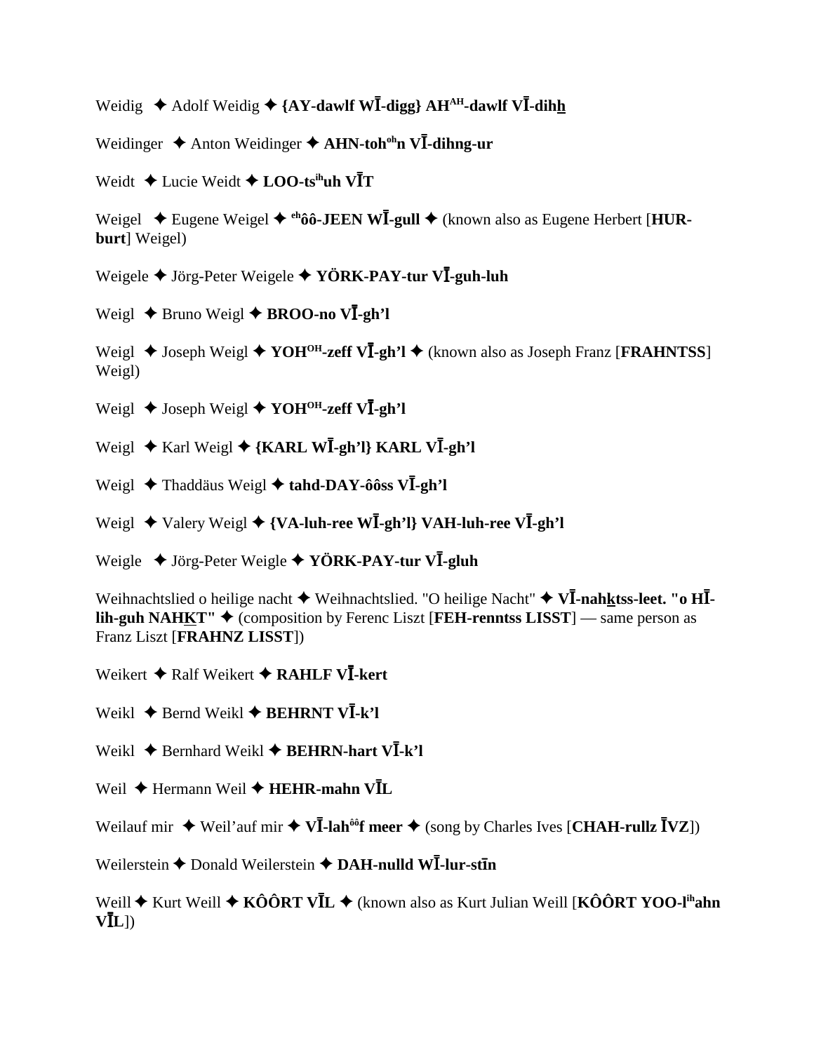Weidig ✦ Adolf Weidig ✦ **{AY-dawlf WĪ-digg} AH^AH-dawlf VĪ-dihh**

Weidinger ✦ Anton Weidinger ✦ **AHN-toh^oh n VĪ-dihng-ur**

Weidt ✦ Lucie Weidt ✦ **LOO-ts^ih uh VĪT**

Weigel ✦ Eugene Weigel ✦ **^eh ôô-JEEN WĪ-gull** ✦ (known also as Eugene Herbert [**HUR-burt**] Weigel)

Weigele ✦ Jörg-Peter Weigele ✦ **YÖRK-PAY-tur VĪ-guh-luh**

Weigl ✦ Bruno Weigl ✦ **BROO-no VĪ-gh'l**

Weigl ✦ Joseph Weigl ✦ **YOH^OH-zeff VĪ-gh'l** ✦ (known also as Joseph Franz [**FRAHNTSS**] Weigl)

Weigl ✦ Joseph Weigl ✦ **YOH^OH-zeff VĪ-gh'l**

Weigl ✦ Karl Weigl ✦ **{KARL WĪ-gh'l} KARL VĪ-gh'l**

Weigl ✦ Thaddäus Weigl ✦ **tahd-DAY-ôôss VĪ-gh'l**

Weigl ✦ Valery Weigl ✦ **{VA-luh-ree WĪ-gh'l} VAH-luh-ree VĪ-gh'l**

Weigle ✦ Jörg-Peter Weigle ✦ **YÖRK-PAY-tur VĪ-gluh**

Weihnachtslied o heilige nacht ✦ Weihnachtslied. "O heilige Nacht" ✦ **VĪ-nahktss-leet. "o HĪ-lih-guh NAHKT"** ✦ (composition by Ferenc Liszt [**FEH-renntss LISST**] — same person as Franz Liszt [**FRAHNZ LISST**])

Weikert ✦ Ralf Weikert ✦ **RAHLF VĪ-kert**

Weikl ✦ Bernd Weikl ✦ **BEHRNT VĪ-k'l**

Weikl ✦ Bernhard Weikl ✦ **BEHRN-hart VĪ-k'l**

Weil ✦ Hermann Weil ✦ **HEHR-mahn VĪL**

Weilauf mir ✦ Weil'auf mir ✦ **VĪ-lah^ôô f meer** ✦ (song by Charles Ives [**CHAH-rullz ĪVZ**])

Weilerstein ✦ Donald Weilerstein ✦ **DAH-nulld WĪ-lur-stīn**

Weill ✦ Kurt Weill ✦ **KÔÔRT VĪL** ✦ (known also as Kurt Julian Weill [**KÔÔRT YOO-l^ih ahn VĪL**])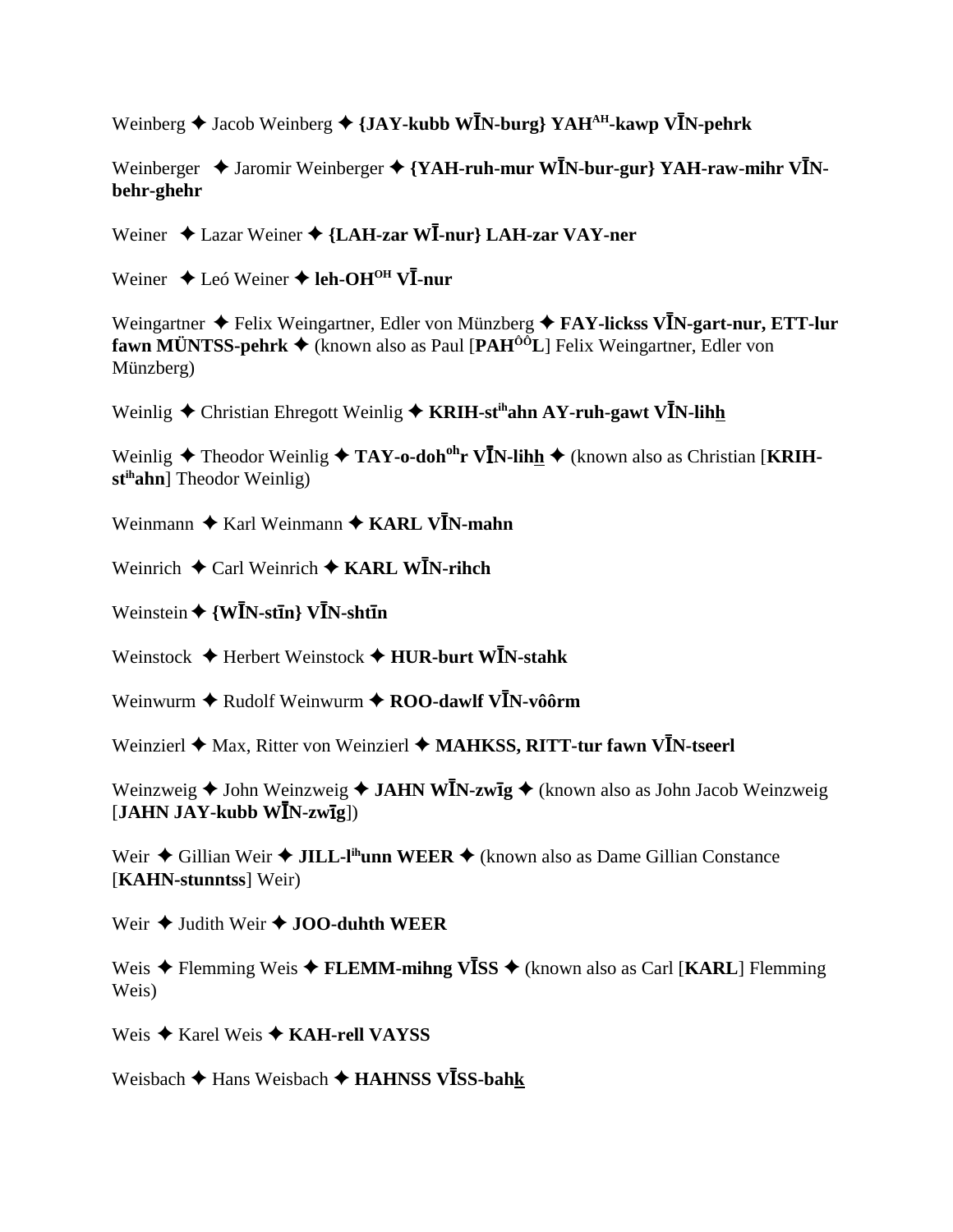Weinberg ✦ Jacob Weinberg ✦ **{JAY-kubb WĪN-burg} YAH[AH]-kawp VĪN-pehrk**

Weinberger ✦ Jaromir Weinberger ✦ **{YAH-ruh-mur WĪN-bur-gur} YAH-raw-mihr VĪN-behr-ghehr**

Weiner ✦ Lazar Weiner ✦ **{LAH-zar WĪ-nur} LAH-zar VAY-ner**

Weiner ✦ Leó Weiner ✦ **leh-OH[OH] VĪ-nur**

Weingartner ✦ Felix Weingartner, Edler von Münzberg ✦ **FAY-lickss VĪN-gart-nur, ETT-lur fawn MÜNTSS-pehrk** ✦ (known also as Paul [**PAH[ÔÔ]L**] Felix Weingartner, Edler von Münzberg)

Weinlig ✦ Christian Ehregott Weinlig ✦ **KRIH-st[ih]ahn AY-ruh-gawt VĪN-lihh**

Weinlig ✦ Theodor Weinlig ✦ **TAY-o-doh[oh]r VĪN-lihh** ✦ (known also as Christian [**KRIH-st[ih]ahn**] Theodor Weinlig)

Weinmann ✦ Karl Weinmann ✦ **KARL VĪN-mahn**

Weinrich ✦ Carl Weinrich ✦ **KARL WĪN-rihch**

Weinstein ✦ **{WĪN-stīn} VĪN-shtīn**

Weinstock ✦ Herbert Weinstock ✦ **HUR-burt WĪN-stahk**

Weinwurm ✦ Rudolf Weinwurm ✦ **ROO-dawlf VĪN-vôôrm**

Weinzierl ✦ Max, Ritter von Weinzierl ✦ **MAHKSS, RITT-tur fawn VĪN-tseerl**

Weinzweig ✦ John Weinzweig ✦ **JAHN WĪN-zwīg** ✦ (known also as John Jacob Weinzweig [**JAHN JAY-kubb WĪN-zwīg**])

Weir ✦ Gillian Weir ✦ **JILL-l[ih]unn WEER** ✦ (known also as Dame Gillian Constance [**KAHN-stunntss**] Weir)

Weir ✦ Judith Weir ✦ **JOO-duhth WEER**

Weis ✦ Flemming Weis ✦ **FLEMM-mihng VĪSS** ✦ (known also as Carl [**KARL**] Flemming Weis)

Weis ✦ Karel Weis ✦ **KAH-rell VAYSS**

Weisbach ✦ Hans Weisbach ✦ **HAHNSS VĪSS-bahk**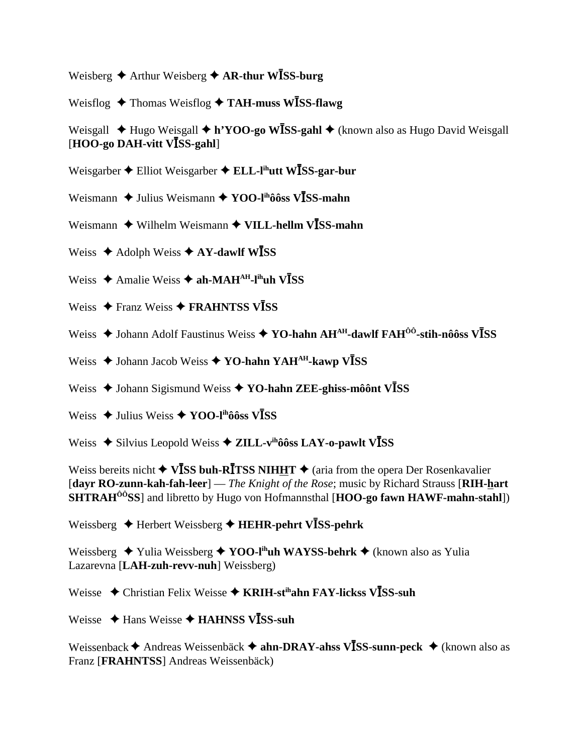Weisberg ✦ Arthur Weisberg ✦ **AR-thur WĪSS-burg**

Weisflog ✦ Thomas Weisflog ✦ **TAH-muss WĪSS-flawg**

Weisgall ✦ Hugo Weisgall ✦ **h'YOO-go WĪSS-gahl** ✦ (known also as Hugo David Weisgall [**HOO-go DAH-vitt VĪSS-gahl**]

Weisgarber ✦ Elliot Weisgarber ✦ **ELL-l[ih]utt WĪSS-gar-bur**

Weismann ✦ Julius Weismann ✦ **YOO-l[ih]ôôss VĪSS-mahn**

Weismann ✦ Wilhelm Weismann ✦ **VILL-hellm VĪSS-mahn**

Weiss ✦ Adolph Weiss ✦ **AY-dawlf WĪSS**

Weiss ✦ Amalie Weiss ✦ **ah-MAH[AH]-l[ih]uh VĪSS**

Weiss ✦ Franz Weiss ✦ **FRAHNTSS VĪSS**

Weiss ✦ Johann Adolf Faustinus Weiss ✦ **YO-hahn AH[AH]-dawlf FAH[ÔÔ]-stih-nôôss VĪSS**

Weiss ✦ Johann Jacob Weiss ✦ **YO-hahn YAH[AH]-kawp VĪSS**

Weiss ✦ Johann Sigismund Weiss ✦ **YO-hahn ZEE-ghiss-môônt VĪSS**

Weiss ✦ Julius Weiss ✦ **YOO-l[ih]ôôss VĪSS**

Weiss ✦ Silvius Leopold Weiss ✦ **ZILL-v[ih]ôôss LAY-o-pawlt VĪSS**

Weiss bereits nicht ✦ **VĪSS buh-RĪTSS NIHHT** ✦ (aria from the opera Der Rosenkavalier [**dayr RO-zunn-kah-fah-leer**] — *The Knight of the Rose*; music by Richard Strauss [**RIH-hart SHTRAH[ÔÔ]SS**] and libretto by Hugo von Hofmannsthal [**HOO-go fawn HAWF-mahn-stahl**])

Weissberg ✦ Herbert Weissberg ✦ **HEHR-pehrt VĪSS-pehrk**

Weissberg ✦ Yulia Weissberg ✦ **YOO-l[ih]uh WAYSS-behrk** ✦ (known also as Yulia Lazarevna [**LAH-zuh-revv-nuh**] Weissberg)

Weisse ✦ Christian Felix Weisse ✦ **KRIH-st[ih]ahn FAY-lickss VĪSS-suh**

Weisse ✦ Hans Weisse ✦ **HAHNSS VĪSS-suh**

Weissenback ✦ Andreas Weissenbäck ✦ **ahn-DRAY-ahss VĪSS-sunn-peck** ✦ (known also as Franz [**FRAHNTSS**] Andreas Weissenbäck)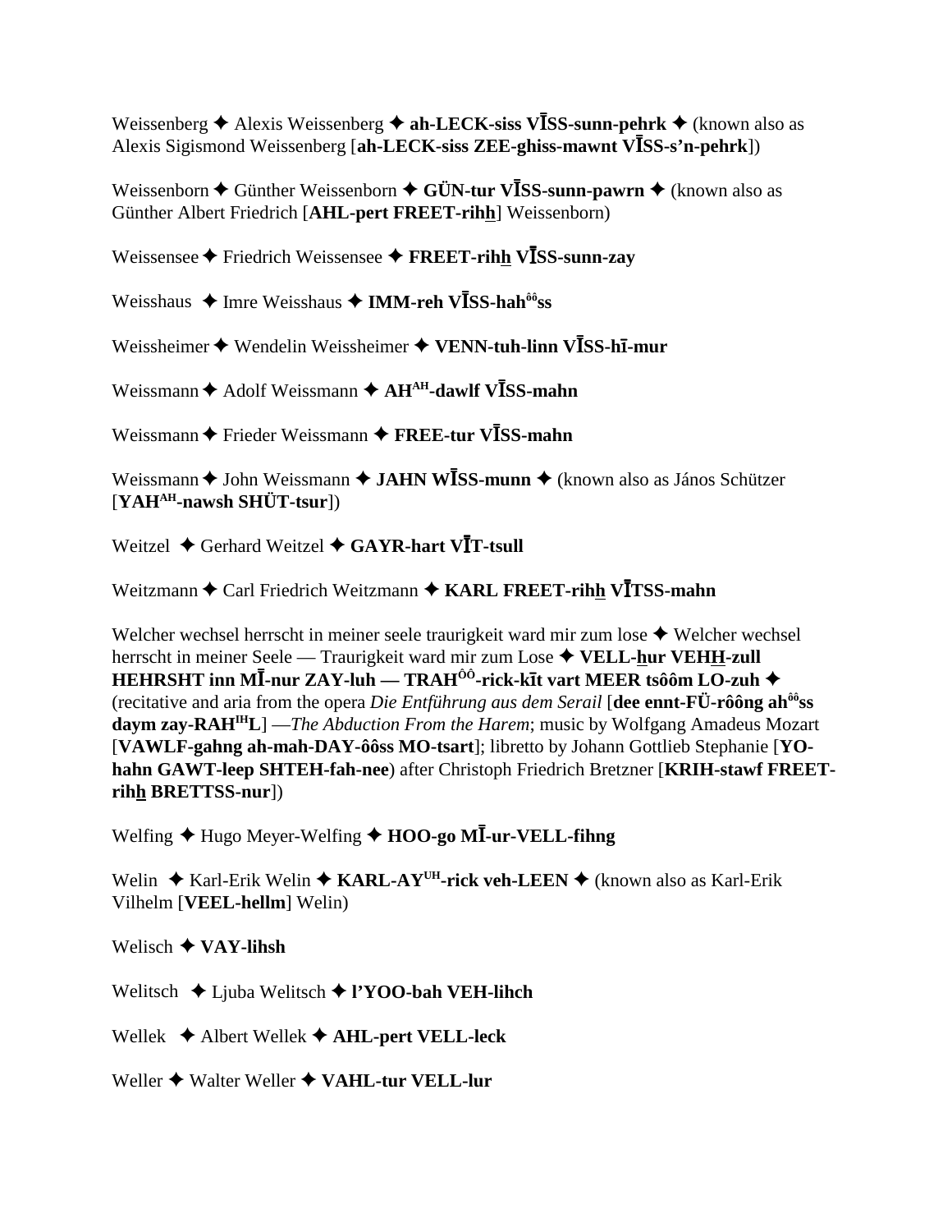Weissenberg ✦ Alexis Weissenberg ✦ **ah-LECK-siss VĪSS-sunn-pehrk** ✦ (known also as Alexis Sigismond Weissenberg [**ah-LECK-siss ZEE-ghiss-mawnt VĪSS-s'n-pehrk**])

Weissenborn ✦ Günther Weissenborn ✦ **GÜN-tur VĪSS-sunn-pawrn** ✦ (known also as Günther Albert Friedrich [**AHL-pert FREET-rihh**] Weissenborn)

Weissensee ✦ Friedrich Weissensee ✦ **FREET-rihh VĪSS-sunn-zay**

Weisshaus ✦ Imre Weisshaus ✦ **IMM-reh VĪSS-hah**ôô**ss**

Weissheimer ✦ Wendelin Weissheimer ✦ **VENN-tuh-linn VĪSS-hī-mur**

Weissmann ✦ Adolf Weissmann ✦ **AH**AH**-dawlf VĪSS-mahn**

Weissmann ✦ Frieder Weissmann ✦ **FREE-tur VĪSS-mahn**

Weissmann ✦ John Weissmann ✦ **JAHN WĪSS-munn** ✦ (known also as János Schützer [**YAH**AH**-nawsh SHÜT-tsur**])

Weitzel ✦ Gerhard Weitzel ✦ **GAYR-hart VĪT-tsull**

Weitzmann ✦ Carl Friedrich Weitzmann ✦ **KARL FREET-rihh VĪTSS-mahn**

Welcher wechsel herrscht in meiner seele traurigkeit ward mir zum lose ✦ Welcher wechsel herrscht in meiner Seele — Traurigkeit ward mir zum Lose ✦ **VELL-hur VEHH-zull HEHRSHT inn MĪ-nur ZAY-luh — TRAH**ÔÔ**-rick-kīt vart MEER tsôôm LO-zuh** ✦ (recitative and aria from the opera *Die Entführung aus dem Serail* [**dee ennt-FÜ-rôông ah**ôô**ss daym zay-RAH**IH**L**] —*The Abduction From the Harem*; music by Wolfgang Amadeus Mozart [**VAWLF-gahng ah-mah-DAY-ôôss MO-tsart**]; libretto by Johann Gottlieb Stephanie [**YO-hahn GAWT-leep SHTEH-fah-nee**) after Christoph Friedrich Bretzner [**KRIH-stawf FREET-rihh BRETTSS-nur**])

Welfing ✦ Hugo Meyer-Welfing ✦ **HOO-go MĪ-ur-VELL-fihng**

Welin ✦ Karl-Erik Welin ✦ **KARL-AY**UH**-rick veh-LEEN** ✦ (known also as Karl-Erik Vilhelm [**VEEL-hellm**] Welin)

Welisch ✦ **VAY-lihsh**

Welitsch ✦ Ljuba Welitsch ✦ **l'YOO-bah VEH-lihch**

Wellek ✦ Albert Wellek ✦ **AHL-pert VELL-leck**

Weller ✦ Walter Weller ✦ **VAHL-tur VELL-lur**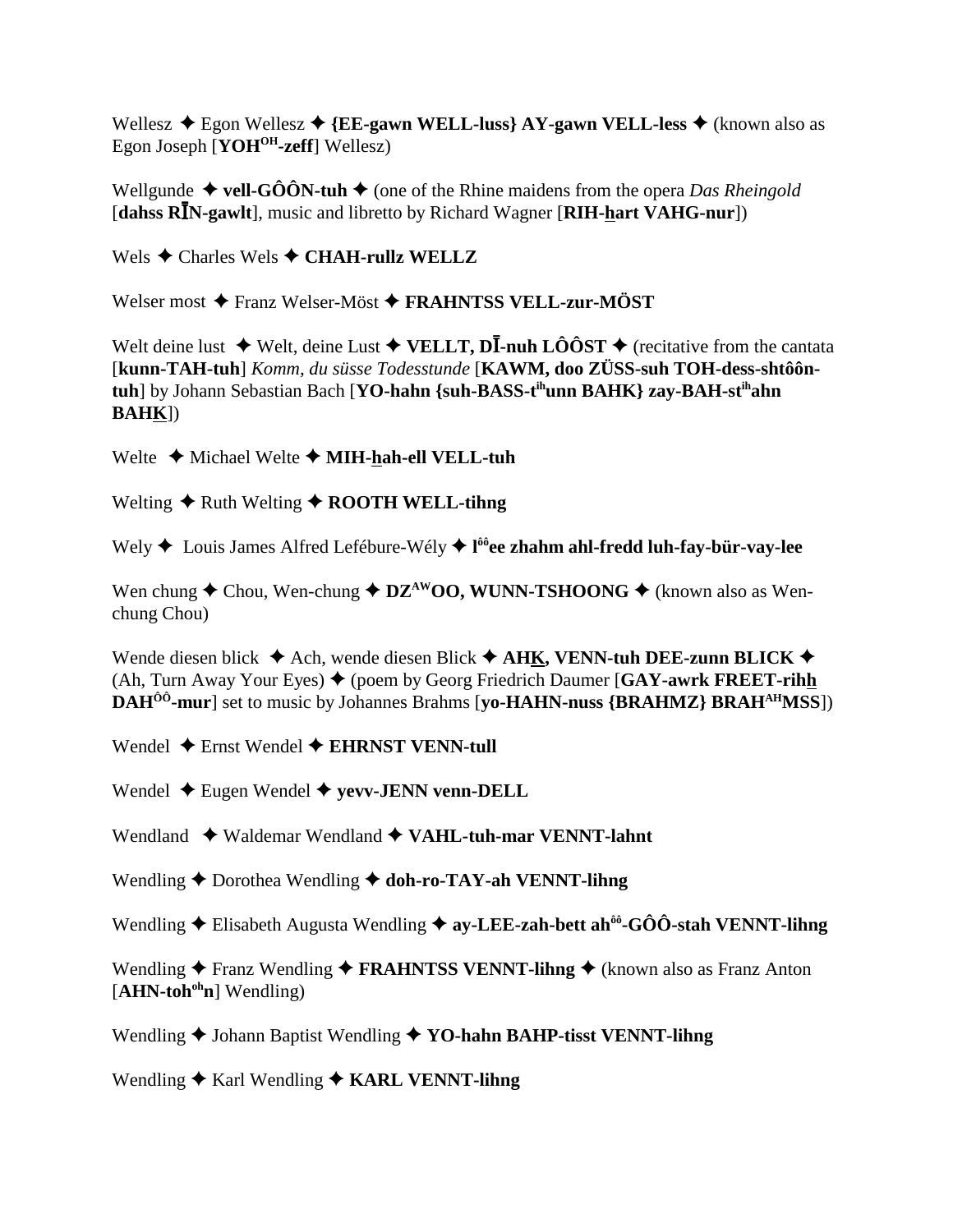Wellesz ✦ Egon Wellesz ✦ **{EE-gawn WELL-luss} AY-gawn VELL-less** ✦ (known also as Egon Joseph [**YOH^OH-zeff**] Wellesz)

Wellgunde ✦ **vell-GÔÔN-tuh** ✦ (one of the Rhine maidens from the opera *Das Rheingold* [**dahss RĪN-gawlt**], music and libretto by Richard Wagner [**RIH-hart VAHG-nur**])

Wels ✦ Charles Wels ✦ **CHAH-rullz WELLZ**

Welser most ✦ Franz Welser-Möst ✦ **FRAHNTSS VELL-zur-MÖST**

Welt deine lust ✦ Welt, deine Lust ✦ **VELLT, DĪ-nuh LÔÔST** ✦ (recitative from the cantata [**kunn-TAH-tuh**] *Komm, du süsse Todesstunde* [**KAWM, doo ZÜSS-suh TOH-dess-shtôôn-tuh**] by Johann Sebastian Bach [**YO-hahn {suh-BASS-t^ih unn BAHK} zay-BAH-st^ih ahn BAHK**])

Welte ✦ Michael Welte ✦ **MIH-hah-ell VELL-tuh**

Welting ✦ Ruth Welting ✦ **ROOTH WELL-tihng**

Wely ✦ Louis James Alfred Lefébure-Wély ✦ **l^ôô ee zhahm ahl-fredd luh-fay-bür-vay-lee**

Wen chung ✦ Chou, Wen-chung ✦ **DZ^AW OO, WUNN-TSHOONG** ✦ (known also as Wen-chung Chou)

Wende diesen blick ✦ Ach, wende diesen Blick ✦ **AHK, VENN-tuh DEE-zunn BLICK** ✦ (Ah, Turn Away Your Eyes) ✦ (poem by Georg Friedrich Daumer [**GAY-awrk FREET-rihh DAH^ÔÔ-mur**] set to music by Johannes Brahms [**yo-HAHN-nuss {BRAHMZ} BRAH^AH MSS**])

Wendel ✦ Ernst Wendel ✦ **EHRNST VENN-tull**

Wendel ✦ Eugen Wendel ✦ **yevv-JENN venn-DELL**

Wendland ✦ Waldemar Wendland ✦ **VAHL-tuh-mar VENNT-lahnt**

Wendling ✦ Dorothea Wendling ✦ **doh-ro-TAY-ah VENNT-lihng**

Wendling ✦ Elisabeth Augusta Wendling ✦ **ay-LEE-zah-bett ah^ôô-GÔÔ-stah VENNT-lihng**

Wendling ✦ Franz Wendling ✦ **FRAHNTSS VENNT-lihng** ✦ (known also as Franz Anton [**AHN-toh^oh n**] Wendling)

Wendling ✦ Johann Baptist Wendling ✦ **YO-hahn BAHP-tisst VENNT-lihng**

Wendling ✦ Karl Wendling ✦ **KARL VENNT-lihng**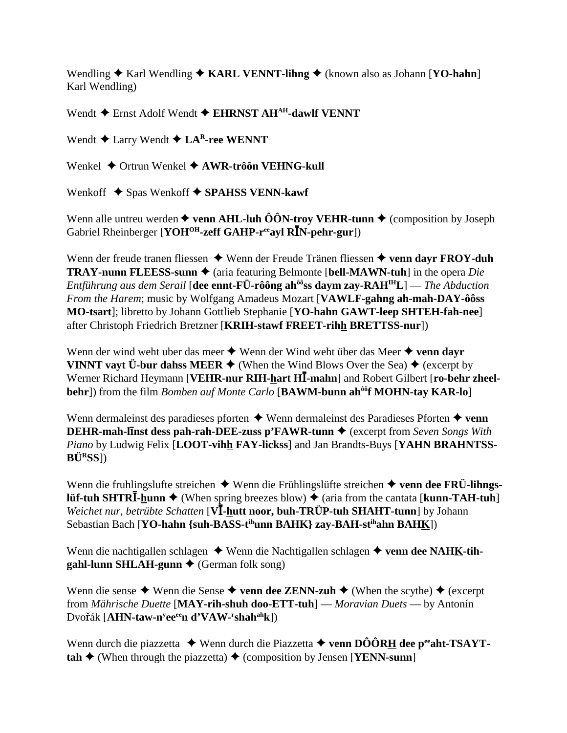Wendling ✦ Karl Wendling ✦ **KARL VENNT-lihng** ✦ (known also as Johann [**YO-hahn**] Karl Wendling)

Wendt ✦ Ernst Adolf Wendt ✦ **EHRNST AH[AH]-dawlf VENNT**

Wendt ✦ Larry Wendt ✦ **LA[R]-ree WENNT**

Wenkel ✦ Ortrun Wenkel ✦ **AWR-trôôn VEHNG-kull**

Wenkoff ✦ Spas Wenkoff ✦ **SPAHSS VENN-kawf**

Wenn alle untreu werden ✦ **venn AHL-luh ÔÔN-troy VEHR-tunn** ✦ (composition by Joseph Gabriel Rheinberger [**YOH[OH]-zeff GAHP-r[ee]ayl RĪN-pehr-gur**])

Wenn der freude tranen fliessen ✦ Wenn der Freude Tränen fliessen ✦ **venn dayr FROY-duh TRAY-nunn FLEESS-sunn** ✦ (aria featuring Belmonte [**bell-MAWN-tuh**] in the opera *Die Entführung aus dem Serail* [**dee ennt-FÜ-rôông ah[ôô]ss daym zay-RAH[IH]L**] — *The Abduction From the Harem*; music by Wolfgang Amadeus Mozart [**VAWLF-gahng ah-mah-DAY-ôôss MO-tsart**]; libretto by Johann Gottlieb Stephanie [**YO-hahn GAWT-leep SHTEH-fah-nee**] after Christoph Friedrich Bretzner [**KRIH-stawf FREET-rihh BRETTSS-nur**])

Wenn der wind weht uber das meer ✦ Wenn der Wind weht über das Meer ✦ **venn dayr VINNT vayt Ü-bur dahss MEER** ✦ (When the Wind Blows Over the Sea) ✦ (excerpt by Werner Richard Heymann [**VEHR-nur RIH-hart HĪ-mahn**] and Robert Gilbert [**ro-behr zheel-behr**]) from the film *Bomben auf Monte Carlo* [**BAWM-bunn ah[ôô]f MOHN-tay KAR-lo**]

Wenn dermaleinst des paradieses pforten ✦ Wenn dermaleinst des Paradieses Pforten ✦ **venn DEHR-mah-līnst dess pah-rah-DEE-zuss p'FAWR-tunn** ✦ (excerpt from *Seven Songs With Piano* by Ludwig Felix [**LOOT-vihh FAY-lickss**] and Jan Brandts-Buys [**YAHN BRAHNTSS-BÜ[R]SS**])

Wenn die fruhlingslufte streichen ✦ Wenn die Frühlingslüfte streichen ✦ **venn dee FRÜ-lihngs-lüf-tuh SHTRĪ-hunn** ✦ (When spring breezes blow) ✦ (aria from the cantata [**kunn-TAH-tuh**] *Weichet nur, betrübte Schatten* [**VĪ-hutt noor, buh-TRÜP-tuh SHAHT-tunn**] by Johann Sebastian Bach [**YO-hahn {suh-BASS-t[ih]unn BAHK} zay-BAH-st[ih]ahn BAHK**])

Wenn die nachtigallen schlagen ✦ Wenn die Nachtigallen schlagen ✦ **venn dee NAHK-tih-gahl-lunn SHLAH-gunn** ✦ (German folk song)

Wenn die sense ✦ Wenn die Sense ✦ **venn dee ZENN-zuh** ✦ (When the scythe) ✦ (excerpt from *Mährische Duette* [**MAY-rih-shuh doo-ETT-tuh**] — *Moravian Duets* — by Antonín Dvořák [**AHN-taw-n[y]ee[ee]n d'VAW-[r]shah[ah]k**])

Wenn durch die piazzetta ✦ Wenn durch die Piazzetta ✦ **venn DÔÔRH dee p[ee]aht-TSAYT-tah** ✦ (When through the piazzetta) ✦ (composition by Jensen [**YENN-sunn**]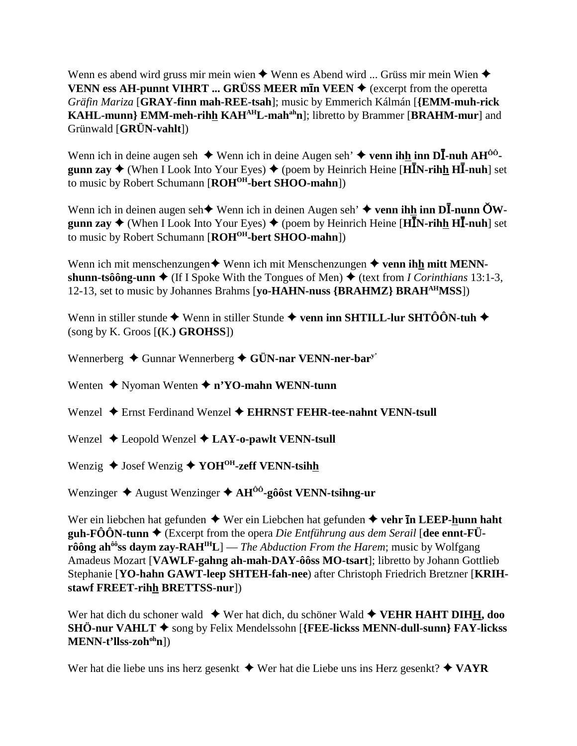Wenn es abend wird gruss mir mein wien ✦ Wenn es Abend wird ... Grüss mir mein Wien ✦ **VENN ess AH-punnt VIHRT ... GRÜSS MEER mīn VEEN** ✦ (excerpt from the operetta *Gräfin Mariza* [**GRAY-finn mah-REE-tsah**]; music by Emmerich Kálmán [**{EMM-muh-rick KAHL-munn} EMM-meh-rihh KAH^AH L-mah^ah n**]; libretto by Brammer [**BRAHM-mur**] and Grünwald [**GRÜN-vahlt**])

Wenn ich in deine augen seh ✦ Wenn ich in deine Augen seh' ✦ **venn ihh inn DĪ-nuh AH^ôô-gunn zay** ✦ (When I Look Into Your Eyes) ✦ (poem by Heinrich Heine [**HĪN-rihh HĪ-nuh**] set to music by Robert Schumann [**ROH^OH-bert SHOO-mahn**])

Wenn ich in deinen augen seh✦ Wenn ich in deinen Augen seh' ✦ **venn ihh inn DĪ-nunn ŎW-gunn zay** ✦ (When I Look Into Your Eyes) ✦ (poem by Heinrich Heine [**HĪN-rihh HĪ-nuh**] set to music by Robert Schumann [**ROH^OH-bert SHOO-mahn**])

Wenn ich mit menschenzungen✦ Wenn ich mit Menschenzungen ✦ **venn ihh mitt MENN-shunn-tsôông-unn** ✦ (If I Spoke With the Tongues of Men) ✦ (text from *I Corinthians* 13:1-3, 12-13, set to music by Johannes Brahms [**yo-HAHN-nuss {BRAHMZ} BRAH^AH MSS**])

Wenn in stiller stunde ✦ Wenn in stiller Stunde ✦ **venn inn SHTILL-lur SHTÔÔN-tuh** ✦ (song by K. Groos [**(K.) GROHSS**])

Wennerberg ✦ Gunnar Wennerberg ✦ **GÜN-nar VENN-ner-bar^y'**

Wenten ✦ Nyoman Wenten ✦ **n'YO-mahn WENN-tunn**

Wenzel ✦ Ernst Ferdinand Wenzel ✦ **EHRNST FEHR-tee-nahnt VENN-tsull**

Wenzel ✦ Leopold Wenzel ✦ **LAY-o-pawlt VENN-tsull**

Wenzig ✦ Josef Wenzig ✦ **YOH^OH-zeff VENN-tsihh**

Wenzinger ✦ August Wenzinger ✦ **AH^ÔÔ-gôôst VENN-tsihng-ur**

Wer ein liebchen hat gefunden ✦ Wer ein Liebchen hat gefunden ✦ **vehr īn LEEP-hunn haht guh-FÔÔN-tunn** ✦ (Excerpt from the opera *Die Entführung aus dem Serail* [**dee ennt-FÜ-rôông ah^ôô ss daym zay-RAH^IH L**] — *The Abduction From the Harem*; music by Wolfgang Amadeus Mozart [**VAWLF-gahng ah-mah-DAY-ôôss MO-tsart**]; libretto by Johann Gottlieb Stephanie [**YO-hahn GAWT-leep SHTEH-fah-nee**) after Christoph Friedrich Bretzner [**KRIH-stawf FREET-rihh BRETTSS-nur**])

Wer hat dich du schoner wald ✦ Wer hat dich, du schöner Wald ✦ **VEHR HAHT DIHH, doo SHÖ-nur VAHLT** ✦ song by Felix Mendelssohn [**{FEE-lickss MENN-dull-sunn} FAY-lickss MENN-t'llss-zoh^oh n**])

Wer hat die liebe uns ins herz gesenkt ✦ Wer hat die Liebe uns ins Herz gesenkt? ✦ **VAYR**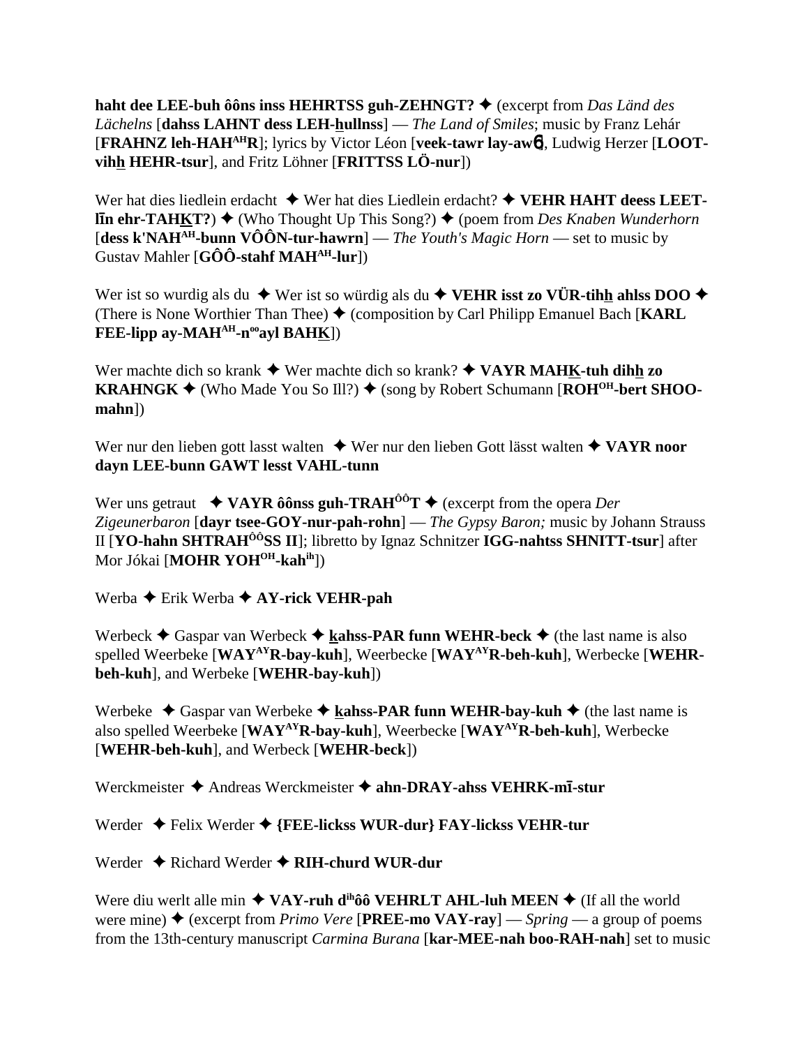**haht dee LEE-buh ôôns inss HEHRTSS guh-ZEHNGT?** ✦ (excerpt from *Das Länd des Lächelns* [**dahss LAHNT dess LEH-hullnss**] — *The Land of Smiles*; music by Franz Lehár [**FRAHNZ leh-HAH**[AH]**R**]; lyrics by Victor Léon [**veek-tawr lay-awɳ**], Ludwig Herzer [**LOOT-vihh HEHR-tsur**], and Fritz Löhner [**FRITTSS LÖ-nur**])

Wer hat dies liedlein erdacht ✦ Wer hat dies Liedlein erdacht? ✦ **VEHR HAHT deess LEET-līn ehr-TAHKT?**) ✦ (Who Thought Up This Song?) ✦ (poem from *Des Knaben Wunderhorn* [**dess k'NAH**[AH]**-bunn VÔÔN-tur-hawrn**] — *The Youth's Magic Horn* — set to music by Gustav Mahler [**GÔÔ-stahf MAH**[AH]**-lur**])

Wer ist so wurdig als du ✦ Wer ist so würdig als du ✦ **VEHR isst zo VÜR-tihh ahlss DOO** ✦ (There is None Worthier Than Thee) ✦ (composition by Carl Philipp Emanuel Bach [**KARL FEE-lipp ay-MAH**[AH]**-n**[oo]**ayl BAHK**])

Wer machte dich so krank ✦ Wer machte dich so krank? ✦ **VAYR MAHK-tuh dihh zo KRAHNGK** ✦ (Who Made You So Ill?) ✦ (song by Robert Schumann [**ROH**[OH]**-bert SHOO-mahn**])

Wer nur den lieben gott lasst walten ✦ Wer nur den lieben Gott lässt walten ✦ **VAYR noor dayn LEE-bunn GAWT lesst VAHL-tunn**

Wer uns getraut ✦ **VAYR ôônss guh-TRAH**[ÔÔ]**T** ✦ (excerpt from the opera *Der Zigeunerbaron* [**dayr tsee-GOY-nur-pah-rohn**] — *The Gypsy Baron;* music by Johann Strauss II [**YO-hahn SHTRAH**[ÔÔ]**SS II**]; libretto by Ignaz Schnitzer **IGG-nahtss SHNITT-tsur**] after Mor Jókai [**MOHR YOH**[OH]**-kah**[ih]])

Werba ✦ Erik Werba ✦ **AY-rick VEHR-pah**

Werbeck ✦ Gaspar van Werbeck ✦ **kahss-PAR funn WEHR-beck** ✦ (the last name is also spelled Weerbeke [**WAY**[AY]**R-bay-kuh**], Weerbecke [**WAY**[AY]**R-beh-kuh**], Werbecke [**WEHR-beh-kuh**], and Werbeke [**WEHR-bay-kuh**])

Werbeke ✦ Gaspar van Werbeke ✦ **kahss-PAR funn WEHR-bay-kuh** ✦ (the last name is also spelled Weerbeke [**WAY**[AY]**R-bay-kuh**], Weerbecke [**WAY**[AY]**R-beh-kuh**], Werbecke [**WEHR-beh-kuh**], and Werbeck [**WEHR-beck**])

Werckmeister ✦ Andreas Werckmeister ✦ **ahn-DRAY-ahss VEHRK-mī-stur**

Werder ✦ Felix Werder ✦ **{FEE-lickss WUR-dur} FAY-lickss VEHR-tur**

Werder ✦ Richard Werder ✦ **RIH-churd WUR-dur**

Were diu werlt alle min ✦ **VAY-ruh d**[ih]**ôô VEHRLT AHL-luh MEEN** ✦ (If all the world were mine) ✦ (excerpt from *Primo Vere* [**PREE-mo VAY-ray**] — *Spring* — a group of poems from the 13th-century manuscript *Carmina Burana* [**kar-MEE-nah boo-RAH-nah**] set to music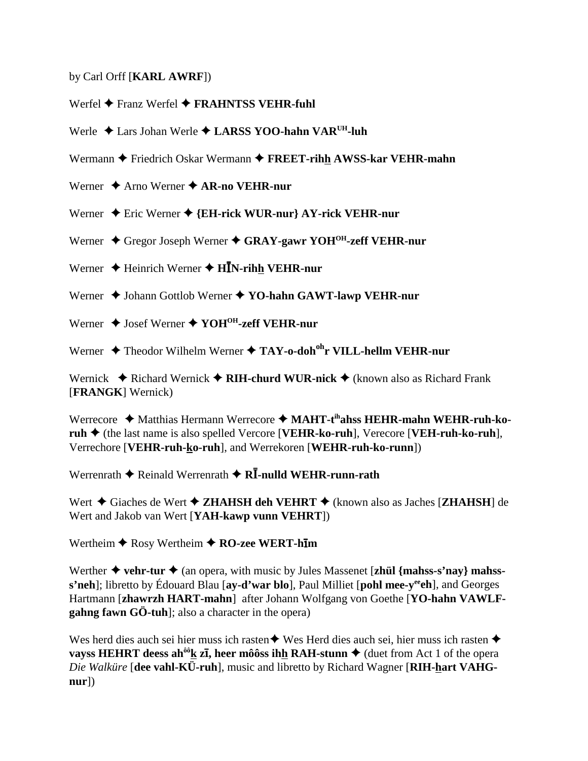by Carl Orff [**KARL AWRF**])

Werfel ✦ Franz Werfel ✦ **FRAHNTSS VEHR-fuhl**

Werle ✦ Lars Johan Werle ✦ **LARSS YOO-hahn VAR$^{UH}$-luh**

Wermann ✦ Friedrich Oskar Wermann ✦ **FREET-rihh AWSS-kar VEHR-mahn**

Werner ✦ Arno Werner ✦ **AR-no VEHR-nur**

Werner ✦ Eric Werner ✦ **{EH-rick WUR-nur} AY-rick VEHR-nur**

Werner ✦ Gregor Joseph Werner ✦ **GRAY-gawr YOH$^{OH}$-zeff VEHR-nur**

Werner ✦ Heinrich Werner ✦ **HĪN-rihh VEHR-nur**

Werner ✦ Johann Gottlob Werner ✦ **YO-hahn GAWT-lawp VEHR-nur**

Werner ✦ Josef Werner ✦ **YOH$^{OH}$-zeff VEHR-nur**

Werner ✦ Theodor Wilhelm Werner ✦ **TAY-o-doh$^{oh}$r VILL-hellm VEHR-nur**

Wernick ✦ Richard Wernick ✦ **RIH-churd WUR-nick** ✦ (known also as Richard Frank [**FRANGK**] Wernick)

Werrecore ✦ Matthias Hermann Werrecore ✦ **MAHT-t$^{ih}$ahss HEHR-mahn WEHR-ruh-ko-ruh** ✦ (the last name is also spelled Vercore [**VEHR-ko-ruh**], Verecore [**VEH-ruh-ko-ruh**], Verrechore [**VEHR-ruh-ko-ruh**], and Werrekoren [**WEHR-ruh-ko-runn**])

Werrenrath ✦ Reinald Werrenrath ✦ **RĪ-nulld WEHR-runn-rath**

Wert ✦ Giaches de Wert ✦ **ZHAHSH deh VEHRT** ✦ (known also as Jaches [**ZHAHSH**] de Wert and Jakob van Wert [**YAH-kawp vunn VEHRT**])

Wertheim ✦ Rosy Wertheim ✦ **RO-zee WERT-hīm**

Werther ✦ **vehr-tur** ✦ (an opera, with music by Jules Massenet [**zhül {mahss-s'nay} mahss-s'neh**]; libretto by Édouard Blau [**ay-d'war blo**], Paul Milliet [**pohl mee-y$^{ee}$eh**], and Georges Hartmann [**zhawrzh HART-mahn**] after Johann Wolfgang von Goethe [**YO-hahn VAWLF-gahng fawn GÖ-tuh**]; also a character in the opera)

Wes herd dies auch sei hier muss ich rasten ✦ Wes Herd dies auch sei, hier muss ich rasten ✦ **vayss HEHRT deess ah$^{ôô}$k zī, heer môôss ihh RAH-stunn** ✦ (duet from Act 1 of the opera *Die Walküre* [**dee vahl-KÜ-ruh**], music and libretto by Richard Wagner [**RIH-hart VAHG-nur**])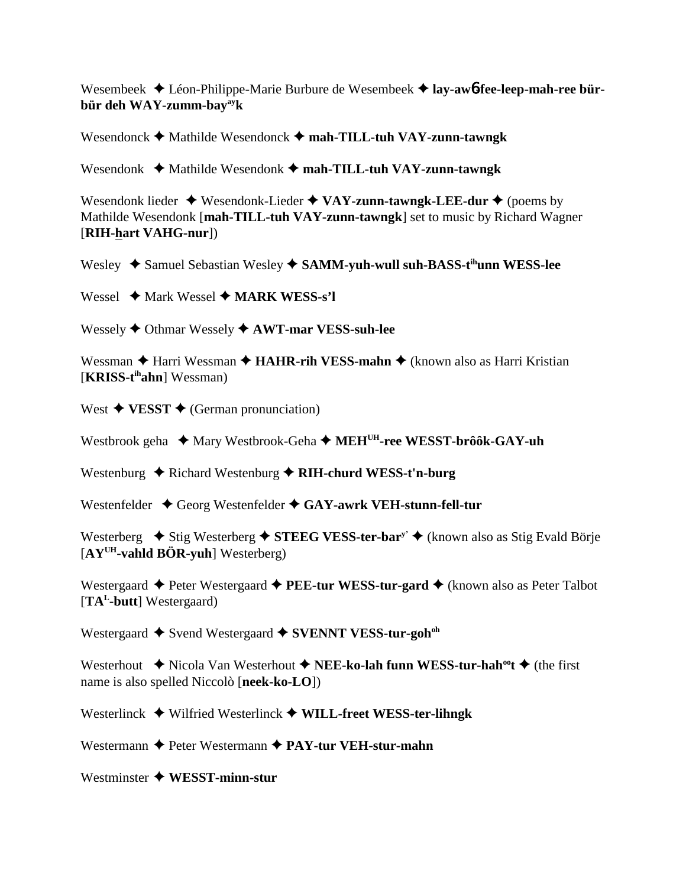Wesembeek ✦ Léon-Philippe-Marie Burbure de Wesembeek ✦ **lay-awɓ-fee-leep-mah-ree bür-bür deh WAY-zumm-bay[ay]k**

Wesendonck ✦ Mathilde Wesendonck ✦ **mah-TILL-tuh VAY-zunn-tawngk**

Wesendonk ✦ Mathilde Wesendonk ✦ **mah-TILL-tuh VAY-zunn-tawngk**

Wesendonk lieder ✦ Wesendonk-Lieder ✦ **VAY-zunn-tawngk-LEE-dur** ✦ (poems by Mathilde Wesendonk [**mah-TILL-tuh VAY-zunn-tawngk**] set to music by Richard Wagner [**RIH-hart VAHG-nur**])

Wesley ✦ Samuel Sebastian Wesley ✦ **SAMM-yuh-wull suh-BASS-t[ih]unn WESS-lee**

Wessel ✦ Mark Wessel ✦ **MARK WESS-s'l**

Wessely ✦ Othmar Wessely ✦ **AWT-mar VESS-suh-lee**

Wessman ✦ Harri Wessman ✦ **HAHR-rih VESS-mahn** ✦ (known also as Harri Kristian [**KRISS-t[ih]ahn**] Wessman)

West ✦ **VESST** ✦ (German pronunciation)

Westbrook geha ✦ Mary Westbrook-Geha ✦ **MEH[UH]-ree WESST-brôôk-GAY-uh**

Westenburg ✦ Richard Westenburg ✦ **RIH-churd WESS-t'n-burg**

Westenfelder ✦ Georg Westenfelder ✦ **GAY-awrk VEH-stunn-fell-tur**

Westerberg ✦ Stig Westerberg ✦ **STEEG VESS-ter-bar[y']** ✦ (known also as Stig Evald Börje [**AY[UH]-vahld BÖR-yuh**] Westerberg)

Westergaard ✦ Peter Westergaard ✦ **PEE-tur WESS-tur-gard** ✦ (known also as Peter Talbot [**TA[L]-butt**] Westergaard)

Westergaard ✦ Svend Westergaard ✦ **SVENNT VESS-tur-goh[oh]**

Westerhout ✦ Nicola Van Westerhout ✦ **NEE-ko-lah funn WESS-tur-hah[oo]t** ✦ (the first name is also spelled Niccolò [**neek-ko-LO**])

Westerlinck ✦ Wilfried Westerlinck ✦ **WILL-freet WESS-ter-lihngk**

Westermann ✦ Peter Westermann ✦ **PAY-tur VEH-stur-mahn**

Westminster ✦ **WESST-minn-stur**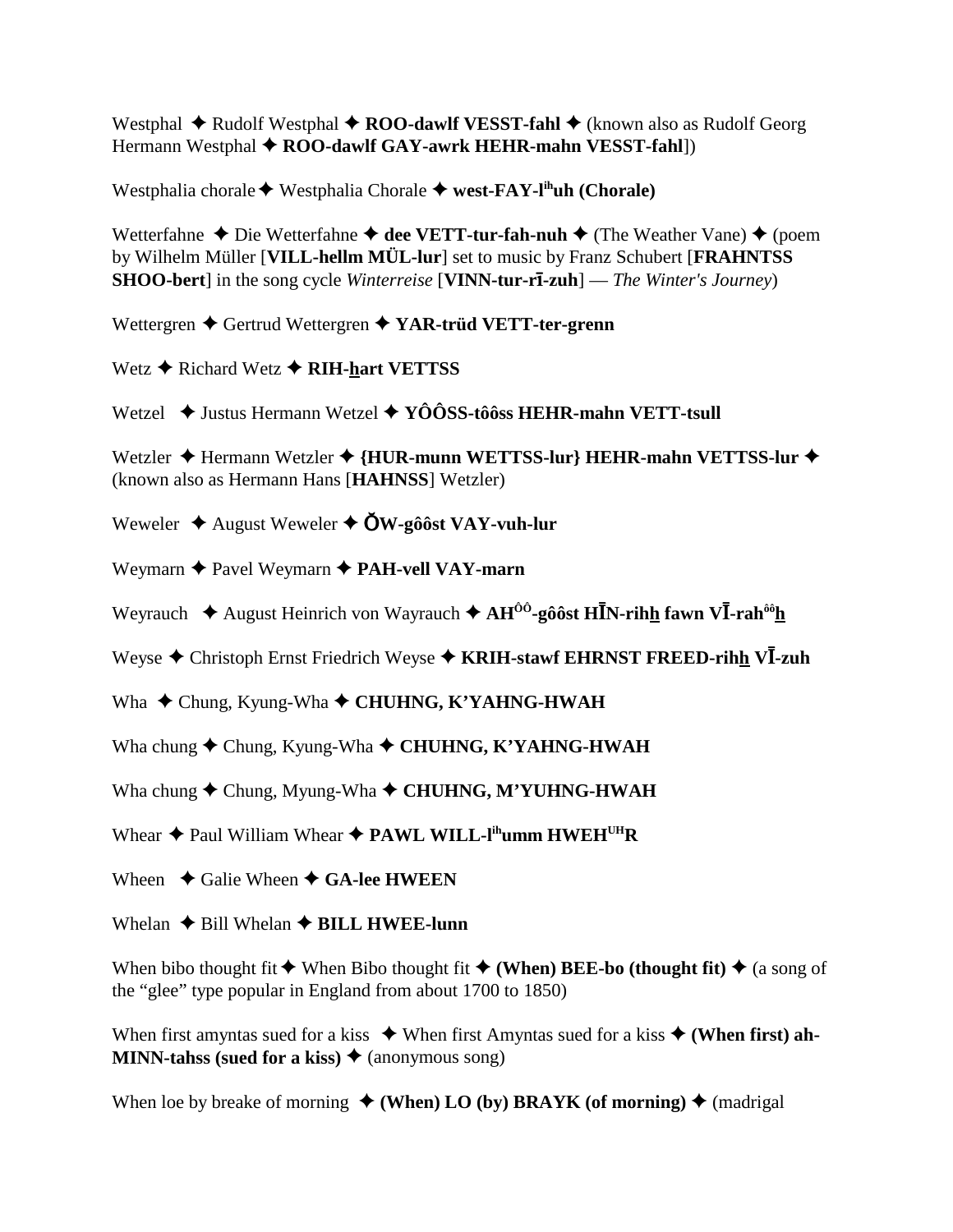Westphal ✦ Rudolf Westphal ✦ **ROO-dawlf VESST-fahl** ✦ (known also as Rudolf Georg Hermann Westphal ✦ **ROO-dawlf GAY-awrk HEHR-mahn VESST-fahl**])

Westphalia chorale ✦ Westphalia Chorale ✦ **west-FAY-l<sup>ih</sup>uh (Chorale)**

Wetterfahne ✦ Die Wetterfahne ✦ **dee VETT-tur-fah-nuh** ✦ (The Weather Vane) ✦ (poem by Wilhelm Müller [**VILL-hellm MÜL-lur**] set to music by Franz Schubert [**FRAHNTSS SHOO-bert**] in the song cycle *Winterreise* [**VINN-tur-rī-zuh**] — *The Winter's Journey*)

Wettergren ✦ Gertrud Wettergren ✦ **YAR-trüd VETT-ter-grenn**

Wetz ✦ Richard Wetz ✦ **RIH-hart VETTSS**

Wetzel ✦ Justus Hermann Wetzel ✦ **YÔÔSS-tôôss HEHR-mahn VETT-tsull**

Wetzler ✦ Hermann Wetzler ✦ **{HUR-munn WETTSS-lur} HEHR-mahn VETTSS-lur** ✦ (known also as Hermann Hans [**HAHNSS**] Wetzler)

Weweler ✦ August Weweler ✦ **ŎW-gôôst VAY-vuh-lur**

Weymarn ✦ Pavel Weymarn ✦ **PAH-vell VAY-marn**

Weyrauch ✦ August Heinrich von Wayrauch ✦ **AH<sup>ÔÔ</sup>-gôôst HĪN-rihh fawn VĪ-rah<sup>ôô</sup>h**

Weyse ✦ Christoph Ernst Friedrich Weyse ✦ **KRIH-stawf EHRNST FREED-rihh VĪ-zuh**

Wha ✦ Chung, Kyung-Wha ✦ **CHUHNG, K'YAHNG-HWAH**

Wha chung ✦ Chung, Kyung-Wha ✦ **CHUHNG, K'YAHNG-HWAH**

Wha chung ✦ Chung, Myung-Wha ✦ **CHUHNG, M'YUHNG-HWAH**

Whear ✦ Paul William Whear ✦ **PAWL WILL-l<sup>ih</sup>umm HWEH<sup>UH</sup>R**

Wheen ✦ Galie Wheen ✦ **GA-lee HWEEN**

Whelan ✦ Bill Whelan ✦ **BILL HWEE-lunn**

When bibo thought fit ✦ When Bibo thought fit ✦ **(When) BEE-bo (thought fit)** ✦ (a song of the "glee" type popular in England from about 1700 to 1850)

When first amyntas sued for a kiss ✦ When first Amyntas sued for a kiss ✦ **(When first) ah-MINN-tahss (sued for a kiss)** ✦ (anonymous song)

When loe by breake of morning ✦ **(When) LO (by) BRAYK (of morning)** ✦ (madrigal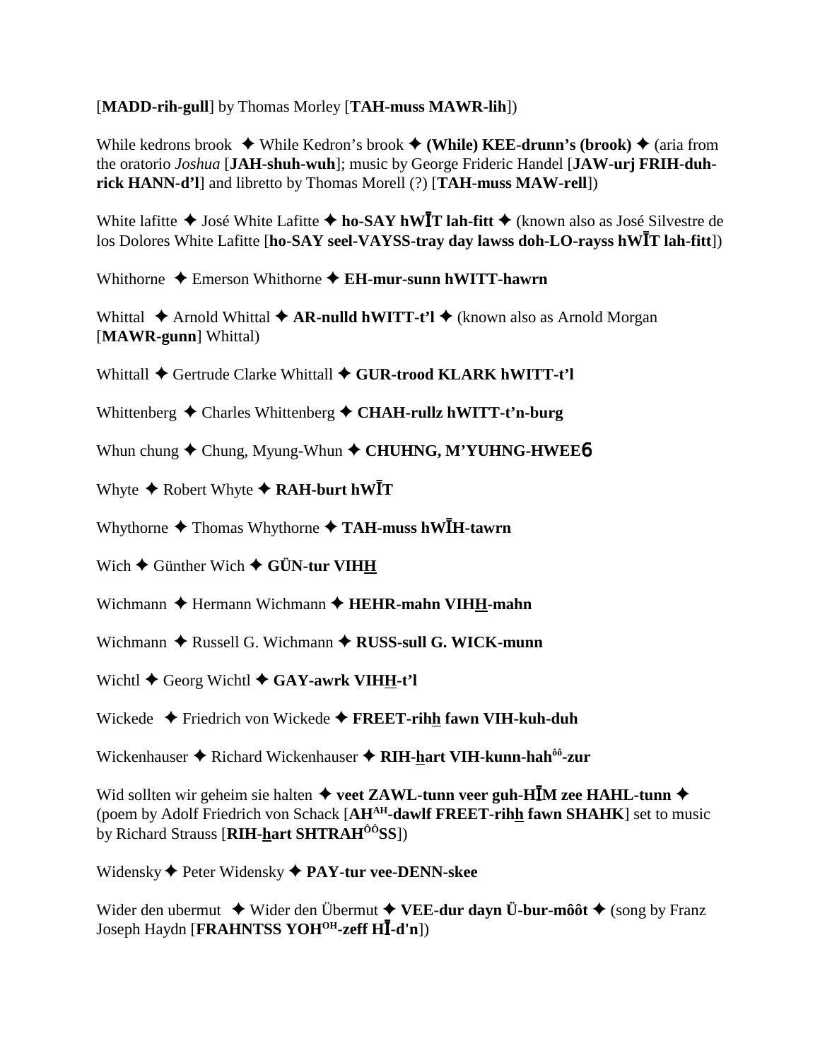[**MADD-rih-gull**] by Thomas Morley [**TAH-muss MAWR-lih**])

While kedrons brook ✦ While Kedron's brook ✦ **(While) KEE-drunn's (brook)** ✦ (aria from the oratorio *Joshua* [**JAH-shuh-wuh**]; music by George Frideric Handel [**JAW-urj FRIH-duh-rick HANN-d'l**] and libretto by Thomas Morell (?) [**TAH-muss MAW-rell**])

White lafitte ✦ José White Lafitte ✦ **ho-SAY hWĪT lah-fitt** ✦ (known also as José Silvestre de los Dolores White Lafitte [**ho-SAY seel-VAYSS-tray day lawss doh-LO-rayss hWĪT lah-fitt**])

Whithorne ✦ Emerson Whithorne ✦ **EH-mur-sunn hWITT-hawrn**

Whittal ✦ Arnold Whittal ✦ **AR-nulld hWITT-t'l** ✦ (known also as Arnold Morgan [**MAWR-gunn**] Whittal)

Whittall ✦ Gertrude Clarke Whittall ✦ **GUR-trood KLARK hWITT-t'l**

Whittenberg ✦ Charles Whittenberg ✦ **CHAH-rullz hWITT-t'n-burg**

Whun chung ✦ Chung, Myung-Whun ✦ **CHUHNG, M'YUHNG-HWEEɴ**

Whyte ✦ Robert Whyte ✦ **RAH-burt hWĪT**

Whythorne ✦ Thomas Whythorne ✦ **TAH-muss hWĪH-tawrn**

Wich ✦ Günther Wich ✦ **GÜN-tur VIH**<u>**H**</u>

Wichmann ✦ Hermann Wichmann ✦ **HEHR-mahn VIH**<u>**H**</u>**-mahn**

Wichmann ✦ Russell G. Wichmann ✦ **RUSS-sull G. WICK-munn**

Wichtl ✦ Georg Wichtl ✦ **GAY-awrk VIH**<u>**H**</u>**-t'l**

Wickede ✦ Friedrich von Wickede ✦ **FREET-rih**<u>**h**</u> **fawn VIH-kuh-duh**

Wickenhauser ✦ Richard Wickenhauser ✦ **RIH-**<u>**h**</u>**art VIH-kunn-hah**[ôô]**-zur**

Wid sollten wir geheim sie halten ✦ **veet ZAWL-tunn veer guh-HĪM zee HAHL-tunn** ✦ (poem by Adolf Friedrich von Schack [**AH**[AH]**-dawlf FREET-rih**<u>**h**</u> **fawn SHAHK**] set to music by Richard Strauss [**RIH-**<u>**h**</u>**art SHTRAH**[ÔÔ]**SS**])

Widensky ✦ Peter Widensky ✦ **PAY-tur vee-DENN-skee**

Wider den ubermut ✦ Wider den Übermut ✦ **VEE-dur dayn Ü-bur-môôt** ✦ (song by Franz Joseph Haydn [**FRAHNTSS YOH**[OH]**-zeff HĪ-d'n**])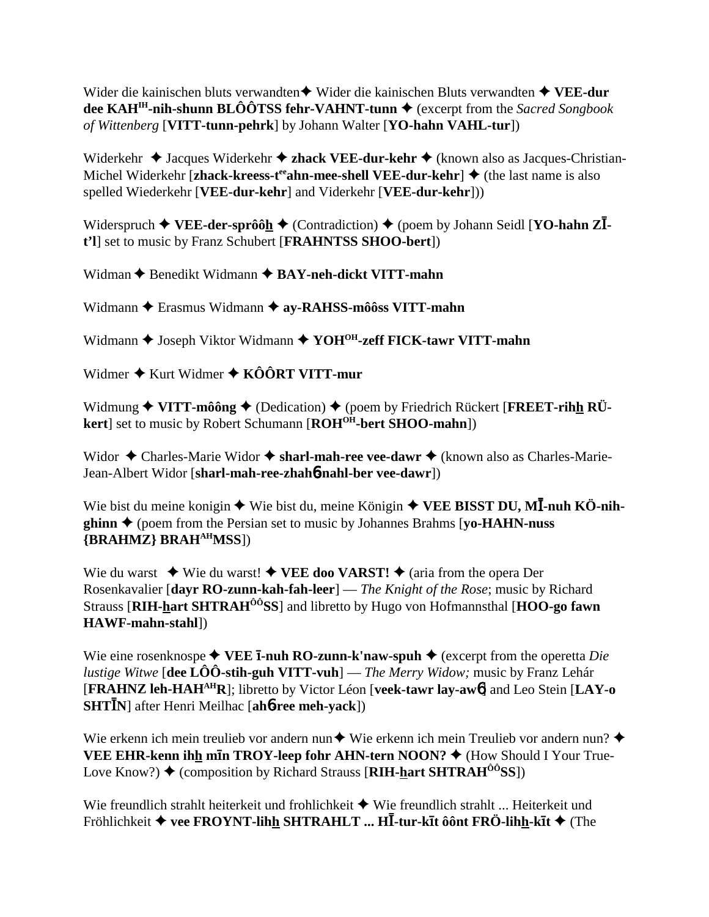Wider die kainischen bluts verwandten✦ Wider die kainischen Bluts verwandten ✦ **VEE-dur dee KAH[IH]-nih-shunn BLÔÔTSS fehr-VAHNT-tunn** ✦ (excerpt from the *Sacred Songbook of Wittenberg* [**VITT-tunn-pehrk**] by Johann Walter [**YO-hahn VAHL-tur**])

Widerkehr ✦ Jacques Widerkehr ✦ **zhack VEE-dur-kehr** ✦ (known also as Jacques-Christian-Michel Widerkehr [**zhack-kreess-t[ee]ahn-mee-shell VEE-dur-kehr**] ✦ (the last name is also spelled Wiederkehr [**VEE-dur-kehr**] and Viderkehr [**VEE-dur-kehr**]))

Widerspruch ✦ **VEE-der-sprôô<u>h</u>** ✦ (Contradiction) ✦ (poem by Johann Seidl [**YO-hahn ZĪ-t'l**] set to music by Franz Schubert [**FRAHNTSS SHOO-bert**])

Widman ✦ Benedikt Widmann ✦ **BAY-neh-dickt VITT-mahn**

Widmann ✦ Erasmus Widmann ✦ **ay-RAHSS-môôss VITT-mahn**

Widmann ✦ Joseph Viktor Widmann ✦ **YOH[OH]-zeff FICK-tawr VITT-mahn**

Widmer ✦ Kurt Widmer ✦ **KÔÔRT VITT-mur**

Widmung ✦ **VITT-môông** ✦ (Dedication) ✦ (poem by Friedrich Rückert [**FREET-rih<u>h</u> RÜ-kert**] set to music by Robert Schumann [**ROH[OH]-bert SHOO-mahn**])

Widor ✦ Charles-Marie Widor ✦ **sharl-mah-ree vee-dawr** ✦ (known also as Charles-Marie-Jean-Albert Widor [**sharl-mah-ree-zhah6-nahl-ber vee-dawr**])

Wie bist du meine konigin ✦ Wie bist du, meine Königin ✦ **VEE BISST DU, MĪ-nuh KÖ-nih-ghinn** ✦ (poem from the Persian set to music by Johannes Brahms [**yo-HAHN-nuss {BRAHMZ} BRAH[AH]MSS**])

Wie du warst ✦ Wie du warst! ✦ **VEE doo VARST!** ✦ (aria from the opera Der Rosenkavalier [**dayr RO-zunn-kah-fah-leer**] — *The Knight of the Rose*; music by Richard Strauss [**RIH-<u>h</u>art SHTRAH[ÔÔ]SS**] and libretto by Hugo von Hofmannsthal [**HOO-go fawn HAWF-mahn-stahl**])

Wie eine rosenknospe ✦ **VEE ī-nuh RO-zunn-k'naw-spuh** ✦ (excerpt from the operetta *Die lustige Witwe* [**dee LÔÔ-stih-guh VITT-vuh**] — *The Merry Widow;* music by Franz Lehár [**FRAHNZ leh-HAH[AH]R**]; libretto by Victor Léon [**veek-tawr lay-aw6**] and Leo Stein [**LAY-o SHTĪN**] after Henri Meilhac [**ah6-ree meh-yack**])

Wie erkenn ich mein treulieb vor andern nun✦ Wie erkenn ich mein Treulieb vor andern nun? ✦ **VEE EHR-kenn ih<u>h</u> mīn TROY-leep fohr AHN-tern NOON?** ✦ (How Should I Your True-Love Know?) ✦ (composition by Richard Strauss [**RIH-<u>h</u>art SHTRAH[ÔÔ]SS**])

Wie freundlich strahlt heiterkeit und frohlichkeit ✦ Wie freundlich strahlt ... Heiterkeit und Fröhlichkeit ✦ **vee FROYNT-lih<u>h</u> SHTRAHLT ... HĪ-tur-kīt ôônt FRÖ-lih<u>h</u>-kīt** ✦ (The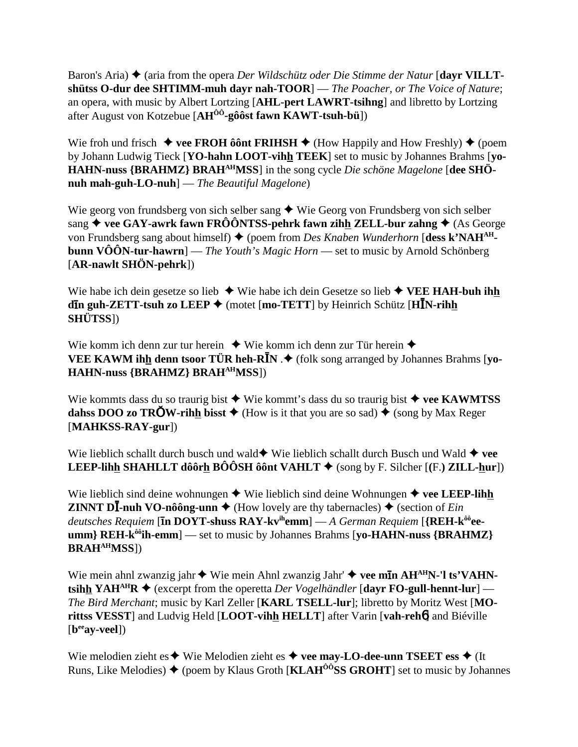Baron's Aria) ✦ (aria from the opera *Der Wildschütz oder Die Stimme der Natur* [**dayr VILLT-shütss O-dur dee SHTIMM-muh dayr nah-TOOR**] — *The Poacher, or The Voice of Nature*; an opera, with music by Albert Lortzing [**AHL-pert LAWRT-tsihng**] and libretto by Lortzing after August von Kotzebue [**AH$^{ÔÔ}$-gôôst fawn KAWT-tsuh-bü**])

Wie froh und frisch ✦ **vee FROH ôônt FRIHSH** ✦ (How Happily and How Freshly) ✦ (poem by Johann Ludwig Tieck [**YO-hahn LOOT-vihh TEEK**] set to music by Johannes Brahms [**yo-HAHN-nuss {BRAHMZ} BRAH$^{AH}$MSS**] in the song cycle *Die schöne Magelone* [**dee SHÖ-nuh mah-guh-LO-nuh**] — *The Beautiful Magelone*)

Wie georg von frundsberg von sich selber sang ✦ Wie Georg von Frundsberg von sich selber sang ✦ **vee GAY-awrk fawn FRÔÔNTSS-pehrk fawn zihh ZELL-bur zahng** ✦ (As George von Frundsberg sang about himself) ✦ (poem from *Des Knaben Wunderhorn* [**dess k'NAH$^{AH}$-bunn VÔÔN-tur-hawrn**] — *The Youth's Magic Horn* — set to music by Arnold Schönberg [**AR-nawlt SHÖN-pehrk**])

Wie habe ich dein gesetze so lieb ✦ Wie habe ich dein Gesetze so lieb ✦ **VEE HAH-buh ihh dīn guh-ZETT-tsuh zo LEEP** ✦ (motet [**mo-TETT**] by Heinrich Schütz [**HĪN-rihh SHÜTSS**])

Wie komm ich denn zur tur herein ✦ Wie komm ich denn zur Tür herein ✦ **VEE KAWM ihh denn tsoor TÜR heh-RĪN** .✦ (folk song arranged by Johannes Brahms [**yo-HAHN-nuss {BRAHMZ} BRAH$^{AH}$MSS**])

Wie kommts dass du so traurig bist ✦ Wie kommt's dass du so traurig bist ✦ **vee KAWMTSS dahss DOO zo TRŎW-rihh bisst** ✦ (How is it that you are so sad) ✦ (song by Max Reger [**MAHKSS-RAY-gur**])

Wie lieblich schallt durch busch und wald✦ Wie lieblich schallt durch Busch und Wald ✦ **vee LEEP-lihh SHAHLLT dôôrh BÔÔSH ôônt VAHLT** ✦ (song by F. Silcher [**(F.) ZILL-hur**])

Wie lieblich sind deine wohnungen ✦ Wie lieblich sind deine Wohnungen ✦ **vee LEEP-lihh ZINNT DĪ-nuh VO-nôông-unn** ✦ (How lovely are thy tabernacles) ✦ (section of *Ein deutsches Requiem* [**īn DOYT-shuss RAY-kv$^{ih}$emm**] — *A German Requiem* [**{REH-k$^{ôô}$ee-umm} REH-k$^{ôô}$ih-emm**] — set to music by Johannes Brahms [**yo-HAHN-nuss {BRAHMZ} BRAH$^{AH}$MSS**])

Wie mein ahnl zwanzig jahr ✦ Wie mein Ahnl zwanzig Jahr' ✦ **vee mīn AH$^{AH}$N-'l ts'VAHN-tsihh YAH$^{AH}$R** ✦ (excerpt from the operetta *Der Vogelhändler* [**dayr FO-gull-hennt-lur**] — *The Bird Merchant*; music by Karl Zeller [**KARL TSELL-lur**]; libretto by Moritz West [**MO-rittss VESST**] and Ludvig Held [**LOOT-vihh HELLT**] after Varin [**vah-rehɵ**] and Biéville [**b$^{ee}$ay-veel**])

Wie melodien zieht es✦ Wie Melodien zieht es ✦ **vee may-LO-dee-unn TSEET ess** ✦ (It Runs, Like Melodies) ✦ (poem by Klaus Groth [**KLAH$^{ÔÔ}$SS GROHT**] set to music by Johannes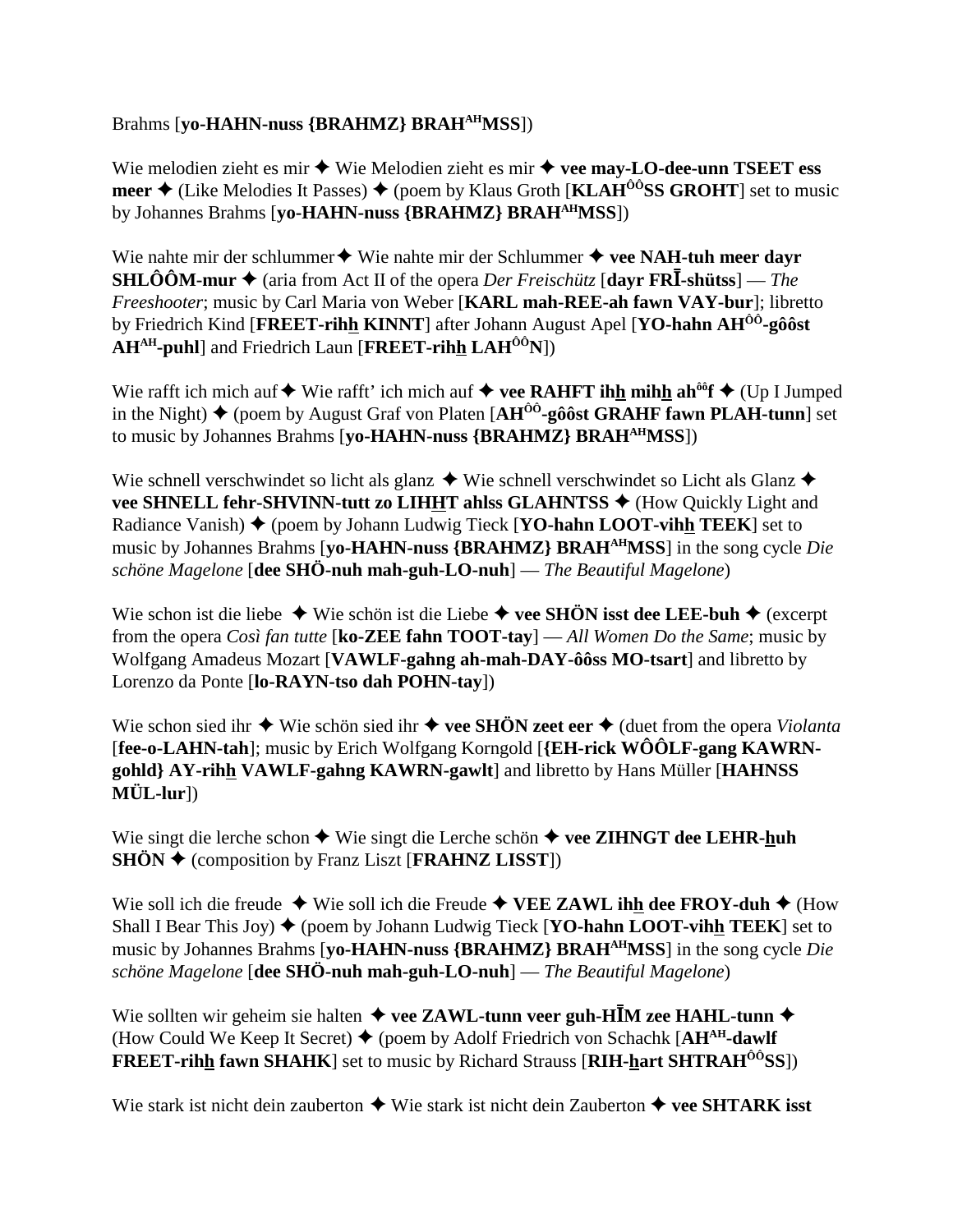Brahms [**yo-HAHN-nuss {BRAHMZ} BRAH^AH^MSS**])

Wie melodien zieht es mir ✦ Wie Melodien zieht es mir ✦ **vee may-LO-dee-unn TSEET ess meer** ✦ (Like Melodies It Passes) ✦ (poem by Klaus Groth [**KLAH^ÔÔ^SS GROHT**] set to music by Johannes Brahms [**yo-HAHN-nuss {BRAHMZ} BRAH^AH^MSS**])

Wie nahte mir der schlummer✦ Wie nahte mir der Schlummer ✦ **vee NAH-tuh meer dayr SHLÔÔM-mur** ✦ (aria from Act II of the opera *Der Freischütz* [**dayr FRĪ-shütss**] — *The Freeshooter*; music by Carl Maria von Weber [**KARL mah-REE-ah fawn VAY-bur**]; libretto by Friedrich Kind [**FREET-rihh KINNT**] after Johann August Apel [**YO-hahn AH^ÔÔ^-gôôst AH^AH^-puhl**] and Friedrich Laun [**FREET-rihh LAH^ÔÔ^N**])

Wie rafft ich mich auf ✦ Wie rafft' ich mich auf ✦ **vee RAHFT ihh mihh ah^ôô^f** ✦ (Up I Jumped in the Night) ✦ (poem by August Graf von Platen [**AH^ÔÔ^-gôôst GRAHF fawn PLAH-tunn**] set to music by Johannes Brahms [**yo-HAHN-nuss {BRAHMZ} BRAH^AH^MSS**])

Wie schnell verschwindet so licht als glanz ✦ Wie schnell verschwindet so Licht als Glanz ✦ **vee SHNELL fehr-SHVINN-tutt zo LIHHT ahlss GLAHNTSS** ✦ (How Quickly Light and Radiance Vanish) ✦ (poem by Johann Ludwig Tieck [**YO-hahn LOOT-vihh TEEK**] set to music by Johannes Brahms [**yo-HAHN-nuss {BRAHMZ} BRAH^AH^MSS**] in the song cycle *Die schöne Magelone* [**dee SHÖ-nuh mah-guh-LO-nuh**] — *The Beautiful Magelone*)

Wie schon ist die liebe ✦ Wie schön ist die Liebe ✦ **vee SHÖN isst dee LEE-buh** ✦ (excerpt from the opera *Così fan tutte* [**ko-ZEE fahn TOOT-tay**] — *All Women Do the Same*; music by Wolfgang Amadeus Mozart [**VAWLF-gahng ah-mah-DAY-ôôss MO-tsart**] and libretto by Lorenzo da Ponte [**lo-RAYN-tso dah POHN-tay**])

Wie schon sied ihr ✦ Wie schön sied ihr ✦ **vee SHÖN zeet eer** ✦ (duet from the opera *Violanta* [**fee-o-LAHN-tah**]; music by Erich Wolfgang Korngold [**{EH-rick WÔÔLF-gang KAWRN-gohld} AY-rihh VAWLF-gahng KAWRN-gawlt**] and libretto by Hans Müller [**HAHNSS MÜL-lur**])

Wie singt die lerche schon ✦ Wie singt die Lerche schön ✦ **vee ZIHNGT dee LEHR-huh SHÖN** ✦ (composition by Franz Liszt [**FRAHNZ LISST**])

Wie soll ich die freude ✦ Wie soll ich die Freude ✦ **VEE ZAWL ihh dee FROY-duh** ✦ (How Shall I Bear This Joy) ✦ (poem by Johann Ludwig Tieck [**YO-hahn LOOT-vihh TEEK**] set to music by Johannes Brahms [**yo-HAHN-nuss {BRAHMZ} BRAH^AH^MSS**] in the song cycle *Die schöne Magelone* [**dee SHÖ-nuh mah-guh-LO-nuh**] — *The Beautiful Magelone*)

Wie söllten wir geheim sie halten ✦ **vee ZAWL-tunn veer guh-HĪM zee HAHL-tunn** ✦ (How Could We Keep It Secret) ✦ (poem by Adolf Friedrich von Schachk [**AH^AH^-dawlf FREET-rihh fawn SHAHK**] set to music by Richard Strauss [**RIH-hart SHTRAH^ÔÔ^SS**])

Wie stark ist nicht dein zauberton ✦ Wie stark ist nicht dein Zauberton ✦ **vee SHTARK isst**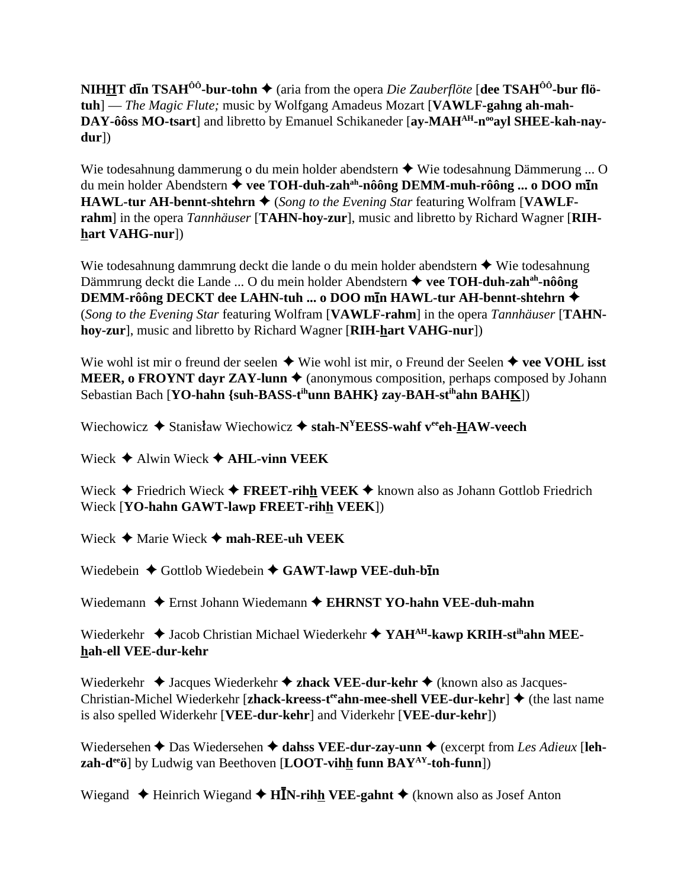**NIHHT dīn TSAH^ôô-bur-tohn** ✦ (aria from the opera *Die Zauberflöte* [**dee TSAH^ôô-bur flö-tuh**] — *The Magic Flute;* music by Wolfgang Amadeus Mozart [**VAWLF-gahng ah-mah-DAY-ôôss MO-tsart**] and libretto by Emanuel Schikaneder [**ay-MAH^AH-n^oo ayl SHEE-kah-nay-dur**])

Wie todesahnung dammerung o du mein holder abendstern ✦ Wie todesahnung Dämmerung ... O du mein holder Abendstern ✦ **vee TOH-duh-zah^ah-nôông DEMM-muh-rôông ... o DOO mīn HAWL-tur AH-bennt-shtehrn** ✦ (*Song to the Evening Star* featuring Wolfram [**VAWLF-rahm**] in the opera *Tannhäuser* [**TAHN-hoy-zur**], music and libretto by Richard Wagner [**RIH-hart VAHG-nur**])

Wie todesahnung dammrung deckt die lande o du mein holder abendstern ✦ Wie todesahnung Dämmrung deckt die Lande ... O du mein holder Abendstern ✦ **vee TOH-duh-zah^ah-nôông DEMM-rôông DECKT dee LAHN-tuh ... o DOO mīn HAWL-tur AH-bennt-shtehrn** ✦ (*Song to the Evening Star* featuring Wolfram [**VAWLF-rahm**] in the opera *Tannhäuser* [**TAHN-hoy-zur**], music and libretto by Richard Wagner [**RIH-hart VAHG-nur**])

Wie wohl ist mir o freund der seelen ✦ Wie wohl ist mir, o Freund der Seelen ✦ **vee VOHL isst MEER, o FROYNT dayr ZAY-lunn** ✦ (anonymous composition, perhaps composed by Johann Sebastian Bach [**YO-hahn {suh-BASS-t^ih unn BAHK} zay-BAH-st^ih ahn BAHK**])

Wiechowicz ✦ Stanisław Wiechowicz ✦ **stah-N^Y EESS-wahf v^ee eh-HAW-veech**

Wieck ✦ Alwin Wieck ✦ **AHL-vinn VEEK**

Wieck ✦ Friedrich Wieck ✦ **FREET-rihh VEEK** ✦ known also as Johann Gottlob Friedrich Wieck [**YO-hahn GAWT-lawp FREET-rihh VEEK**])

Wieck ✦ Marie Wieck ✦ **mah-REE-uh VEEK**

Wiedebein ✦ Gottlob Wiedebein ✦ **GAWT-lawp VEE-duh-bīn**

Wiedemann ✦ Ernst Johann Wiedemann ✦ **EHRNST YO-hahn VEE-duh-mahn**

Wiederkehr ✦ Jacob Christian Michael Wiederkehr ✦ **YAH^AH-kawp KRIH-st^ih ahn MEE-hah-ell VEE-dur-kehr**

Wiederkehr ✦ Jacques Wiederkehr ✦ **zhack VEE-dur-kehr** ✦ (known also as Jacques-Christian-Michel Wiederkehr [**zhack-kreess-t^ee ahn-mee-shell VEE-dur-kehr**] ✦ (the last name is also spelled Widerkehr [**VEE-dur-kehr**] and Viderkehr [**VEE-dur-kehr**])

Wiedersehen ✦ Das Wiedersehen ✦ **dahss VEE-dur-zay-unn** ✦ (excerpt from *Les Adieux* [**leh-zah-d^ee ö**] by Ludwig van Beethoven [**LOOT-vihh funn BAY^AY-toh-funn**])

Wiegand ✦ Heinrich Wiegand ✦ **HĪN-rihh VEE-gahnt** ✦ (known also as Josef Anton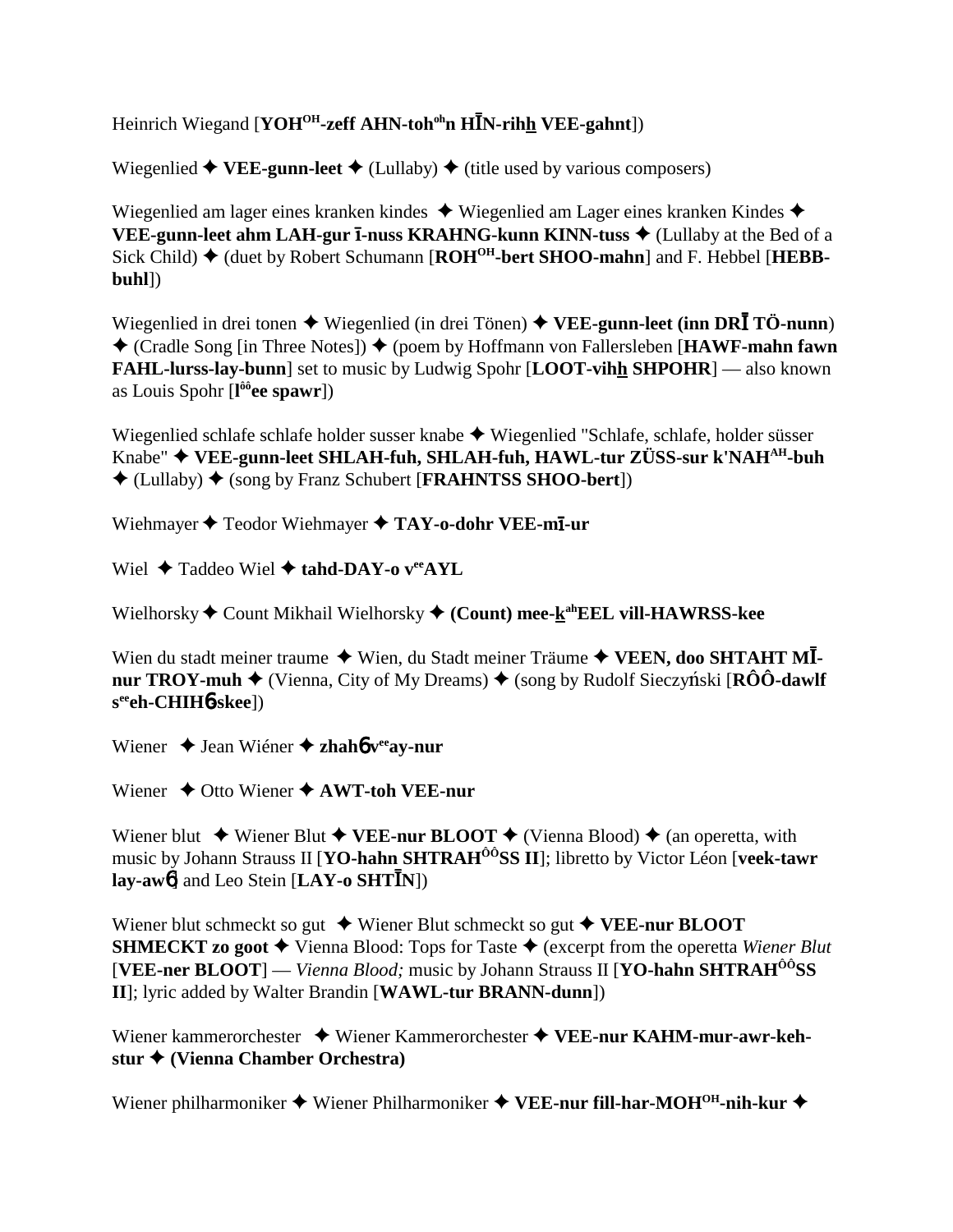Heinrich Wiegand [**YOH[OH]-zeff AHN-toh[oh]n HĪN-rihh VEE-gahnt**])

Wiegenlied ✦ **VEE-gunn-leet** ✦ (Lullaby) ✦ (title used by various composers)

Wiegenlied am lager eines kranken kindes ✦ Wiegenlied am Lager eines kranken Kindes ✦ **VEE-gunn-leet ahm LAH-gur ī-nuss KRAHNG-kunn KINN-tuss** ✦ (Lullaby at the Bed of a Sick Child) ✦ (duet by Robert Schumann [**ROH[OH]-bert SHOO-mahn**] and F. Hebbel [**HEBB-buhl**])

Wiegenlied in drei tonen ✦ Wiegenlied (in drei Tönen) ✦ **VEE-gunn-leet (inn DRĪ TÖ-nunn**) ✦ (Cradle Song [in Three Notes]) ✦ (poem by Hoffmann von Fallersleben [**HAWF-mahn fawn FAHL-lurss-lay-bunn**] set to music by Ludwig Spohr [**LOOT-vihh SHPOHR**] — also known as Louis Spohr [**l[ôô]ee spawr**])

Wiegenlied schlafe schlafe holder susser knabe ✦ Wiegenlied "Schlafe, schlafe, holder süsser Knabe" ✦ **VEE-gunn-leet SHLAH-fuh, SHLAH-fuh, HAWL-tur ZÜSS-sur k'NAH[AH]-buh** ✦ (Lullaby) ✦ (song by Franz Schubert [**FRAHNTSS SHOO-bert**])

Wiehmayer ✦ Teodor Wiehmayer ✦ **TAY-o-dohr VEE-mī-ur**

Wiel ✦ Taddeo Wiel ✦ **tahd-DAY-o v[ee]AYL**

Wielhorsky ✦ Count Mikhail Wielhorsky ✦ **(Count) mee-k[ah]EEL vill-HAWRSS-kee**

Wien du stadt meiner traume ✦ Wien, du Stadt meiner Träume ✦ **VEEN, doo SHTAHT MĪ-nur TROY-muh** ✦ (Vienna, City of My Dreams) ✦ (song by Rudolf Sieczyński [**RÔÔ-dawlf s[ee]eh-CHIHɓ-skee**])

Wiener ✦ Jean Wiéner ✦ **zhahɓ v[ee]ay-nur**

Wiener ✦ Otto Wiener ✦ **AWT-toh VEE-nur**

Wiener blut ✦ Wiener Blut ✦ **VEE-nur BLOOT** ✦ (Vienna Blood) ✦ (an operetta, with music by Johann Strauss II [**YO-hahn SHTRAH[ÔÔ]SS II**]; libretto by Victor Léon [**veek-tawr lay-awɓ**] and Leo Stein [**LAY-o SHTĪN**])

Wiener blut schmeckt so gut ✦ Wiener Blut schmeckt so gut ✦ **VEE-nur BLOOT SHMECKT zo goot** ✦ Vienna Blood: Tops for Taste ✦ (excerpt from the operetta *Wiener Blut* [**VEE-ner BLOOT**] — *Vienna Blood;* music by Johann Strauss II [**YO-hahn SHTRAH[ÔÔ]SS II**]; lyric added by Walter Brandin [**WAWL-tur BRANN-dunn**])

Wiener kammerorchester ✦ Wiener Kammerorchester ✦ **VEE-nur KAHM-mur-awr-keh-stur ✦ (Vienna Chamber Orchestra)**

Wiener philharmoniker ✦ Wiener Philharmoniker ✦ **VEE-nur fill-har-MOH[OH]-nih-kur** ✦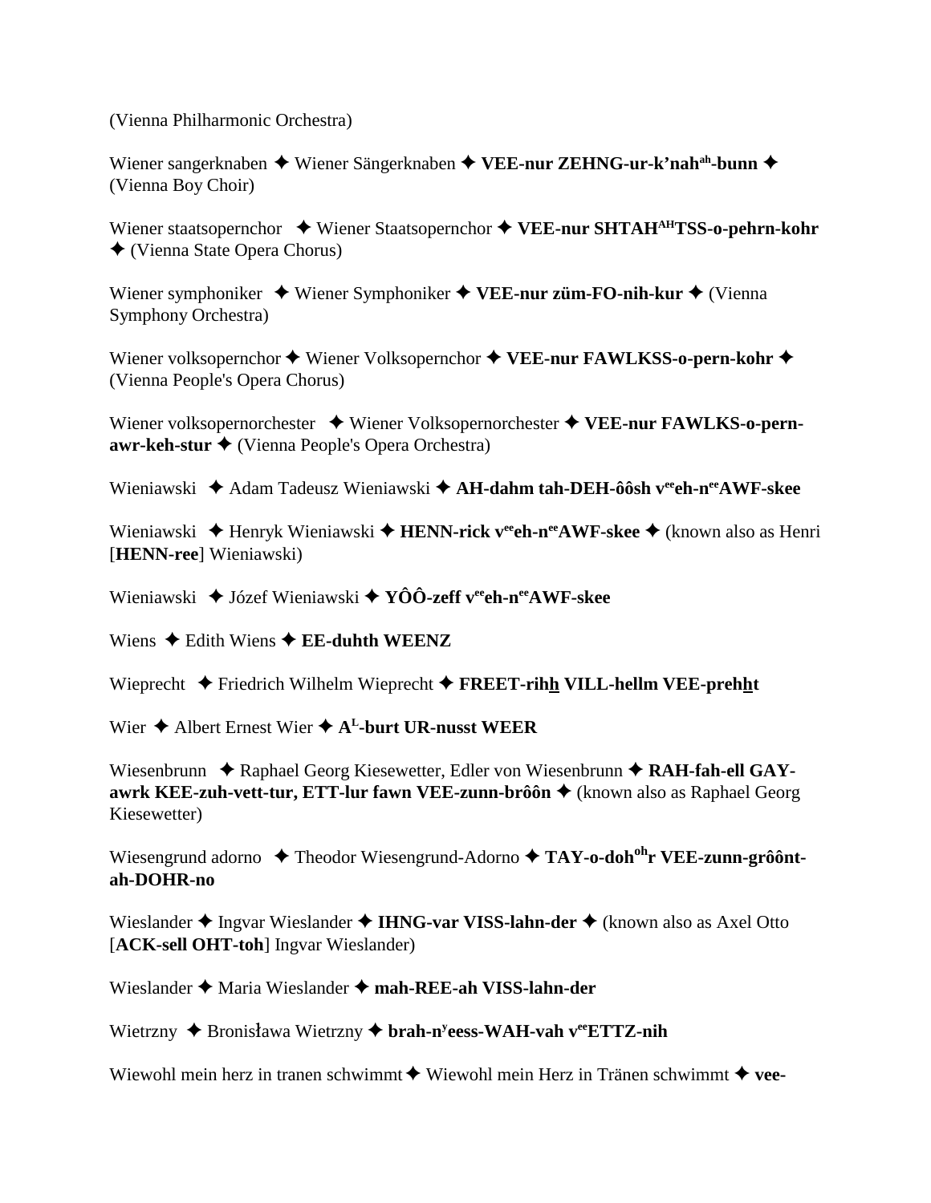(Vienna Philharmonic Orchestra)

Wiener sangerknaben ✦ Wiener Sängerknaben ✦ **VEE-nur ZEHNG-ur-k'nah^ah-bunn** ✦ (Vienna Boy Choir)

Wiener staatsopernchor ✦ Wiener Staatsopernchor ✦ **VEE-nur SHTAH^AH TSS-o-pehrn-kohr** ✦ (Vienna State Opera Chorus)

Wiener symphoniker ✦ Wiener Symphoniker ✦ **VEE-nur züm-FO-nih-kur** ✦ (Vienna Symphony Orchestra)

Wiener volksopernchor ✦ Wiener Volksopernchor ✦ **VEE-nur FAWLKSS-o-pern-kohr** ✦ (Vienna People's Opera Chorus)

Wiener volksopernorchester ✦ Wiener Volksopernorchester ✦ **VEE-nur FAWLKS-o-pern-awr-keh-stur** ✦ (Vienna People's Opera Orchestra)

Wieniawski ✦ Adam Tadeusz Wieniawski ✦ **AH-dahm tah-DEH-ôôsh v^ee eh-n^ee AWF-skee**

Wieniawski ✦ Henryk Wieniawski ✦ **HENN-rick v^ee eh-n^ee AWF-skee** ✦ (known also as Henri [**HENN-ree**] Wieniawski)

Wieniawski ✦ Józef Wieniawski ✦ **YÔÔ-zeff v^ee eh-n^ee AWF-skee**

Wiens ✦ Edith Wiens ✦ **EE-duhth WEENZ**

Wieprecht ✦ Friedrich Wilhelm Wieprecht ✦ **FREET-rihh VILL-hellm VEE-prehht**

Wier ✦ Albert Ernest Wier ✦ **A^L-burt UR-nusst WEER**

Wiesenbrunn ✦ Raphael Georg Kiesewetter, Edler von Wiesenbrunn ✦ **RAH-fah-ell GAY-awrk KEE-zuh-vett-tur, ETT-lur fawn VEE-zunn-brôôn** ✦ (known also as Raphael Georg Kiesewetter)

Wiesengrund adorno ✦ Theodor Wiesengrund-Adorno ✦ **TAY-o-doh^oh r VEE-zunn-grôônt-ah-DOHR-no**

Wieslander ✦ Ingvar Wieslander ✦ **IHNG-var VISS-lahn-der** ✦ (known also as Axel Otto [**ACK-sell OHT-toh**] Ingvar Wieslander)

Wieslander ✦ Maria Wieslander ✦ **mah-REE-ah VISS-lahn-der**

Wietrzny ✦ Bronisława Wietrzny ✦ **brah-n^y eess-WAH-vah v^ee ETTZ-nih**

Wiewohl mein herz in tranen schwimmt ✦ Wiewohl mein Herz in Tränen schwimmt ✦ **vee-**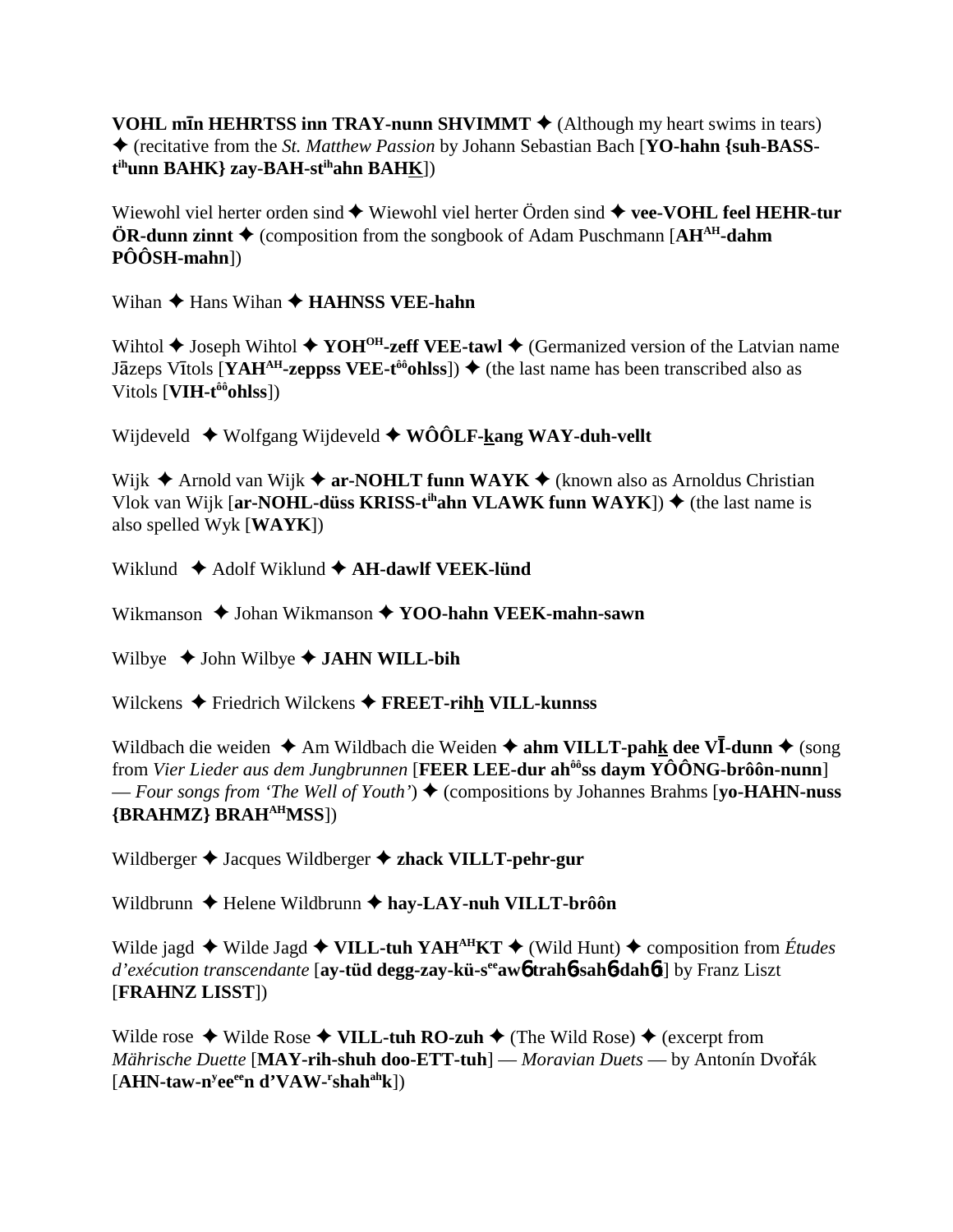**VOHL mīn HEHRTSS inn TRAY-nunn SHVIMMT** ✦ (Although my heart swims in tears) ✦ (recitative from the *St. Matthew Passion* by Johann Sebastian Bach [**YO-hahn {suh-BASS-t**[ih]**unn BAHK} zay-BAH-st**[ih]**ahn BAHK**])

Wiewohl viel herter orden sind ✦ Wiewohl viel herter Örden sind ✦ **vee-VOHL feel HEHR-tur ÖR-dunn zinnt** ✦ (composition from the songbook of Adam Puschmann [**AH**[AH]**-dahm PÔÔSH-mahn**])

Wihan ✦ Hans Wihan ✦ **HAHNSS VEE-hahn**

Wihtol ✦ Joseph Wihtol ✦ **YOH**[OH]**-zeff VEE-tawl** ✦ (Germanized version of the Latvian name Jāzeps Vītols [**YAH**[AH]**-zeppss VEE-t**[ôô]**ohlss**]) ✦ (the last name has been transcribed also as Vitols [**VIH-t**[ôô]**ohlss**])

Wijdeveld ✦ Wolfgang Wijdeveld ✦ **WÔÔLF-kang WAY-duh-vellt**

Wijk ✦ Arnold van Wijk ✦ **ar-NOHLT funn WAYK** ✦ (known also as Arnoldus Christian Vlok van Wijk [**ar-NOHL-düss KRISS-t**[ih]**ahn VLAWK funn WAYK**]) ✦ (the last name is also spelled Wyk [**WAYK**])

Wiklund ✦ Adolf Wiklund ✦ **AH-dawlf VEEK-lünd**

Wikmanson ✦ Johan Wikmanson ✦ **YOO-hahn VEEK-mahn-sawn**

Wilbye ✦ John Wilbye ✦ **JAHN WILL-bih**

Wilckens ✦ Friedrich Wilckens ✦ **FREET-rihh VILL-kunnss**

Wildbach die weiden ✦ Am Wildbach die Weiden ✦ **ahm VILLT-pahk dee VĪ-dunn** ✦ (song from *Vier Lieder aus dem Jungbrunnen* [**FEER LEE-dur ah**[ôô]**ss daym YÔÔNG-brôôn-nunn**] — *Four songs from 'The Well of Youth'*) ✦ (compositions by Johannes Brahms [**yo-HAHN-nuss {BRAHMZ} BRAH**[AH]**MSS**])

Wildberger ✦ Jacques Wildberger ✦ **zhack VILLT-pehr-gur**

Wildbrunn ✦ Helene Wildbrunn ✦ **hay-LAY-nuh VILLT-brôôn**

Wilde jagd ✦ Wilde Jagd ✦ **VILL-tuh YAH**[AH]**KT** ✦ (Wild Hunt) ✦ composition from *Études d'exécution transcendante* [**ay-tüd degg-zay-kü-s**[ee]**awɓ trahɓ-sahɓ-dahɓt**] by Franz Liszt [**FRAHNZ LISST**])

Wilde rose ✦ Wilde Rose ✦ **VILL-tuh RO-zuh** ✦ (The Wild Rose) ✦ (excerpt from *Mährische Duette* [**MAY-rih-shuh doo-ETT-tuh**] — *Moravian Duets* — by Antonín Dvořák [**AHN-taw-n**[y]**ee**[ee]**n d'VAW-**[r]**shah**[ah]**k**])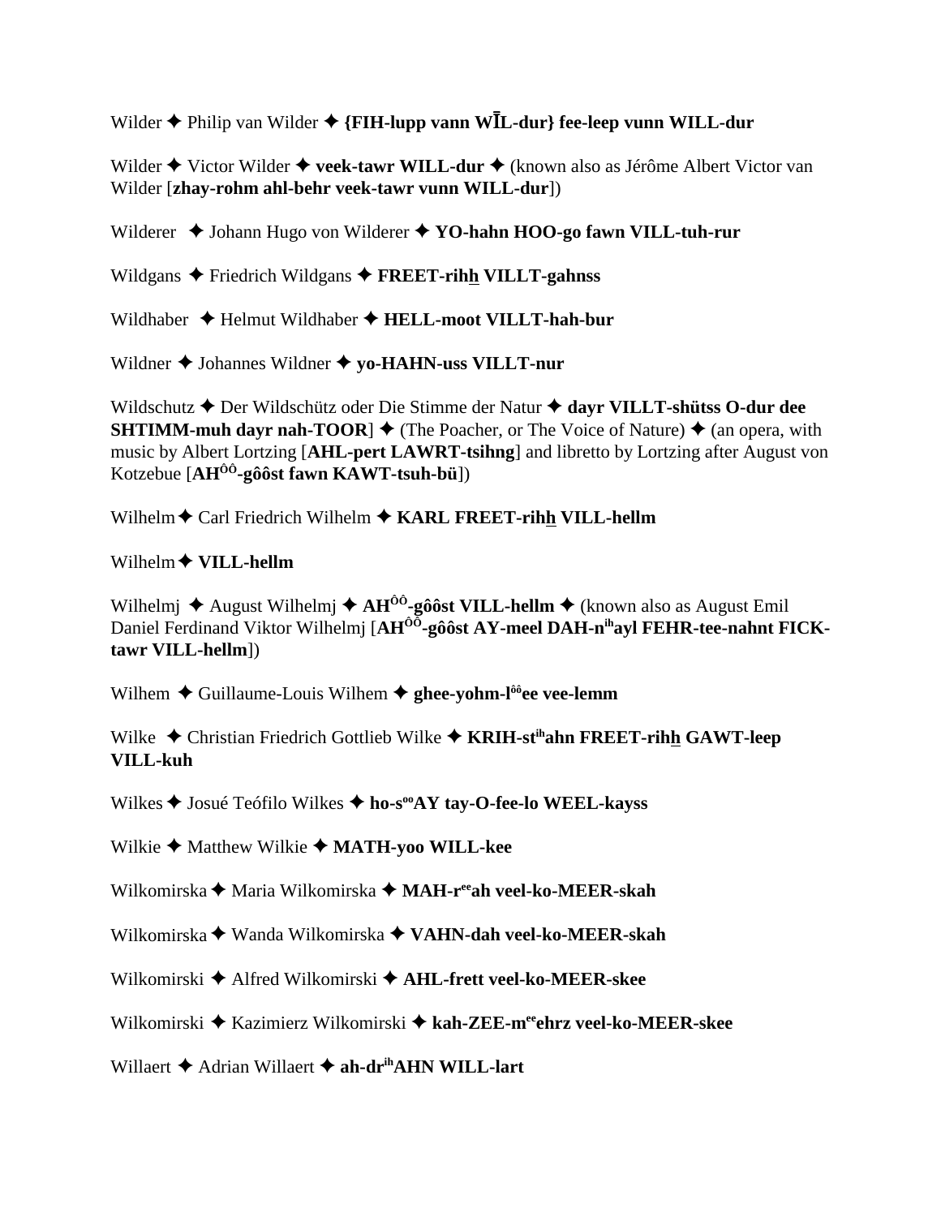Wilder ✦ Philip van Wilder ✦ **{FIH-lupp vann WĪL-dur} fee-leep vunn WILL-dur**

Wilder ✦ Victor Wilder ✦ **veek-tawr WILL-dur** ✦ (known also as Jérôme Albert Victor van Wilder [**zhay-rohm ahl-behr veek-tawr vunn WILL-dur**])

Wilderer ✦ Johann Hugo von Wilderer ✦ **YO-hahn HOO-go fawn VILL-tuh-rur**

Wildgans ✦ Friedrich Wildgans ✦ **FREET-rihh VILLT-gahnss**

Wildhaber ✦ Helmut Wildhaber ✦ **HELL-moot VILLT-hah-bur**

Wildner ✦ Johannes Wildner ✦ **yo-HAHN-uss VILLT-nur**

Wildschutz ✦ Der Wildschütz oder Die Stimme der Natur ✦ **dayr VILLT-shütss O-dur dee SHTIMM-muh dayr nah-TOOR**] ✦ (The Poacher, or The Voice of Nature) ✦ (an opera, with music by Albert Lortzing [**AHL-pert LAWRT-tsihng**] and libretto by Lortzing after August von Kotzebue [**AH**[ÔÔ]**-gôôst fawn KAWT-tsuh-bü**])

Wilhelm ✦ Carl Friedrich Wilhelm ✦ **KARL FREET-rihh VILL-hellm**

Wilhelm ✦ **VILL-hellm**

Wilhelmj ✦ August Wilhelmj ✦ **AH**[ÔÔ]**-gôôst VILL-hellm** ✦ (known also as August Emil Daniel Ferdinand Viktor Wilhelmj [**AH**[ÔÔ]**-gôôst AY-meel DAH-n**[ih]**ayl FEHR-tee-nahnt FICK-tawr VILL-hellm**])

Wilhem ✦ Guillaume-Louis Wilhem ✦ **ghee-yohm-l**[ôô]**ee vee-lemm**

Wilke ✦ Christian Friedrich Gottlieb Wilke ✦ **KRIH-st**[ih]**ahn FREET-rihh GAWT-leep VILL-kuh**

Wilkes ✦ Josué Teófilo Wilkes ✦ **ho-s**[oo]**AY tay-O-fee-lo WEEL-kayss**

Wilkie ✦ Matthew Wilkie ✦ **MATH-yoo WILL-kee**

Wilkomirska ✦ Maria Wilkomirska ✦ **MAH-r**[ee]**ah veel-ko-MEER-skah**

Wilkomirska ✦ Wanda Wilkomirska ✦ **VAHN-dah veel-ko-MEER-skah**

Wilkomirski ✦ Alfred Wilkomirski ✦ **AHL-frett veel-ko-MEER-skee**

Wilkomirski ✦ Kazimierz Wilkomirski ✦ **kah-ZEE-m**[ee]**ehrz veel-ko-MEER-skee**

Willaert ✦ Adrian Willaert ✦ **ah-dr**[ih]**AHN WILL-lart**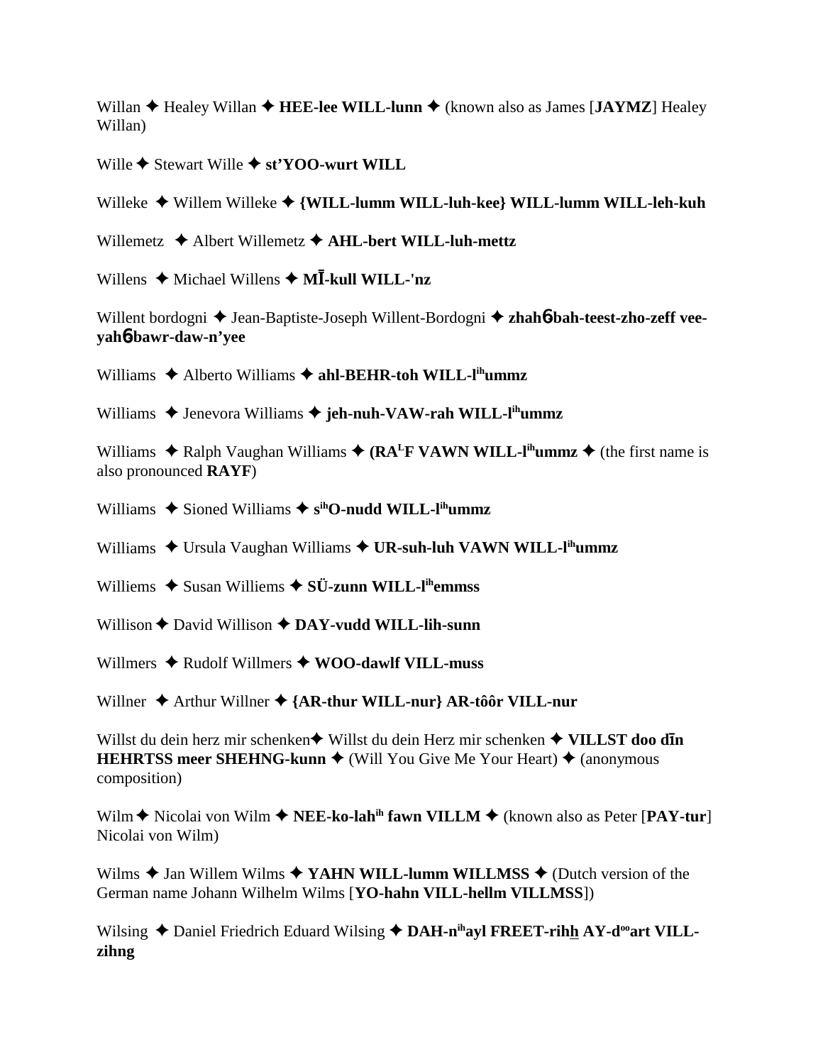Willan ✦ Healey Willan ✦ **HEE-lee WILL-lunn** ✦ (known also as James [**JAYMZ**] Healey Willan)

Wille ✦ Stewart Wille ✦ **st'YOO-wurt WILL**

Willeke ✦ Willem Willeke ✦ **{WILL-lumm WILL-luh-kee} WILL-lumm WILL-leh-kuh**

Willemetz ✦ Albert Willemetz ✦ **AHL-bert WILL-luh-mettz**

Willens ✦ Michael Willens ✦ **MĪ-kull WILL-'nz**

Willent bordogni ✦ Jean-Baptiste-Joseph Willent-Bordogni ✦ **zhah6-bah-teest-zho-zeff vee-yah6-bawr-daw-n'yee**

Williams ✦ Alberto Williams ✦ **ahl-BEHR-toh WILL-l[ih]ummz**

Williams ✦ Jenevora Williams ✦ **jeh-nuh-VAW-rah WILL-l[ih]ummz**

Williams ✦ Ralph Vaughan Williams ✦ **(RA[L]F VAWN WILL-l[ih]ummz** ✦ (the first name is also pronounced **RAYF**)

Williams ✦ Sioned Williams ✦ **s[ih]O-nudd WILL-l[ih]ummz**

Williams ✦ Ursula Vaughan Williams ✦ **UR-suh-luh VAWN WILL-l[ih]ummz**

Williems ✦ Susan Williems ✦ **SÜ-zunn WILL-l[ih]emmss**

Willison ✦ David Willison ✦ **DAY-vudd WILL-lih-sunn**

Willmers ✦ Rudolf Willmers ✦ **WOO-dawlf VILL-muss**

Willner ✦ Arthur Willner ✦ **{AR-thur WILL-nur} AR-tôôr VILL-nur**

Willst du dein herz mir schenken✦ Willst du dein Herz mir schenken ✦ **VILLST doo dīn HEHRTSS meer SHEHNG-kunn** ✦ (Will You Give Me Your Heart) ✦ (anonymous composition)

Wilm ✦ Nicolai von Wilm ✦ **NEE-ko-lah[ih] fawn VILLM** ✦ (known also as Peter [**PAY-tur**] Nicolai von Wilm)

Wilms ✦ Jan Willem Wilms ✦ **YAHN WILL-lumm WILLMSS** ✦ (Dutch version of the German name Johann Wilhelm Wilms [**YO-hahn VILL-hellm VILLMSS**])

Wilsing ✦ Daniel Friedrich Eduard Wilsing ✦ **DAH-n[ih]ayl FREET-rihh AY-d[oo]art VILL-zihng**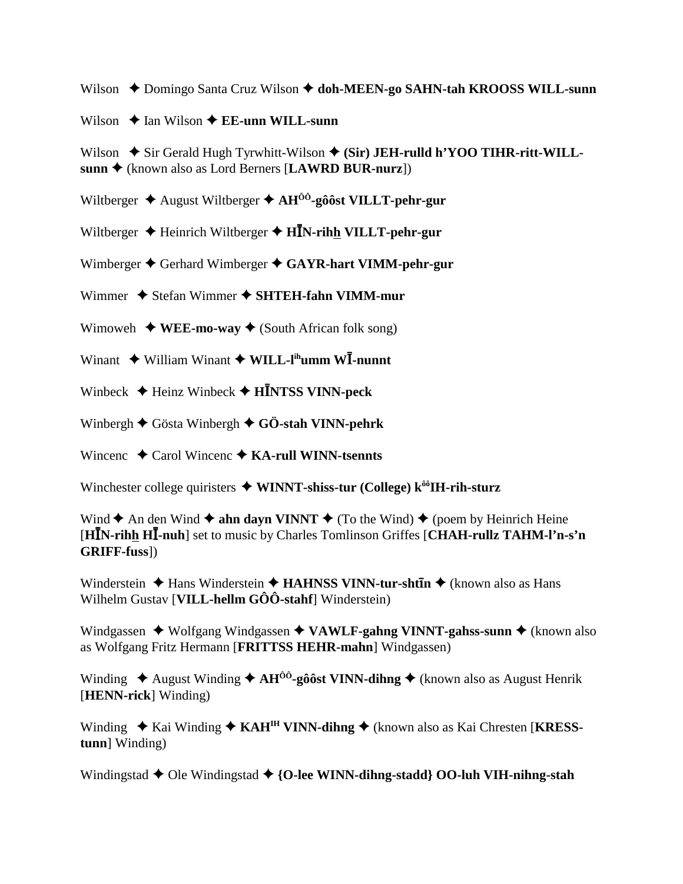Wilson ✦ Domingo Santa Cruz Wilson ✦ **doh-MEEN-go SAHN-tah KROOSS WILL-sunn**

Wilson ✦ Ian Wilson ✦ **EE-unn WILL-sunn**

Wilson ✦ Sir Gerald Hugh Tyrwhitt-Wilson ✦ **(Sir) JEH-rulld h'YOO TIHR-ritt-WILL-sunn** ✦ (known also as Lord Berners [**LAWRD BUR-nurz**])

Wiltberger ✦ August Wiltberger ✦ **AH^ôô-gôôst VILLT-pehr-gur**

Wiltberger ✦ Heinrich Wiltberger ✦ **HĪN-rihh VILLT-pehr-gur**

Wimberger ✦ Gerhard Wimberger ✦ **GAYR-hart VIMM-pehr-gur**

Wimmer ✦ Stefan Wimmer ✦ **SHTEH-fahn VIMM-mur**

Wimoweh ✦ **WEE-mo-way** ✦ (South African folk song)

Winant ✦ William Winant ✦ **WILL-l^ih umm WĪ-nunnt**

Winbeck ✦ Heinz Winbeck ✦ **HĪNTSS VINN-peck**

Winbergh ✦ Gösta Winbergh ✦ **GÖ-stah VINN-pehrk**

Wincenc ✦ Carol Wincenc ✦ **KA-rull WINN-tsennts**

Winchester college quiristers ✦ **WINNT-shiss-tur (College) k^ôôIH-rih-sturz**

Wind ✦ An den Wind ✦ **ahn dayn VINNT** ✦ (To the Wind) ✦ (poem by Heinrich Heine [**HĪN-rihh HĪ-nuh**] set to music by Charles Tomlinson Griffes [**CHAH-rullz TAHM-l'n-s'n GRIFF-fuss**])

Winderstein ✦ Hans Winderstein ✦ **HAHNSS VINN-tur-shtīn** ✦ (known also as Hans Wilhelm Gustav [**VILL-hellm GÔÔ-stahf**] Winderstein)

Windgassen ✦ Wolfgang Windgassen ✦ **VAWLF-gahng VINNT-gahss-sunn** ✦ (known also as Wolfgang Fritz Hermann [**FRITTSS HEHR-mahn**] Windgassen)

Winding ✦ August Winding ✦ **AH^ôô-gôôst VINN-dihng** ✦ (known also as August Henrik [**HENN-rick**] Winding)

Winding ✦ Kai Winding ✦ **KAH^IH VINN-dihng** ✦ (known also as Kai Chresten [**KRESS-tunn**] Winding)

Windingstad ✦ Ole Windingstad ✦ **{O-lee WINN-dihng-stadd} OO-luh VIH-nihng-stah**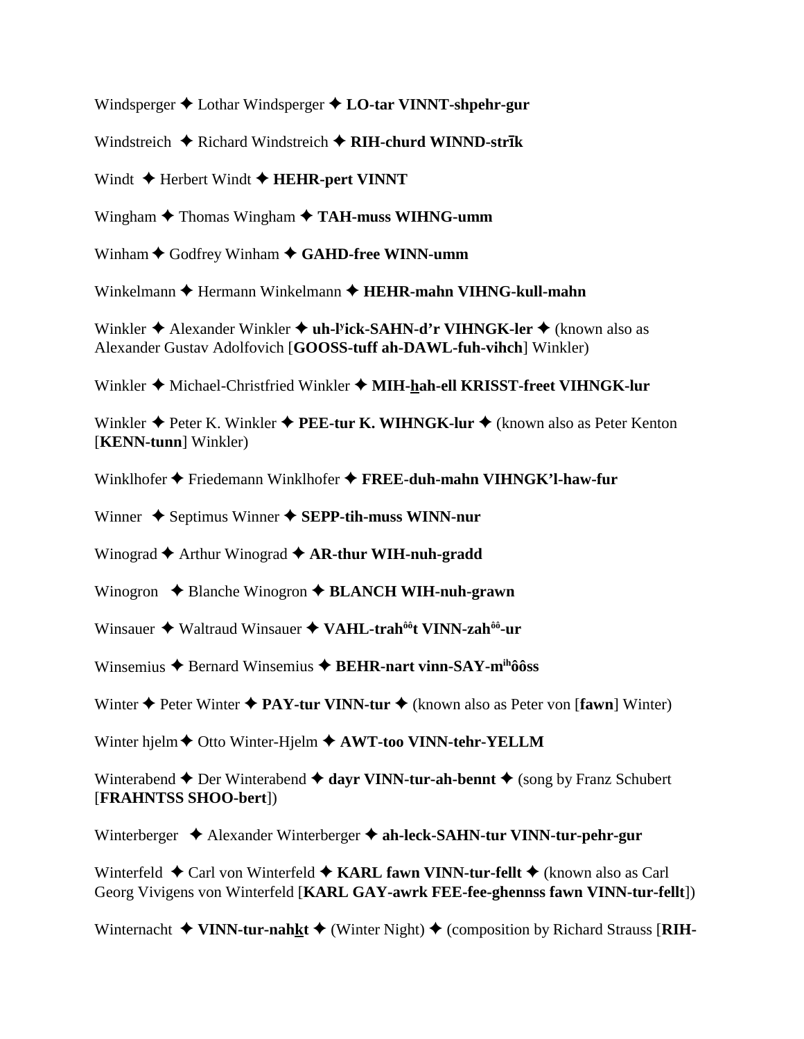Windsperger ✦ Lothar Windsperger ✦ **LO-tar VINNT-shpehr-gur**

Windstreich ✦ Richard Windstreich ✦ **RIH-churd WINND-strīk**

Windt ✦ Herbert Windt ✦ **HEHR-pert VINNT**

Wingham ✦ Thomas Wingham ✦ **TAH-muss WIHNG-umm**

Winham ✦ Godfrey Winham ✦ **GAHD-free WINN-umm**

Winkelmann ✦ Hermann Winkelmann ✦ **HEHR-mahn VIHNG-kull-mahn**

Winkler ✦ Alexander Winkler ✦ **uh-lʸick-SAHN-d'r VIHNGK-ler** ✦ (known also as Alexander Gustav Adolfovich [**GOOSS-tuff ah-DAWL-fuh-vihch**] Winkler)

Winkler ✦ Michael-Christfried Winkler ✦ **MIH-hah-ell KRISST-freet VIHNGK-lur**

Winkler ✦ Peter K. Winkler ✦ **PEE-tur K. WIHNGK-lur** ✦ (known also as Peter Kenton [**KENN-tunn**] Winkler)

Winklhofer ✦ Friedemann Winklhofer ✦ **FREE-duh-mahn VIHNGK'l-haw-fur**

Winner ✦ Septimus Winner ✦ **SEPP-tih-muss WINN-nur**

Winograd ✦ Arthur Winograd ✦ **AR-thur WIH-nuh-gradd**

Winogron ✦ Blanche Winogron ✦ **BLANCH WIH-nuh-grawn**

Winsauer ✦ Waltraud Winsauer ✦ **VAHL-trahôôt VINN-zahôô-ur**

Winsemius ✦ Bernard Winsemius ✦ **BEHR-nart vinn-SAY-mihôôss**

Winter ✦ Peter Winter ✦ **PAY-tur VINN-tur** ✦ (known also as Peter von [**fawn**] Winter)

Winter hjelm ✦ Otto Winter-Hjelm ✦ **AWT-too VINN-tehr-YELLM**

Winterabend ✦ Der Winterabend ✦ **dayr VINN-tur-ah-bennt** ✦ (song by Franz Schubert [**FRAHNTSS SHOO-bert**])

Winterberger ✦ Alexander Winterberger ✦ **ah-leck-SAHN-tur VINN-tur-pehr-gur**

Winterfeld ✦ Carl von Winterfeld ✦ **KARL fawn VINN-tur-fellt** ✦ (known also as Carl Georg Vivigens von Winterfeld [**KARL GAY-awrk FEE-fee-ghennss fawn VINN-tur-fellt**])

Winternacht ✦ **VINN-tur-nahkt** ✦ (Winter Night) ✦ (composition by Richard Strauss [**RIH-**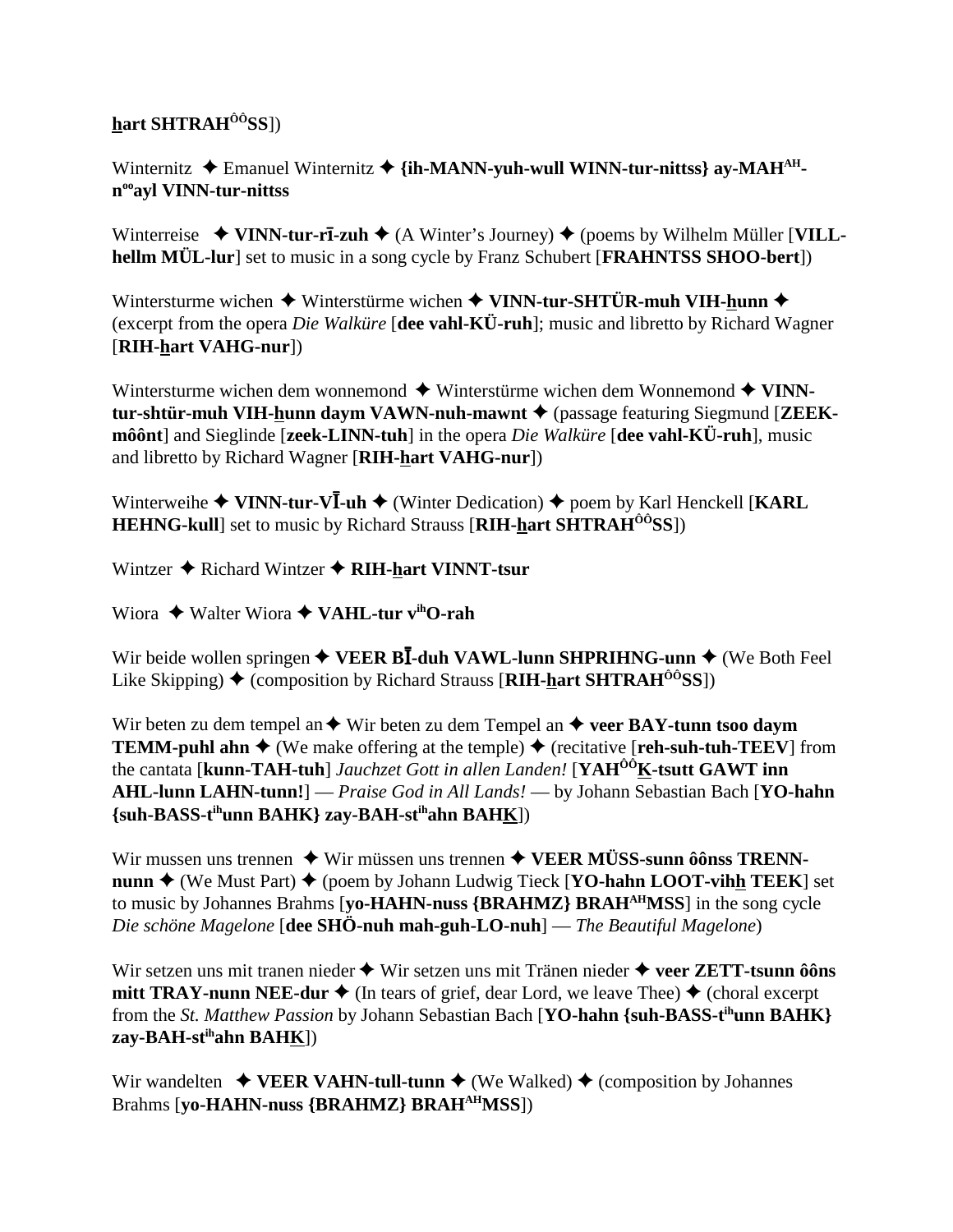**h̲art SHTRAH^ÔÔ^SS**])

Winternitz ✦ Emanuel Winternitz ✦ **{ih-MANN-yuh-wull WINN-tur-nittss} ay-MAH^AH^-n^oo^ayl VINN-tur-nittss**

Winterreise ✦ **VINN-tur-rī-zuh** ✦ (A Winter's Journey) ✦ (poems by Wilhelm Müller [**VILL-hellm MÜL-lur**] set to music in a song cycle by Franz Schubert [**FRAHNTSS SHOO-bert**])

Wintersturme wichen ✦ Winterstürme wichen ✦ **VINN-tur-SHTÜR-muh VIH-h̲unn** ✦ (excerpt from the opera *Die Walküre* [**dee vahl-KÜ-ruh**]; music and libretto by Richard Wagner [**RIH-h̲art VAHG-nur**])

Wintersturme wichen dem wonnemond ✦ Winterstürme wichen dem Wonnemond ✦ **VINN-tur-shtür-muh VIH-h̲unn daym VAWN-nuh-mawnt** ✦ (passage featuring Siegmund [**ZEEK-môônt**] and Sieglinde [**zeek-LINN-tuh**] in the opera *Die Walküre* [**dee vahl-KÜ-ruh**], music and libretto by Richard Wagner [**RIH-h̲art VAHG-nur**])

Winterweihe ✦ **VINN-tur-VĪ-uh** ✦ (Winter Dedication) ✦ poem by Karl Henckell [**KARL HEHNG-kull**] set to music by Richard Strauss [**RIH-h̲art SHTRAH^ÔÔ^SS**])

Wintzer ✦ Richard Wintzer ✦ **RIH-h̲art VINNT-tsur**

Wiora ✦ Walter Wiora ✦ **VAHL-tur v^ih^O-rah**

Wir beide wollen springen ✦ **VEER BĪ-duh VAWL-lunn SHPRIHNG-unn** ✦ (We Both Feel Like Skipping) ✦ (composition by Richard Strauss [**RIH-h̲art SHTRAH^ÔÔ^SS**])

Wir beten zu dem tempel an ✦ Wir beten zu dem Tempel an ✦ **veer BAY-tunn tsoo daym TEMM-puhl ahn** ✦ (We make offering at the temple) ✦ (recitative [**reh-suh-tuh-TEEV**] from the cantata [**kunn-TAH-tuh**] *Jauchzet Gott in allen Landen!* [**YAH^ÔÔ^K̲-tsutt GAWT inn AHL-lunn LAHN-tunn!**] — *Praise God in All Lands!* — by Johann Sebastian Bach [**YO-hahn {suh-BASS-t^ih^unn BAHK} zay-BAH-st^ih^ahn BAHK̲**])

Wir mussen uns trennen ✦ Wir müssen uns trennen ✦ **VEER MÜSS-sunn ôônss TRENN-nunn** ✦ (We Must Part) ✦ (poem by Johann Ludwig Tieck [**YO-hahn LOOT-vihh̲ TEEK**] set to music by Johannes Brahms [**yo-HAHN-nuss {BRAHMZ} BRAH^AH^MSS**] in the song cycle *Die schöne Magelone* [**dee SHÖ-nuh mah-guh-LO-nuh**] — *The Beautiful Magelone*)

Wir setzen uns mit tranen nieder ✦ Wir setzen uns mit Tränen nieder ✦ **veer ZETT-tsunn ôôns mitt TRAY-nunn NEE-dur** ✦ (In tears of grief, dear Lord, we leave Thee) ✦ (choral excerpt from the *St. Matthew Passion* by Johann Sebastian Bach [**YO-hahn {suh-BASS-t^ih^unn BAHK} zay-BAH-st^ih^ahn BAHK̲**])

Wir wandelten ✦ **VEER VAHN-tull-tunn** ✦ (We Walked) ✦ (composition by Johannes Brahms [**yo-HAHN-nuss {BRAHMZ} BRAH^AH^MSS**])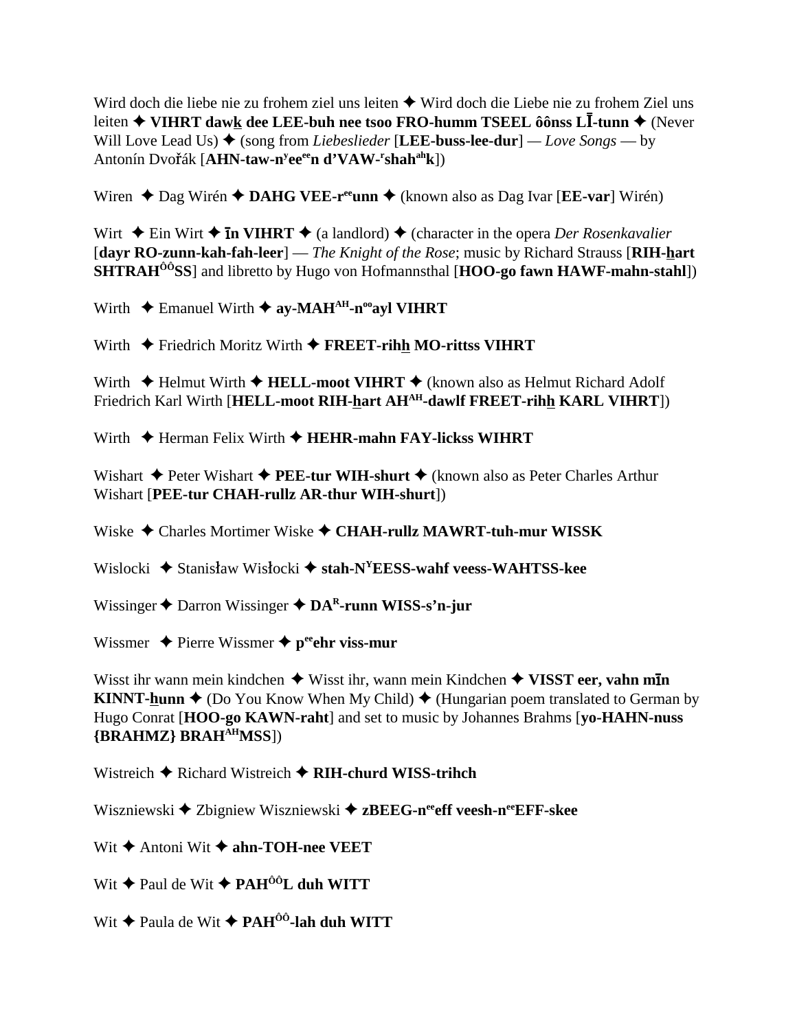Wird doch die liebe nie zu frohem ziel uns leiten ✦ Wird doch die Liebe nie zu frohem Ziel uns leiten ✦ **VIHRT daw<u>k</u> dee LEE-buh nee tsoo FRO-humm TSEEL ôônss LĪ-tunn** ✦ (Never Will Love Lead Us) ✦ (song from *Liebeslieder* [**LEE-buss-lee-dur**] — *Love Songs* — by Antonín Dvořák [**AHN-taw-nʸeeᵉᵉn d'VAW-ʳshahᵃʰk**])

Wiren ✦ Dag Wirén ✦ **DAHG VEE-rᵉᵉunn** ✦ (known also as Dag Ivar [**EE-var**] Wirén)

Wirt ✦ Ein Wirt ✦ **īn VIHRT** ✦ (a landlord) ✦ (character in the opera *Der Rosenkavalier* [**dayr RO-zunn-kah-fah-leer**] — *The Knight of the Rose*; music by Richard Strauss [**RIH-<u>h</u>art SHTRAHÔÔSS**] and libretto by Hugo von Hofmannsthal [**HOO-go fawn HAWF-mahn-stahl**])

Wirth ✦ Emanuel Wirth ✦ **ay-MAHᴬᴴ-nᵒᵒayl VIHRT**

Wirth ✦ Friedrich Moritz Wirth ✦ **FREET-rih<u>h</u> MO-rittss VIHRT**

Wirth ✦ Helmut Wirth ✦ **HELL-moot VIHRT** ✦ (known also as Helmut Richard Adolf Friedrich Karl Wirth [**HELL-moot RIH-<u>h</u>art AHᴬᴴ-dawlf FREET-rih<u>h</u> KARL VIHRT**])

Wirth ✦ Herman Felix Wirth ✦ **HEHR-mahn FAY-lickss WIHRT**

Wishart ✦ Peter Wishart ✦ **PEE-tur WIH-shurt** ✦ (known also as Peter Charles Arthur Wishart [**PEE-tur CHAH-rullz AR-thur WIH-shurt**])

Wiske ✦ Charles Mortimer Wiske ✦ **CHAH-rullz MAWRT-tuh-mur WISSK**

Wislocki ✦ Stanisław Wisłocki ✦ **stah-NʸEESS-wahf veess-WAHTSS-kee**

Wissinger ✦ Darron Wissinger ✦ **DAᴿ-runn WISS-s'n-jur**

Wissmer ✦ Pierre Wissmer ✦ **pᵉᵉehr viss-mur**

Wisst ihr wann mein kindchen ✦ Wisst ihr, wann mein Kindchen ✦ **VISST eer, vahn mīn KINNT-<u>h</u>unn** ✦ (Do You Know When My Child) ✦ (Hungarian poem translated to German by Hugo Conrat [**HOO-go KAWN-raht**] and set to music by Johannes Brahms [**yo-HAHN-nuss {BRAHMZ} BRAHᴬᴴMSS**])

Wistreich ✦ Richard Wistreich ✦ **RIH-churd WISS-trihch**

Wiszniewski ✦ Zbigniew Wiszniewski ✦ **zBEEG-nᵉᵉeff veesh-nᵉᵉEFF-skee**

Wit ✦ Antoni Wit ✦ **ahn-TOH-nee VEET**

Wit ✦ Paul de Wit ✦ **PAHÔÔL duh WITT**

Wit ✦ Paula de Wit ✦ **PAHÔÔ-lah duh WITT**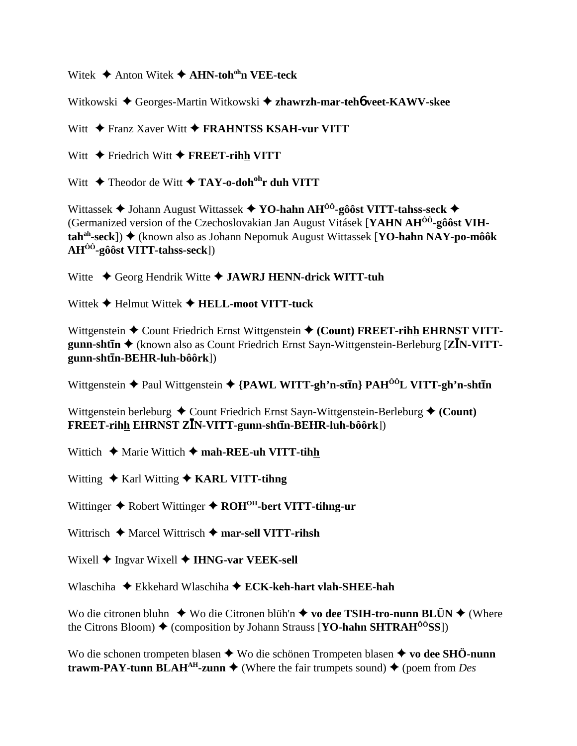Witek ✦ Anton Witek ✦ **AHN-toh^oh^n VEE-teck**

Witkowski ✦ Georges-Martin Witkowski ✦ **zhawrzh-mar-teh6 veet-KAWV-skee**

Witt ✦ Franz Xaver Witt ✦ **FRAHNTSS KSAH-vur VITT**

Witt ✦ Friedrich Witt ✦ **FREET-rihh VITT**

Witt ✦ Theodor de Witt ✦ **TAY-o-doh^oh^r duh VITT**

Wittassek ✦ Johann August Wittassek ✦ **YO-hahn AH^ÔÔ^-gôôst VITT-tahss-seck** ✦ (Germanized version of the Czechoslovakian Jan August Vitásek [**YAHN AH^ÔÔ^-gôôst VIH-tah^ah^-seck**]) ✦ (known also as Johann Nepomuk August Wittassek [**YO-hahn NAY-po-môôk AH^ÔÔ^-gôôst VITT-tahss-seck**])

Witte ✦ Georg Hendrik Witte ✦ **JAWRJ HENN-drick WITT-tuh**

Wittek ✦ Helmut Wittek ✦ **HELL-moot VITT-tuck**

Wittgenstein ✦ Count Friedrich Ernst Wittgenstein ✦ **(Count) FREET-rihh EHRNST VITT-gunn-shtīn** ✦ (known also as Count Friedrich Ernst Sayn-Wittgenstein-Berleburg [**ZĪN-VITT-gunn-shtīn-BEHR-luh-bôôrk**])

Wittgenstein ✦ Paul Wittgenstein ✦ **{PAWL WITT-gh'n-stīn} PAH^ÔÔ^L VITT-gh'n-shtīn**

Wittgenstein berleburg ✦ Count Friedrich Ernst Sayn-Wittgenstein-Berleburg ✦ **(Count) FREET-rihh EHRNST ZĪN-VITT-gunn-shtīn-BEHR-luh-bôôrk**])

Wittich ✦ Marie Wittich ✦ **mah-REE-uh VITT-tihh**

Witting ✦ Karl Witting ✦ **KARL VITT-tihng**

Wittinger ✦ Robert Wittinger ✦ **ROH^OH^-bert VITT-tihng-ur**

Wittrisch ✦ Marcel Wittrisch ✦ **mar-sell VITT-rihsh**

Wixell ✦ Ingvar Wixell ✦ **IHNG-var VEEK-sell**

Wlaschiha ✦ Ekkehard Wlaschiha ✦ **ECK-keh-hart vlah-SHEE-hah**

Wo die citronen bluhn ✦ Wo die Citronen blüh'n ✦ **vo dee TSIH-tro-nunn BLÜN** ✦ (Where the Citrons Bloom) ✦ (composition by Johann Strauss [**YO-hahn SHTRAH^ÔÔ^SS**])

Wo die schonen trompeten blasen ✦ Wo die schönen Trompeten blasen ✦ **vo dee SHÖ-nunn trawm-PAY-tunn BLAH^AH^-zunn** ✦ (Where the fair trumpets sound) ✦ (poem from *Des*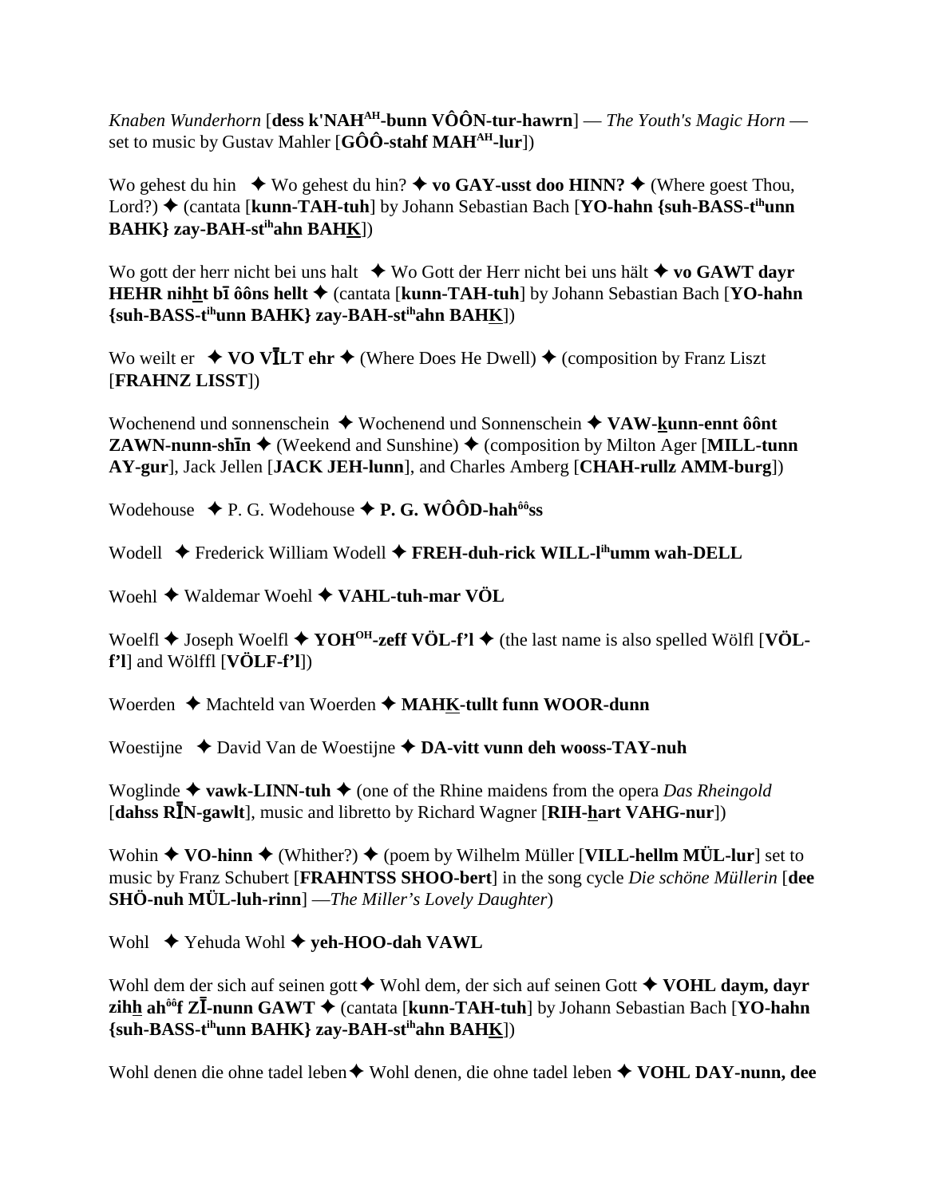*Knaben Wunderhorn* [**dess k'NAH**[AH]**-bunn VÔÔN-tur-hawrn**] — *The Youth's Magic Horn* — set to music by Gustav Mahler [**GÔÔ-stahf MAH**[AH]**-lur**])

Wo gehest du hin ✦ Wo gehest du hin? ✦ **vo GAY-usst doo HINN?** ✦ (Where goest Thou, Lord?) ✦ (cantata [**kunn-TAH-tuh**] by Johann Sebastian Bach [**YO-hahn {suh-BASS-t**[ih]**unn BAHK} zay-BAH-st**[ih]**ahn BAHK**])

Wo gott der herr nicht bei uns halt ✦ Wo Gott der Herr nicht bei uns hält ✦ **vo GAWT dayr HEHR nihht bī ôôns hellt** ✦ (cantata [**kunn-TAH-tuh**] by Johann Sebastian Bach [**YO-hahn {suh-BASS-t**[ih]**unn BAHK} zay-BAH-st**[ih]**ahn BAHK**])

Wo weilt er ✦ **VO VĪLT ehr** ✦ (Where Does He Dwell) ✦ (composition by Franz Liszt [**FRAHNZ LISST**])

Wochenend und sonnenschein ✦ Wochenend und Sonnenschein ✦ **VAW-kunn-ennt ôônt ZAWN-nunn-shīn** ✦ (Weekend and Sunshine) ✦ (composition by Milton Ager [**MILL-tunn AY-gur**], Jack Jellen [**JACK JEH-lunn**], and Charles Amberg [**CHAH-rullz AMM-burg**])

Wodehouse ✦ P. G. Wodehouse ✦ **P. G. WÔÔD-hah**[ôô]**ss**

Wodell ✦ Frederick William Wodell ✦ **FREH-duh-rick WILL-l**[ih]**umm wah-DELL**

Woehl ✦ Waldemar Woehl ✦ **VAHL-tuh-mar VÖL**

Woelfl ✦ Joseph Woelfl ✦ **YOH**[OH]**-zeff VÖL-f'l** ✦ (the last name is also spelled Wölfl [**VÖL-f'l**] and Wölffl [**VÖLF-f'l**])

Woerden ✦ Machteld van Woerden ✦ **MAHK-tullt funn WOOR-dunn**

Woestijne ✦ David Van de Woestijne ✦ **DA-vitt vunn deh wooss-TAY-nuh**

Woglinde ✦ **vawk-LINN-tuh** ✦ (one of the Rhine maidens from the opera *Das Rheingold* [**dahss RĪN-gawlt**], music and libretto by Richard Wagner [**RIH-hart VAHG-nur**])

Wohin ✦ **VO-hinn** ✦ (Whither?) ✦ (poem by Wilhelm Müller [**VILL-hellm MÜL-lur**] set to music by Franz Schubert [**FRAHNTSS SHOO-bert**] in the song cycle *Die schöne Müllerin* [**dee SHÖ-nuh MÜL-luh-rinn**] —*The Miller's Lovely Daughter*)

Wohl ✦ Yehuda Wohl ✦ **yeh-HOO-dah VAWL**

Wohl dem der sich auf seinen gott✦ Wohl dem, der sich auf seinen Gott ✦ **VOHL daym, dayr zihh ah**[ôô]**f ZĪ-nunn GAWT** ✦ (cantata [**kunn-TAH-tuh**] by Johann Sebastian Bach [**YO-hahn {suh-BASS-t**[ih]**unn BAHK} zay-BAH-st**[ih]**ahn BAHK**])

Wohl denen die ohne tadel leben✦ Wohl denen, die ohne tadel leben ✦ **VOHL DAY-nunn, dee**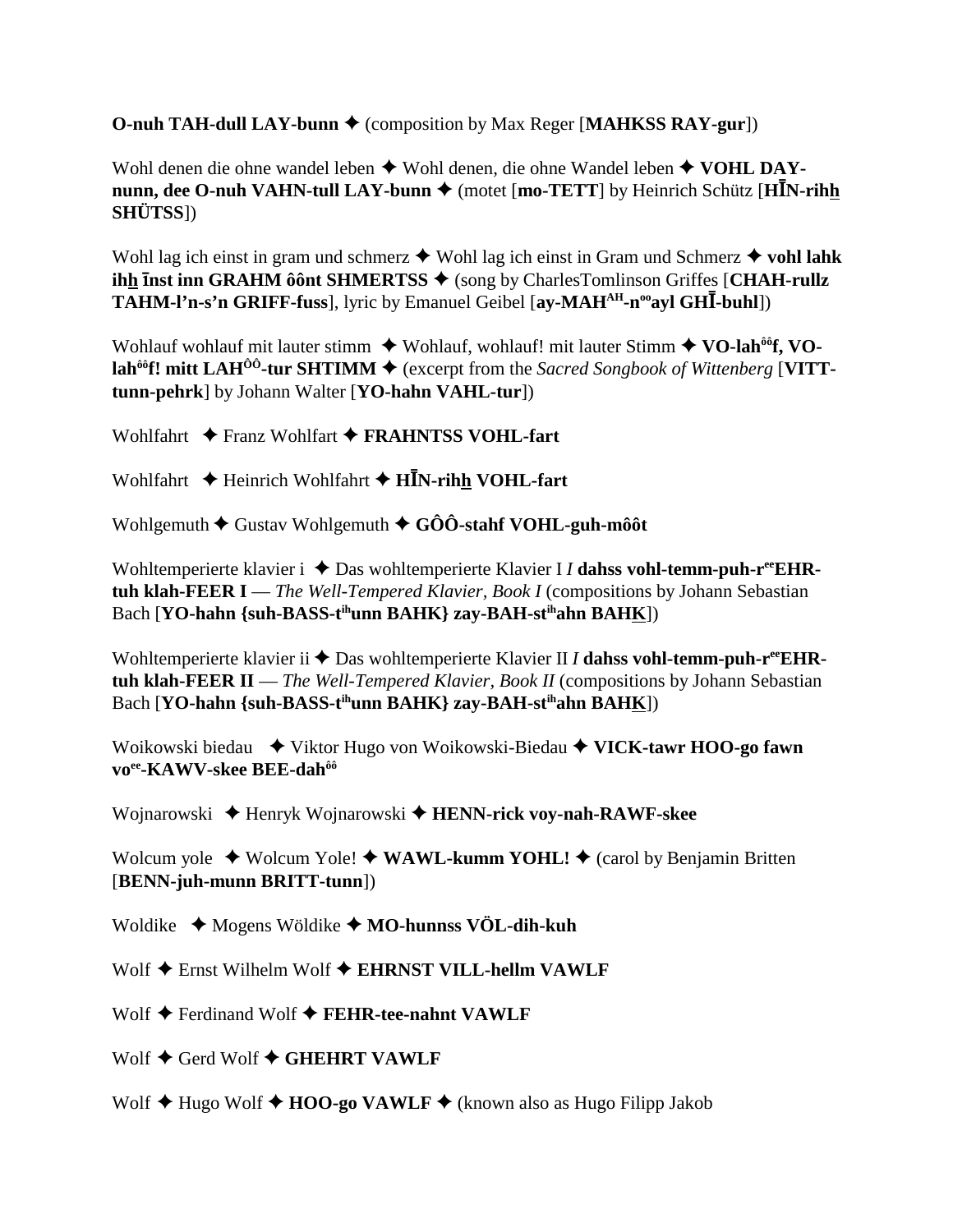**O-nuh TAH-dull LAY-bunn** ✦ (composition by Max Reger [**MAHKSS RAY-gur**])

Wohl denen die ohne wandel leben ✦ Wohl denen, die ohne Wandel leben ✦ **VOHL DAY-nunn, dee O-nuh VAHN-tull LAY-bunn** ✦ (motet [**mo-TETT**] by Heinrich Schütz [**HĪN-rihh SHÜTSS**])

Wohl lag ich einst in gram und schmerz ✦ Wohl lag ich einst in Gram und Schmerz ✦ **vohl lahk ihh īnst inn GRAHM ôônt SHMERTSS** ✦ (song by CharlesTomlinson Griffes [**CHAH-rullz TAHM-l'n-s'n GRIFF-fuss**], lyric by Emanuel Geibel [**ay-MAH$^{AH}$-n$^{oo}$ayl GHĪ-buhl**])

Wohlauf wohlauf mit lauter stimm ✦ Wohlauf, wohlauf! mit lauter Stimm ✦ **VO-lah$^{ôô}$f, VO-lah$^{ôô}$f! mitt LAH$^{ÔÔ}$-tur SHTIMM** ✦ (excerpt from the *Sacred Songbook of Wittenberg* [**VITT-tunn-pehrk**] by Johann Walter [**YO-hahn VAHL-tur**])

Wohlfahrt ✦ Franz Wohlfart ✦ **FRAHNTSS VOHL-fart**

Wohlfahrt ✦ Heinrich Wohlfahrt ✦ **HĪN-rihh VOHL-fart**

Wohlgemuth ✦ Gustav Wohlgemuth ✦ **GÔÔ-stahf VOHL-guh-môôt**

Wohltemperierte klavier i ✦ Das wohltemperierte Klavier I *I* **dahss vohl-temm-puh-r$^{ee}$EHR-tuh klah-FEER I** — *The Well-Tempered Klavier, Book I* (compositions by Johann Sebastian Bach [**YO-hahn {suh-BASS-t$^{ih}$unn BAHK} zay-BAH-st$^{ih}$ahn BAHK**])

Wohltemperierte klavier ii ✦ Das wohltemperierte Klavier II *I* **dahss vohl-temm-puh-r$^{ee}$EHR-tuh klah-FEER II** — *The Well-Tempered Klavier, Book II* (compositions by Johann Sebastian Bach [**YO-hahn {suh-BASS-t$^{ih}$unn BAHK} zay-BAH-st$^{ih}$ahn BAHK**])

Woikowski biedau ✦ Viktor Hugo von Woikowski-Biedau ✦ **VICK-tawr HOO-go fawn vo$^{ee}$-KAWV-skee BEE-dah$^{ôô}$**

Wojnarowski ✦ Henryk Wojnarowski ✦ **HENN-rick voy-nah-RAWF-skee**

Wolcum yole ✦ Wolcum Yole! ✦ **WAWL-kumm YOHL!** ✦ (carol by Benjamin Britten [**BENN-juh-munn BRITT-tunn**])

Woldike ✦ Mogens Wöldike ✦ **MO-hunnss VÖL-dih-kuh**

Wolf ✦ Ernst Wilhelm Wolf ✦ **EHRNST VILL-hellm VAWLF**

Wolf ✦ Ferdinand Wolf ✦ **FEHR-tee-nahnt VAWLF**

Wolf ✦ Gerd Wolf ✦ **GHEHRT VAWLF**

Wolf ✦ Hugo Wolf ✦ **HOO-go VAWLF** ✦ (known also as Hugo Filipp Jakob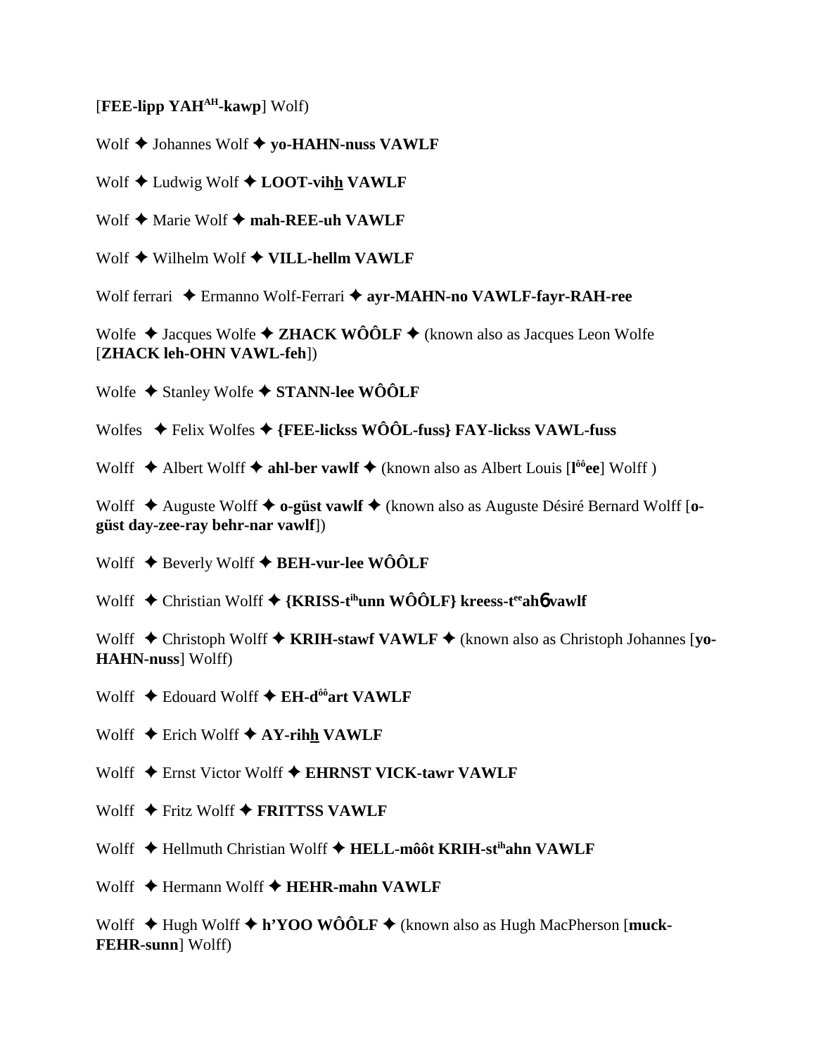[**FEE-lipp YAH**[AH]**-kawp**] Wolf)

Wolf ✦ Johannes Wolf ✦ **yo-HAHN-nuss VAWLF**

Wolf ✦ Ludwig Wolf ✦ **LOOT-vihh VAWLF**

Wolf ✦ Marie Wolf ✦ **mah-REE-uh VAWLF**

Wolf ✦ Wilhelm Wolf ✦ **VILL-hellm VAWLF**

Wolf ferrari ✦ Ermanno Wolf-Ferrari ✦ **ayr-MAHN-no VAWLF-fayr-RAH-ree**

Wolfe ✦ Jacques Wolfe ✦ **ZHACK WÔÔLF** ✦ (known also as Jacques Leon Wolfe [**ZHACK leh-OHN VAWL-feh**])

Wolfe ✦ Stanley Wolfe ✦ **STANN-lee WÔÔLF**

Wolfes ✦ Felix Wolfes ✦ **{FEE-lickss WÔÔL-fuss} FAY-lickss VAWL-fuss**

Wolff ✦ Albert Wolff ✦ **ahl-ber vawlf** ✦ (known also as Albert Louis [**l**[ôô]**ee**] Wolff )

Wolff ✦ Auguste Wolff ✦ **o-güst vawlf** ✦ (known also as Auguste Désiré Bernard Wolff [**o-güst day-zee-ray behr-nar vawlf**])

Wolff ✦ Beverly Wolff ✦ **BEH-vur-lee WÔÔLF**

Wolff ✦ Christian Wolff ✦ **{KRISS-t**[ih]**unn WÔÔLF} kreess-t**[ee]**ahɓ vawlf**

Wolff ✦ Christoph Wolff ✦ **KRIH-stawf VAWLF** ✦ (known also as Christoph Johannes [**yo-HAHN-nuss**] Wolff)

Wolff ✦ Edouard Wolff ✦ **EH-d**[ôô]**art VAWLF**

Wolff ✦ Erich Wolff ✦ **AY-rihh VAWLF**

Wolff ✦ Ernst Victor Wolff ✦ **EHRNST VICK-tawr VAWLF**

Wolff ✦ Fritz Wolff ✦ **FRITTSS VAWLF**

Wolff ✦ Hellmuth Christian Wolff ✦ **HELL-môôt KRIH-st**[ih]**ahn VAWLF**

Wolff ✦ Hermann Wolff ✦ **HEHR-mahn VAWLF**

Wolff ✦ Hugh Wolff ✦ **h'YOO WÔÔLF** ✦ (known also as Hugh MacPherson [**muck-FEHR-sunn**] Wolff)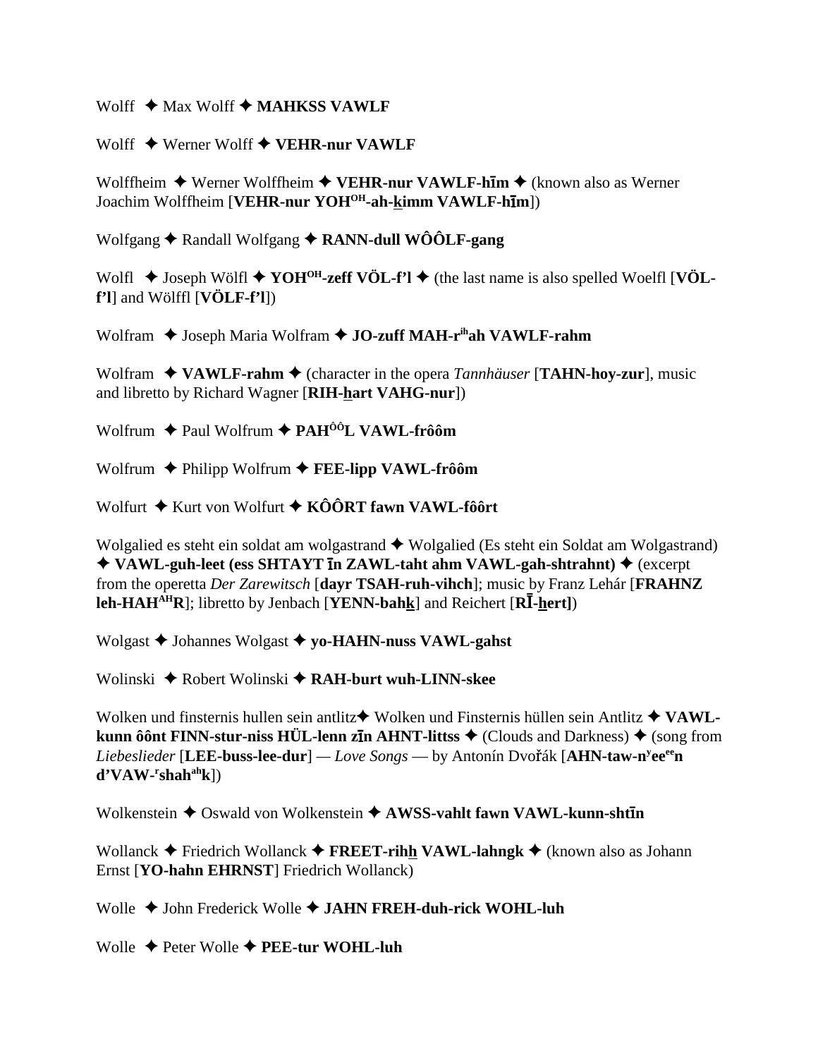Wolff ✦ Max Wolff ✦ **MAHKSS VAWLF**

Wolff ✦ Werner Wolff ✦ **VEHR-nur VAWLF**

Wolffheim ✦ Werner Wolffheim ✦ **VEHR-nur VAWLF-hīm** ✦ (known also as Werner Joachim Wolffheim [**VEHR-nur YOH^OH^-ah-kimm VAWLF-hīm**])

Wolfgang ✦ Randall Wolfgang ✦ **RANN-dull WÔÔLF-gang**

Wolfl ✦ Joseph Wölfl ✦ **YOH^OH^-zeff VÖL-f'l** ✦ (the last name is also spelled Woelfl [**VÖL-f'l**] and Wölffl [**VÖLF-f'l**])

Wolfram ✦ Joseph Maria Wolfram ✦ **JO-zuff MAH-r^ih^ah VAWLF-rahm**

Wolfram ✦ **VAWLF-rahm** ✦ (character in the opera *Tannhäuser* [**TAHN-hoy-zur**], music and libretto by Richard Wagner [**RIH-hart VAHG-nur**])

Wolfrum ✦ Paul Wolfrum ✦ **PAH^ÔÔ^L VAWL-frôôm**

Wolfrum ✦ Philipp Wolfrum ✦ **FEE-lipp VAWL-frôôm**

Wolfurt ✦ Kurt von Wolfurt ✦ **KÔÔRT fawn VAWL-fôôrt**

Wolgalied es steht ein soldat am wolgastrand ✦ Wolgalied (Es steht ein Soldat am Wolgastrand) ✦ **VAWL-guh-leet (ess SHTAYT īn ZAWL-taht ahm VAWL-gah-shtrahnt)** ✦ (excerpt from the operetta *Der Zarewitsch* [**dayr TSAH-ruh-vihch**]; music by Franz Lehár [**FRAHNZ leh-HAH^AH^R**]; libretto by Jenbach [**YENN-bahk**] and Reichert [**RĪ-hert]**)

Wolgast ✦ Johannes Wolgast ✦ **yo-HAHN-nuss VAWL-gahst**

Wolinski ✦ Robert Wolinski ✦ **RAH-burt wuh-LINN-skee**

Wolken und finsternis hullen sein antlitz✦ Wolken und Finsternis hüllen sein Antlitz ✦ **VAWL-kunn ôônt FINN-stur-niss HÜL-lenn zīn AHNT-littss** ✦ (Clouds and Darkness) ✦ (song from *Liebeslieder* [**LEE-buss-lee-dur**] — *Love Songs* — by Antonín Dvořák [**AHN-taw-n^y^ee^ee^n d'VAW-^r^shah^ah^k**])

Wolkenstein ✦ Oswald von Wolkenstein ✦ **AWSS-vahlt fawn VAWL-kunn-shtīn**

Wollanck ✦ Friedrich Wollanck ✦ **FREET-rihh VAWL-lahngk** ✦ (known also as Johann Ernst [**YO-hahn EHRNST**] Friedrich Wollanck)

Wolle ✦ John Frederick Wolle ✦ **JAHN FREH-duh-rick WOHL-luh**

Wolle ✦ Peter Wolle ✦ **PEE-tur WOHL-luh**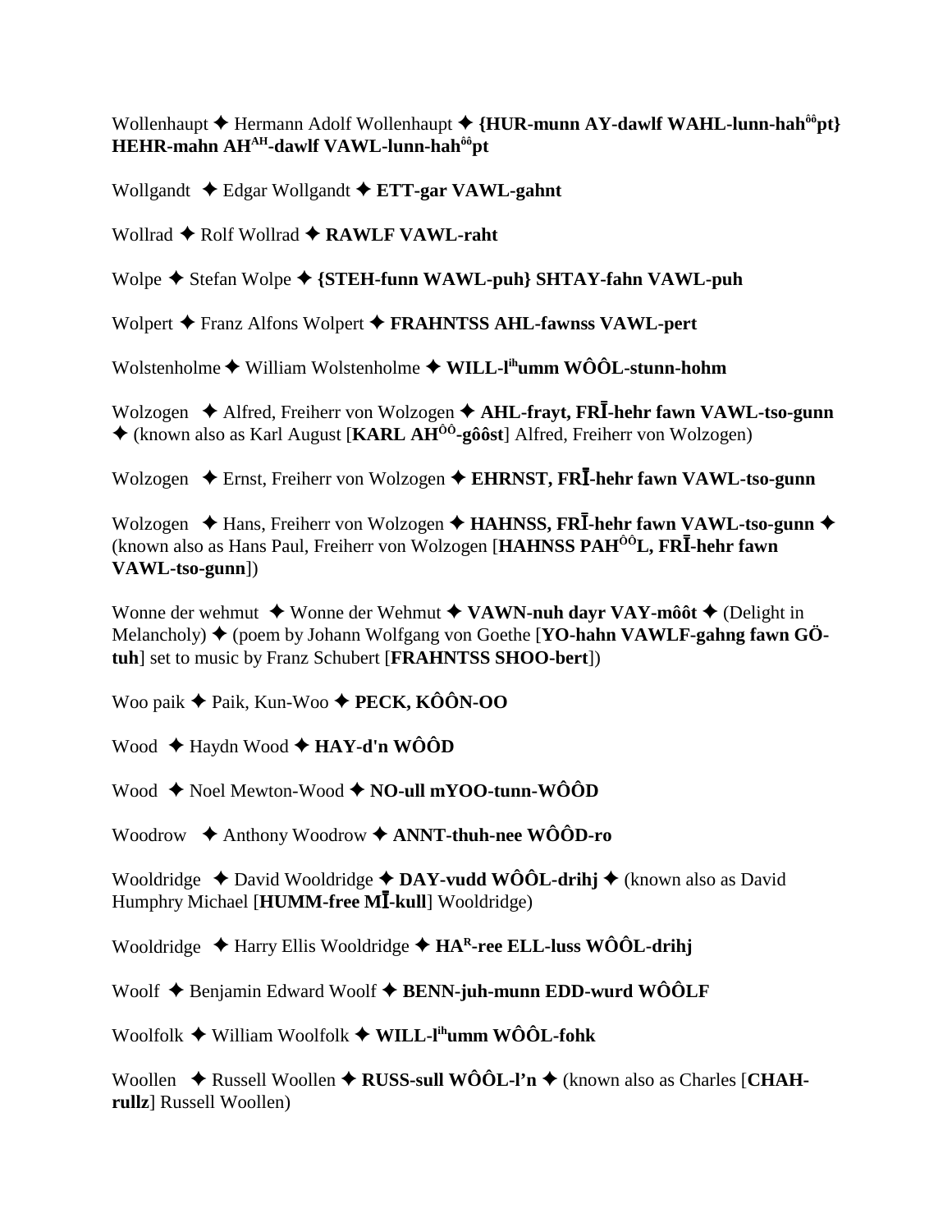Wollenhaupt ✦ Hermann Adolf Wollenhaupt ✦ **{HUR-munn AY-dawlf WAHL-lunn-hah[ôô]pt} HEHR-mahn AH[AH]-dawlf VAWL-lunn-hah[ôô]pt**

Wollgandt ✦ Edgar Wollgandt ✦ **ETT-gar VAWL-gahnt**

Wollrad ✦ Rolf Wollrad ✦ **RAWLF VAWL-raht**

Wolpe ✦ Stefan Wolpe ✦ **{STEH-funn WAWL-puh} SHTAY-fahn VAWL-puh**

Wolpert ✦ Franz Alfons Wolpert ✦ **FRAHNTSS AHL-fawnss VAWL-pert**

Wolstenholme ✦ William Wolstenholme ✦ **WILL-l[ih]umm WÔÔL-stunn-hohm**

Wolzogen ✦ Alfred, Freiherr von Wolzogen ✦ **AHL-frayt, FRĪ-hehr fawn VAWL-tso-gunn** ✦ (known also as Karl August [**KARL AH[ÔÔ]-gôôst**] Alfred, Freiherr von Wolzogen)

Wolzogen ✦ Ernst, Freiherr von Wolzogen ✦ **EHRNST, FRĪ-hehr fawn VAWL-tso-gunn**

Wolzogen ✦ Hans, Freiherr von Wolzogen ✦ **HAHNSS, FRĪ-hehr fawn VAWL-tso-gunn** ✦ (known also as Hans Paul, Freiherr von Wolzogen [**HAHNSS PAH[ÔÔ]L, FRĪ-hehr fawn VAWL-tso-gunn**])

Wonne der wehmut ✦ Wonne der Wehmut ✦ **VAWN-nuh dayr VAY-môôt** ✦ (Delight in Melancholy) ✦ (poem by Johann Wolfgang von Goethe [**YO-hahn VAWLF-gahng fawn GÖ-tuh**] set to music by Franz Schubert [**FRAHNTSS SHOO-bert**])

Woo paik ✦ Paik, Kun-Woo ✦ **PECK, KÔÔN-OO**

Wood ✦ Haydn Wood ✦ **HAY-d'n WÔÔD**

Wood ✦ Noel Mewton-Wood ✦ **NO-ull mYOO-tunn-WÔÔD**

Woodrow ✦ Anthony Woodrow ✦ **ANNT-thuh-nee WÔÔD-ro**

Wooldridge ✦ David Wooldridge ✦ **DAY-vudd WÔÔL-drihj** ✦ (known also as David Humphry Michael [**HUMM-free MĪ-kull**] Wooldridge)

Wooldridge ✦ Harry Ellis Wooldridge ✦ **HA[R]-ree ELL-luss WÔÔL-drihj**

Woolf ✦ Benjamin Edward Woolf ✦ **BENN-juh-munn EDD-wurd WÔÔLF**

Woolfolk ✦ William Woolfolk ✦ **WILL-l[ih]umm WÔÔL-fohk**

Woollen ✦ Russell Woollen ✦ **RUSS-sull WÔÔL-l'n** ✦ (known also as Charles [**CHAH-rullz**] Russell Woollen)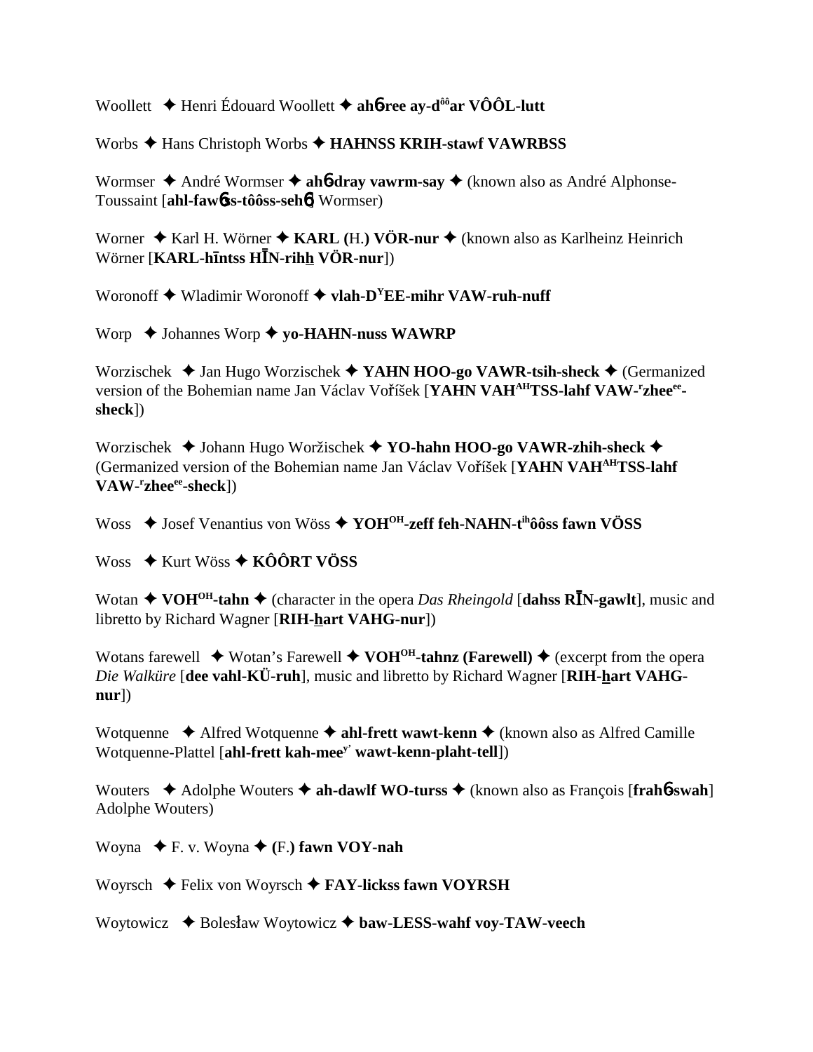Woollett ✦ Henri Édouard Woollett ✦ **ah6-ree ay-d[ôô]ar VÔÔL-lutt**

Worbs ✦ Hans Christoph Worbs ✦ **HAHNSS KRIH-stawf VAWRBSS**

Wormser ✦ André Wormser ✦ **ah6-dray vawrm-say** ✦ (known also as André Alphonse-Toussaint [**ahl-faw6ss-tôôss-seh6**] Wormser)

Worner ✦ Karl H. Wörner ✦ **KARL (**H.**) VÖR-nur** ✦ (known also as Karlheinz Heinrich Wörner [**KARL-hīntss HĪN-rihh VÖR-nur**])

Woronoff ✦ Wladimir Woronoff ✦ **vlah-D[Y]EE-mihr VAW-ruh-nuff**

Worp ✦ Johannes Worp ✦ **yo-HAHN-nuss WAWRP**

Worzischek ✦ Jan Hugo Worzischek ✦ **YAHN HOO-go VAWR-tsih-sheck** ✦ (Germanized version of the Bohemian name Jan Václav Voříšek [**YAHN VAH[AH]TSS-lahf VAW-[r]zhee[ee]-sheck**])

Worzischek ✦ Johann Hugo Woržischek ✦ **YO-hahn HOO-go VAWR-zhih-sheck** ✦ (Germanized version of the Bohemian name Jan Václav Voříšek [**YAHN VAH[AH]TSS-lahf VAW-[r]zhee[ee]-sheck**])

Woss ✦ Josef Venantius von Wöss ✦ **YOH[OH]-zeff feh-NAHN-t[ih]ôôss fawn VÖSS**

Woss ✦ Kurt Wöss ✦ **KÔÔRT VÖSS**

Wotan ✦ **VOH[OH]-tahn** ✦ (character in the opera *Das Rheingold* [**dahss RĪN-gawlt**], music and libretto by Richard Wagner [**RIH-hart VAHG-nur**])

Wotans farewell ✦ Wotan's Farewell ✦ **VOH[OH]-tahnz (Farewell)** ✦ (excerpt from the opera *Die Walküre* [**dee vahl-KÜ-ruh**], music and libretto by Richard Wagner [**RIH-hart VAHG-nur**])

Wotquenne ✦ Alfred Wotquenne ✦ **ahl-frett wawt-kenn** ✦ (known also as Alfred Camille Wotquenne-Plattel [**ahl-frett kah-mee[y'] wawt-kenn-plaht-tell**])

Wouters ✦ Adolphe Wouters ✦ **ah-dawlf WO-turss** ✦ (known also as François [**frah6-swah**] Adolphe Wouters)

Woyna ✦ F. v. Woyna ✦ **(**F.**) fawn VOY-nah**

Woyrsch ✦ Felix von Woyrsch ✦ **FAY-lickss fawn VOYRSH**

Woytowicz ✦ Bolesław Woytowicz ✦ **baw-LESS-wahf voy-TAW-veech**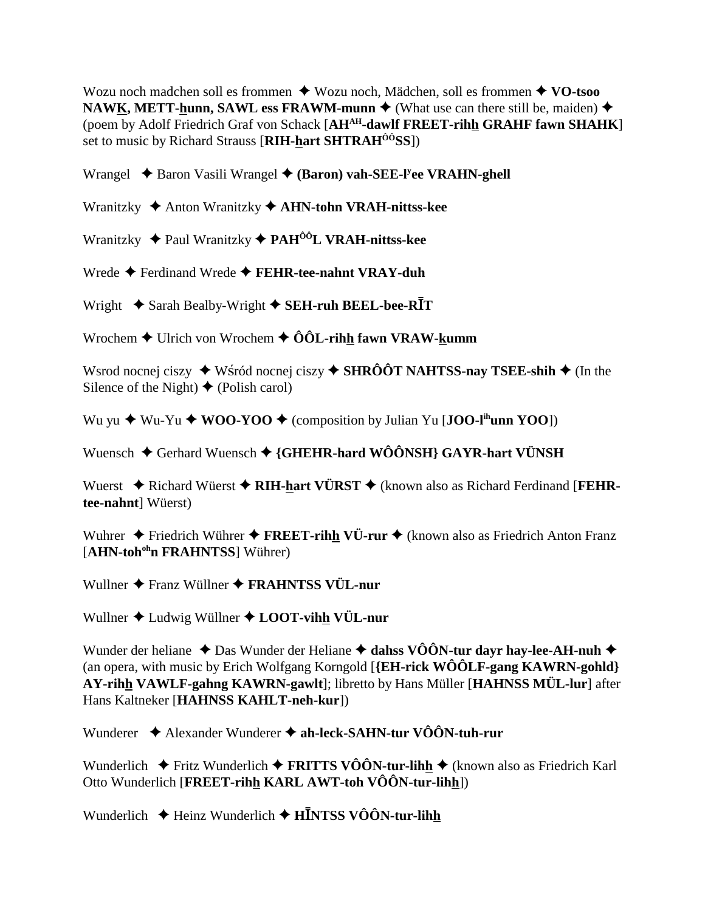Wozu noch madchen soll es frommen ✦ Wozu noch, Mädchen, soll es frommen ✦ **VO-tsoo NAWK, METT-hunn, SAWL ess FRAWM-munn** ✦ (What use can there still be, maiden) ✦ (poem by Adolf Friedrich Graf von Schack [**AH[AH]-dawlf FREET-rihh GRAHF fawn SHAHK**] set to music by Richard Strauss [**RIH-hart SHTRAH[ÔÔ]SS**])

Wrangel ✦ Baron Vasili Wrangel ✦ **(Baron) vah-SEE-l[y]ee VRAHN-ghell**

Wranitzky ✦ Anton Wranitzky ✦ **AHN-tohn VRAH-nittss-kee**

Wranitzky ✦ Paul Wranitzky ✦ **PAH[ÔÔ]L VRAH-nittss-kee**

Wrede ✦ Ferdinand Wrede ✦ **FEHR-tee-nahnt VRAY-duh**

Wright ✦ Sarah Bealby-Wright ✦ **SEH-ruh BEEL-bee-RĪT**

Wrochem ✦ Ulrich von Wrochem ✦ **ÔÔL-rihh fawn VRAW-kumm**

Wsrod nocnej ciszy ✦ Wśród nocnej ciszy ✦ **SHRÔÔT NAHTSS-nay TSEE-shih** ✦ (In the Silence of the Night) ✦ (Polish carol)

Wu yu ✦ Wu-Yu ✦ **WOO-YOO** ✦ (composition by Julian Yu [**JOO-l[ih]unn YOO**])

Wuensch ✦ Gerhard Wuensch ✦ **{GHEHR-hard WÔÔNSH} GAYR-hart VÜNSH**

Wuerst ✦ Richard Wüerst ✦ **RIH-hart VÜRST** ✦ (known also as Richard Ferdinand [**FEHR-tee-nahnt**] Wüerst)

Wuhrer ✦ Friedrich Wührer ✦ **FREET-rihh VÜ-rur** ✦ (known also as Friedrich Anton Franz [**AHN-toh[oh]n FRAHNTSS**] Wührer)

Wullner ✦ Franz Wüllner ✦ **FRAHNTSS VÜL-nur**

Wullner ✦ Ludwig Wüllner ✦ **LOOT-vihh VÜL-nur**

Wunder der heliane ✦ Das Wunder der Heliane ✦ **dahss VÔÔN-tur dayr hay-lee-AH-nuh** ✦ (an opera, with music by Erich Wolfgang Korngold [**{EH-rick WÔÔLF-gang KAWRN-gohld} AY-rihh VAWLF-gahng KAWRN-gawlt**]; libretto by Hans Müller [**HAHNSS MÜL-lur**] after Hans Kaltneker [**HAHNSS KAHLT-neh-kur**])

Wunderer ✦ Alexander Wunderer ✦ **ah-leck-SAHN-tur VÔÔN-tuh-rur**

Wunderlich ✦ Fritz Wunderlich ✦ **FRITTS VÔÔN-tur-lihh** ✦ (known also as Friedrich Karl Otto Wunderlich [**FREET-rihh KARL AWT-toh VÔÔN-tur-lihh**])

Wunderlich ✦ Heinz Wunderlich ✦ **HĪNTSS VÔÔN-tur-lihh**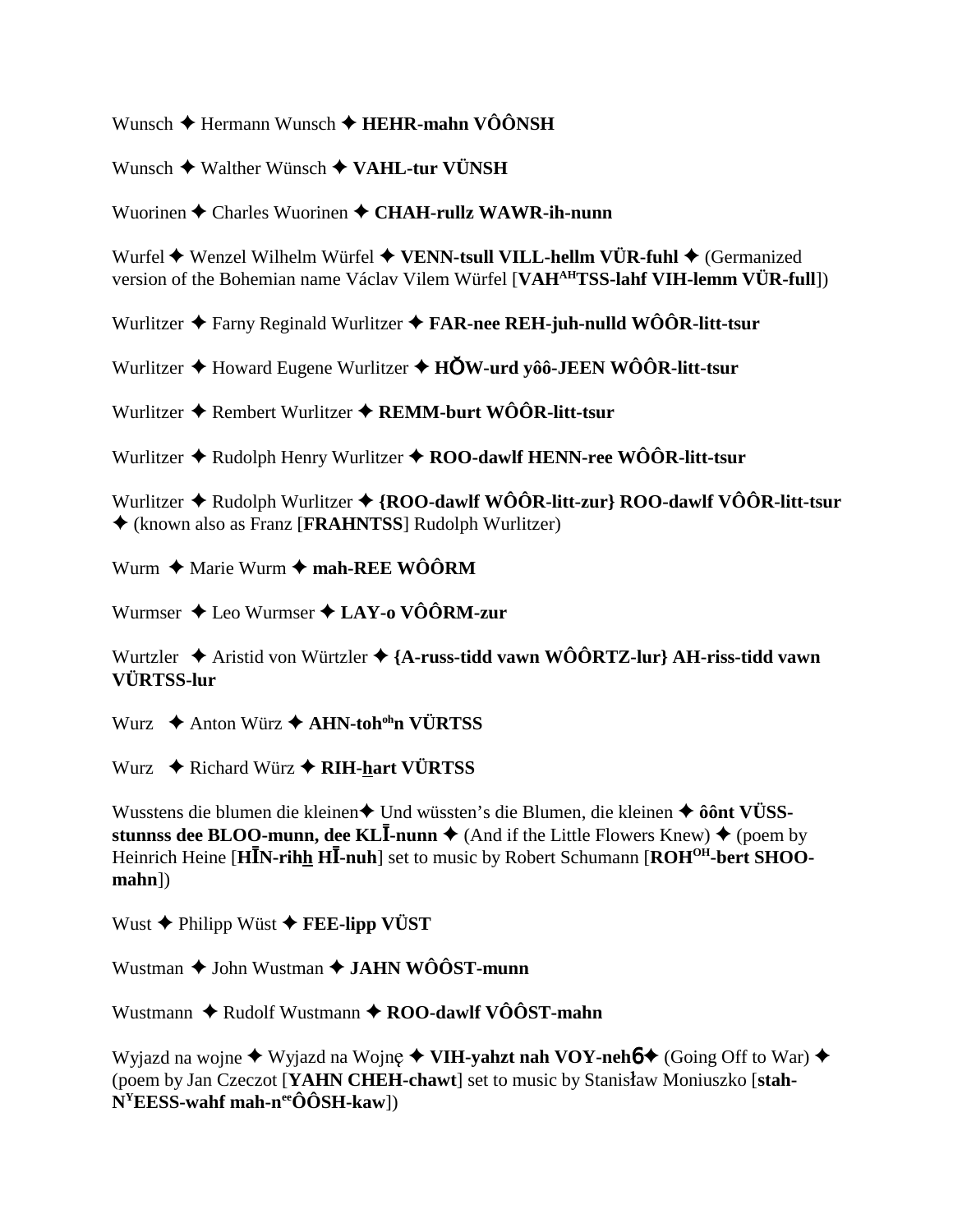Wunsch ✦ Hermann Wunsch ✦ **HEHR-mahn VÔÔNSH**

Wunsch ✦ Walther Wünsch ✦ **VAHL-tur VÜNSH**

Wuorinen ✦ Charles Wuorinen ✦ **CHAH-rullz WAWR-ih-nunn**

Wurfel ✦ Wenzel Wilhelm Würfel ✦ **VENN-tsull VILL-hellm VÜR-fuhl** ✦ (Germanized version of the Bohemian name Václav Vilem Würfel [**VAH^AH^TSS-lahf VIH-lemm VÜR-full**])

Wurlitzer ✦ Farny Reginald Wurlitzer ✦ **FAR-nee REH-juh-nulld WÔÔR-litt-tsur**

Wurlitzer ✦ Howard Eugene Wurlitzer ✦ **HŎW-urd yôô-JEEN WÔÔR-litt-tsur**

Wurlitzer ✦ Rembert Wurlitzer ✦ **REMM-burt WÔÔR-litt-tsur**

Wurlitzer ✦ Rudolph Henry Wurlitzer ✦ **ROO-dawlf HENN-ree WÔÔR-litt-tsur**

Wurlitzer ✦ Rudolph Wurlitzer ✦ **{ROO-dawlf WÔÔR-litt-zur} ROO-dawlf VÔÔR-litt-tsur** ✦ (known also as Franz [**FRAHNTSS**] Rudolph Wurlitzer)

Wurm ✦ Marie Wurm ✦ **mah-REE WÔÔRM**

Wurmser ✦ Leo Wurmser ✦ **LAY-o VÔÔRM-zur**

Wurtzler ✦ Aristid von Würtzler ✦ **{A-russ-tidd vawn WÔÔRTZ-lur} AH-riss-tidd vawn VÜRTSS-lur**

Wurz ✦ Anton Würz ✦ **AHN-toh^oh^n VÜRTSS**

Wurz ✦ Richard Würz ✦ **RIH-h̲art VÜRTSS**

Wusstens die blumen die kleinen✦ Und wüssten's die Blumen, die kleinen ✦ **ôônt VÜSS-stunnss dee BLOO-munn, dee KLĪ-nunn** ✦ (And if the Little Flowers Knew) ✦ (poem by Heinrich Heine [**HĪN-rihh̲ HĪ-nuh**] set to music by Robert Schumann [**ROH^OH^-bert SHOO-mahn**])

Wust ✦ Philipp Wüst ✦ **FEE-lipp VÜST**

Wustman ✦ John Wustman ✦ **JAHN WÔÔST-munn**

Wustmann ✦ Rudolf Wustmann ✦ **ROO-dawlf VÔÔST-mahn**

Wyjazd na wojne ✦ Wyjazd na Wojnę ✦ **VIH-yahzt nah VOY-nehɓ**✦ (Going Off to War) ✦ (poem by Jan Czeczot [**YAHN CHEH-chawt**] set to music by Stanisław Moniuszko [**stah-N^Y^EESS-wahf mah-n^ee^ÔÔSH-kaw**])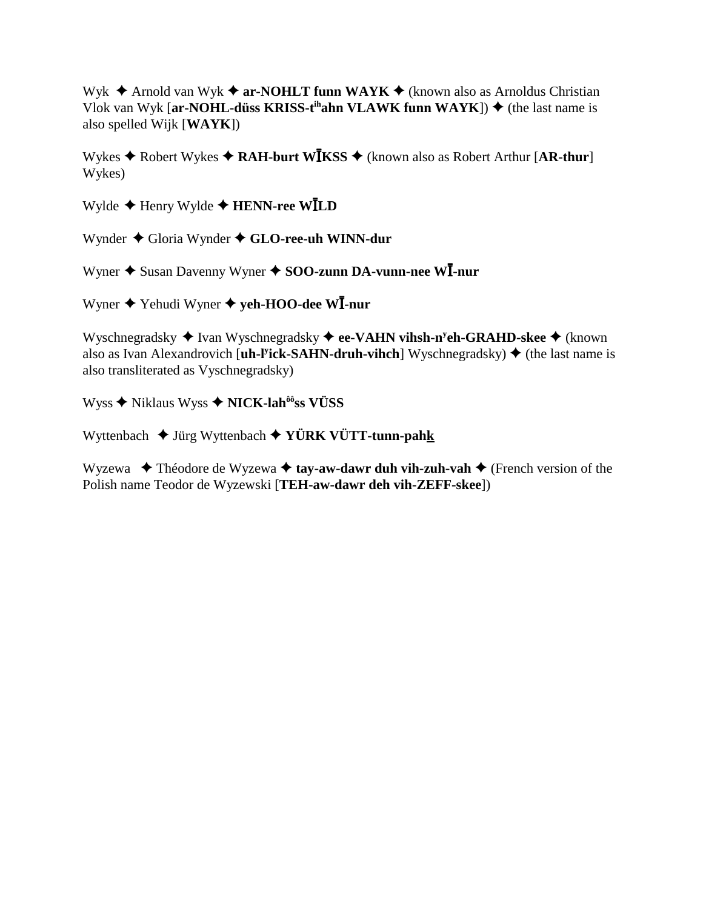Wyk ✦ Arnold van Wyk ✦ **ar-NOHLT funn WAYK** ✦ (known also as Arnoldus Christian Vlok van Wyk [**ar-NOHL-düss KRISS-t[ih]ahn VLAWK funn WAYK**]) ✦ (the last name is also spelled Wijk [**WAYK**])

Wykes ✦ Robert Wykes ✦ **RAH-burt WĪKSS** ✦ (known also as Robert Arthur [**AR-thur**] Wykes)

Wylde ✦ Henry Wylde ✦ **HENN-ree WĪLD**

Wynder ✦ Gloria Wynder ✦ **GLO-ree-uh WINN-dur**

Wyner ✦ Susan Davenny Wyner ✦ **SOO-zunn DA-vunn-nee WĪ-nur**

Wyner ✦ Yehudi Wyner ✦ **yeh-HOO-dee WĪ-nur**

Wyschnegradsky ✦ Ivan Wyschnegradsky ✦ **ee-VAHN vihsh-n[y]eh-GRAHD-skee** ✦ (known also as Ivan Alexandrovich [**uh-l[y]ick-SAHN-druh-vihch**] Wyschnegradsky) ✦ (the last name is also transliterated as Vyschnegradsky)

Wyss ✦ Niklaus Wyss ✦ **NICK-lah[ôô]ss VÜSS**

Wyttenbach ✦ Jürg Wyttenbach ✦ **YÜRK VÜTT-tunn-pahk**

Wyzewa ✦ Théodore de Wyzewa ✦ **tay-aw-dawr duh vih-zuh-vah** ✦ (French version of the Polish name Teodor de Wyzewski [**TEH-aw-dawr deh vih-ZEFF-skee**])